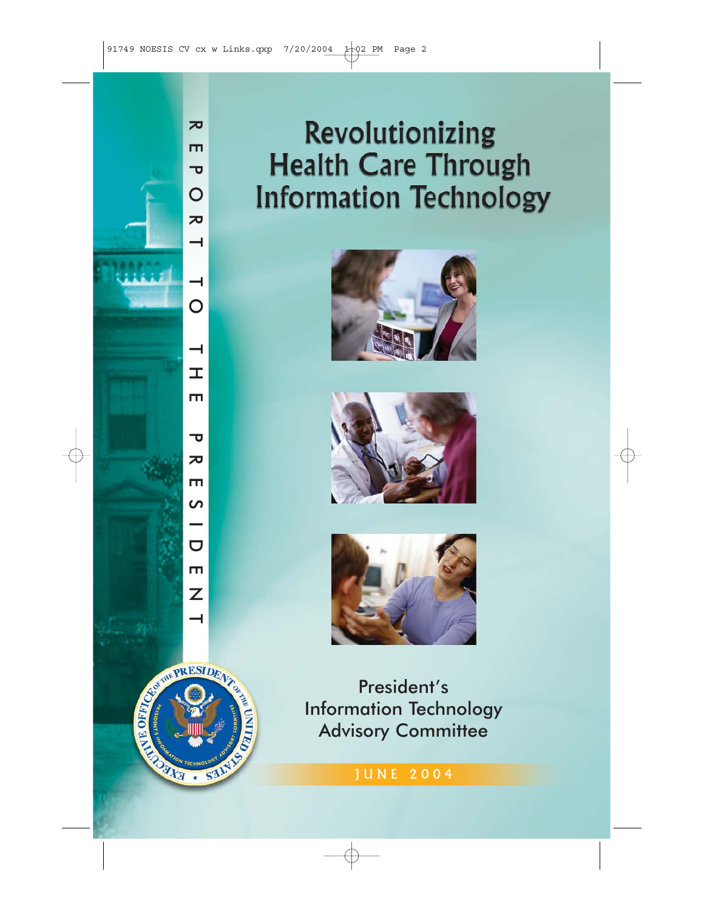# Revolutionizing Health Care Through Information Technology

REPORT TO THE PRESIDENT

President's Information Technology Advisory Committee

JUNE 2004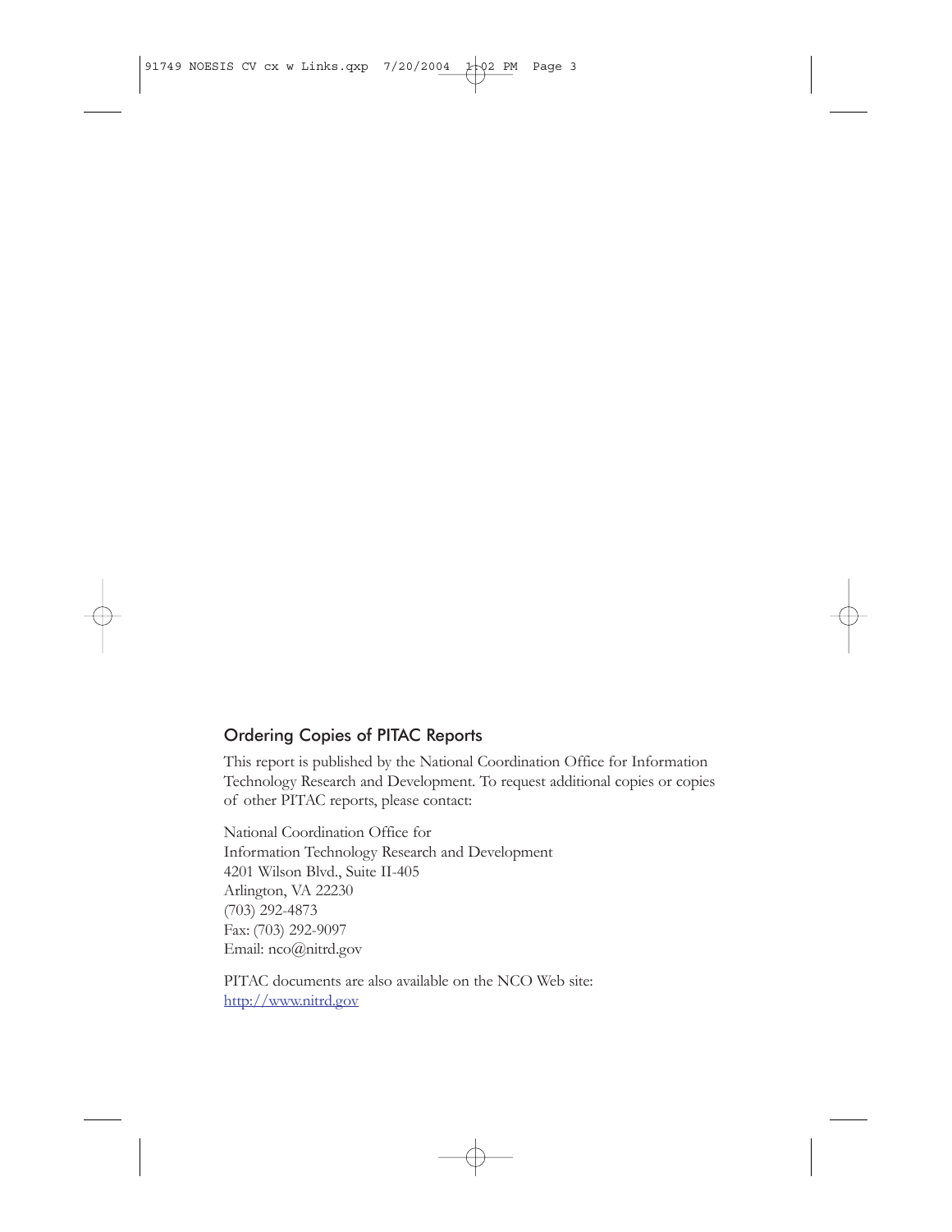## Ordering Copies of PITAC Reports

This report is published by the National Coordination Office for Information Technology Research and Development. To request additional copies or copies of other PITAC reports, please contact:

National Coordination Office for
Information Technology Research and Development
4201 Wilson Blvd., Suite II-405
Arlington, VA 22230
(703) 292-4873
Fax: (703) 292-9097
Email: nco@nitrd.gov

PITAC documents are also available on the NCO Web site:
http://www.nitrd.gov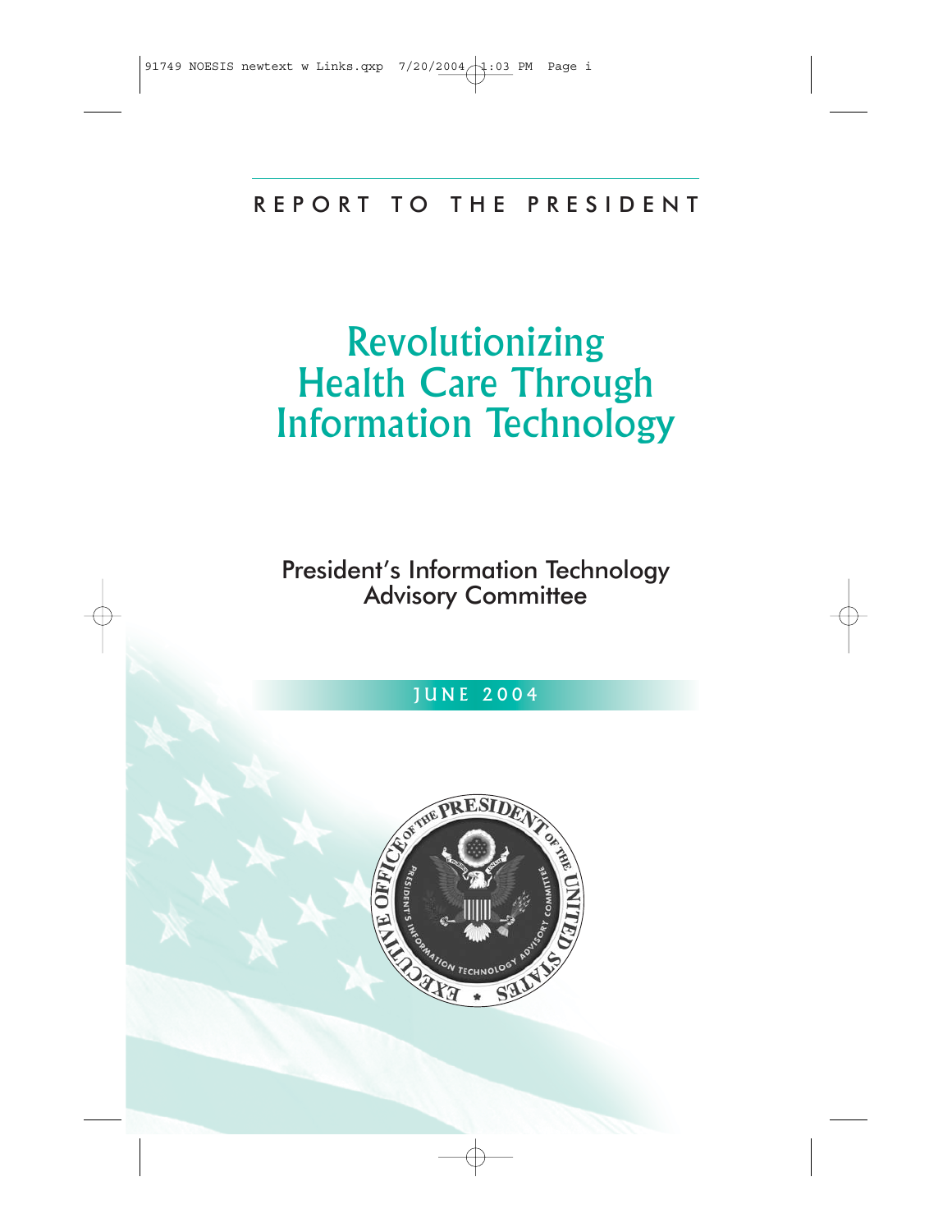REPORT TO THE PRESIDENT

# Revolutionizing Health Care Through Information Technology

## President's Information Technology Advisory Committee

JUNE 2004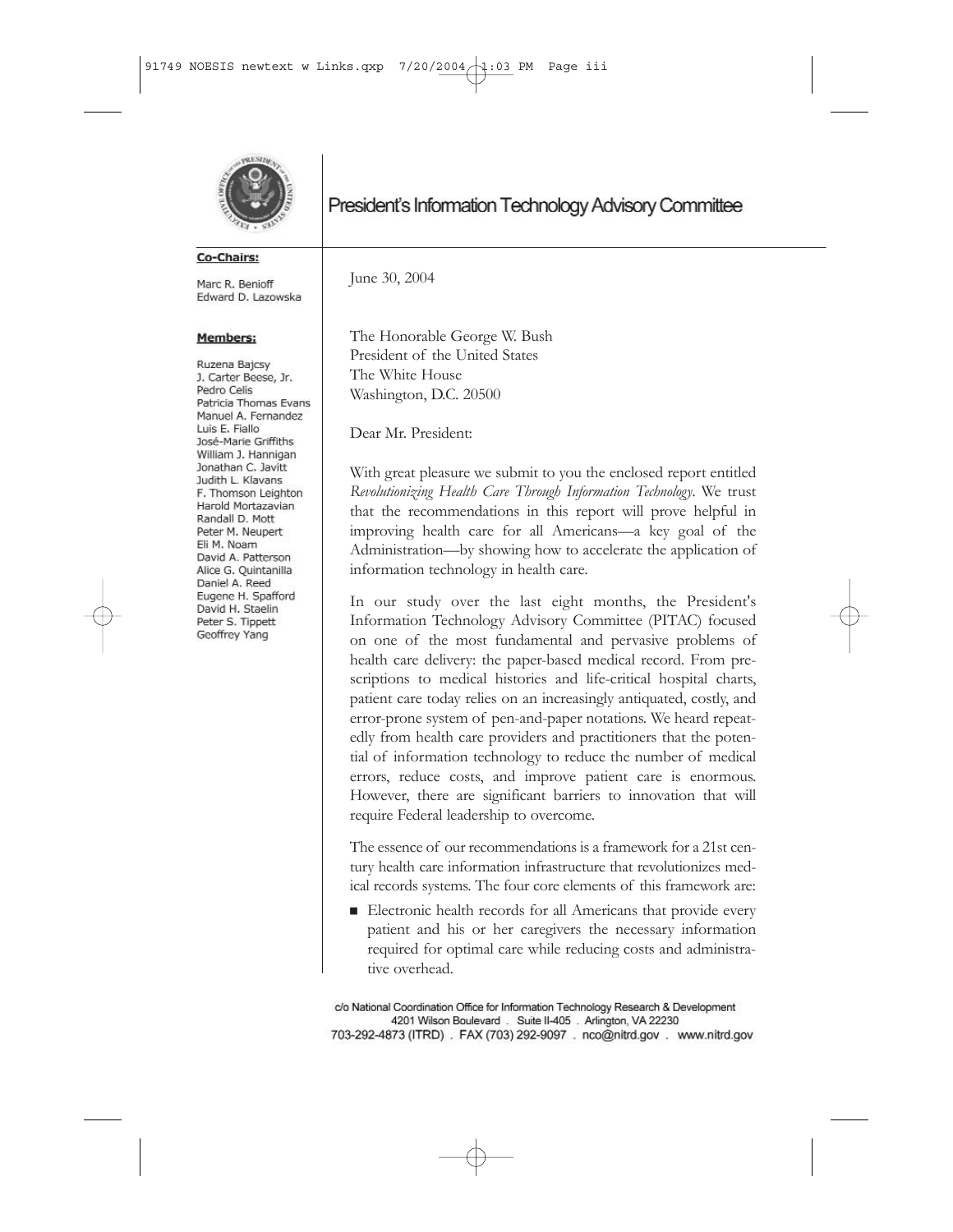# President's Information Technology Advisory Committee

**Co-Chairs:**

Marc R. Benioff
Edward D. Lazowska

**Members:**

Ruzena Bajcsy
J. Carter Beese, Jr.
Pedro Celis
Patricia Thomas Evans
Manuel A. Fernandez
Luis E. Fiallo
José-Marie Griffiths
William J. Hannigan
Jonathan C. Javitt
Judith L. Klavans
F. Thomson Leighton
Harold Mortazavian
Randall D. Mott
Peter M. Neupert
Eli M. Noam
David A. Patterson
Alice G. Quintanilla
Daniel A. Reed
Eugene H. Spafford
David H. Staelin
Peter S. Tippett
Geoffrey Yang

June 30, 2004

The Honorable George W. Bush
President of the United States
The White House
Washington, D.C. 20500

Dear Mr. President:

With great pleasure we submit to you the enclosed report entitled *Revolutionizing Health Care Through Information Technology*. We trust that the recommendations in this report will prove helpful in improving health care for all Americans—a key goal of the Administration—by showing how to accelerate the application of information technology in health care.

In our study over the last eight months, the President's Information Technology Advisory Committee (PITAC) focused on one of the most fundamental and pervasive problems of health care delivery: the paper-based medical record. From prescriptions to medical histories and life-critical hospital charts, patient care today relies on an increasingly antiquated, costly, and error-prone system of pen-and-paper notations. We heard repeatedly from health care providers and practitioners that the potential of information technology to reduce the number of medical errors, reduce costs, and improve patient care is enormous. However, there are significant barriers to innovation that will require Federal leadership to overcome.

The essence of our recommendations is a framework for a 21st century health care information infrastructure that revolutionizes medical records systems. The four core elements of this framework are:

- Electronic health records for all Americans that provide every patient and his or her caregivers the necessary information required for optimal care while reducing costs and administrative overhead.

c/o National Coordination Office for Information Technology Research & Development
4201 Wilson Boulevard . Suite II-405 . Arlington, VA 22230
703-292-4873 (ITRD) . FAX (703) 292-9097 . nco@nitrd.gov . www.nitrd.gov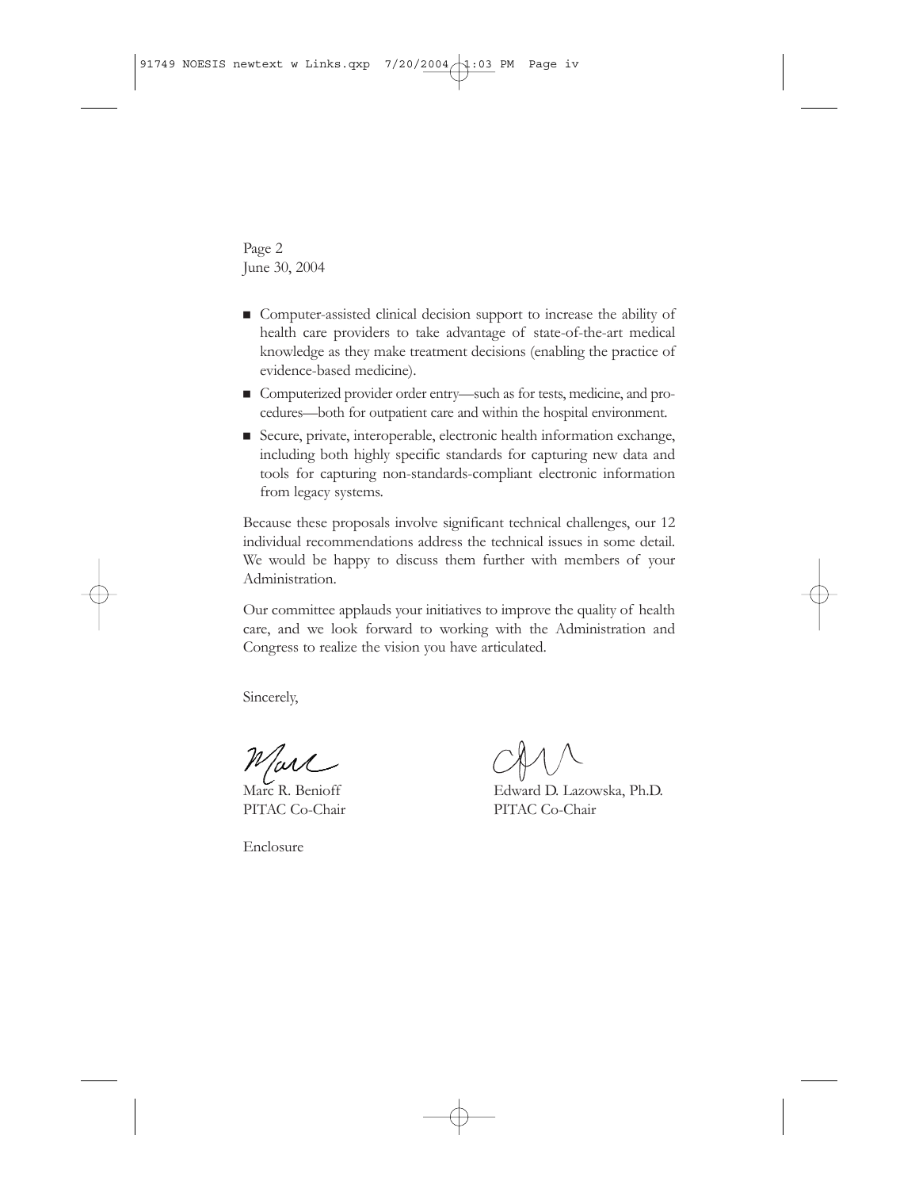Page 2
June 30, 2004

- Computer-assisted clinical decision support to increase the ability of health care providers to take advantage of state-of-the-art medical knowledge as they make treatment decisions (enabling the practice of evidence-based medicine).
- Computerized provider order entry—such as for tests, medicine, and procedures—both for outpatient care and within the hospital environment.
- Secure, private, interoperable, electronic health information exchange, including both highly specific standards for capturing new data and tools for capturing non-standards-compliant electronic information from legacy systems.

Because these proposals involve significant technical challenges, our 12 individual recommendations address the technical issues in some detail. We would be happy to discuss them further with members of your Administration.

Our committee applauds your initiatives to improve the quality of health care, and we look forward to working with the Administration and Congress to realize the vision you have articulated.

Sincerely,

Marc R. Benioff
PITAC Co-Chair

Edward D. Lazowska, Ph.D.
PITAC Co-Chair

Enclosure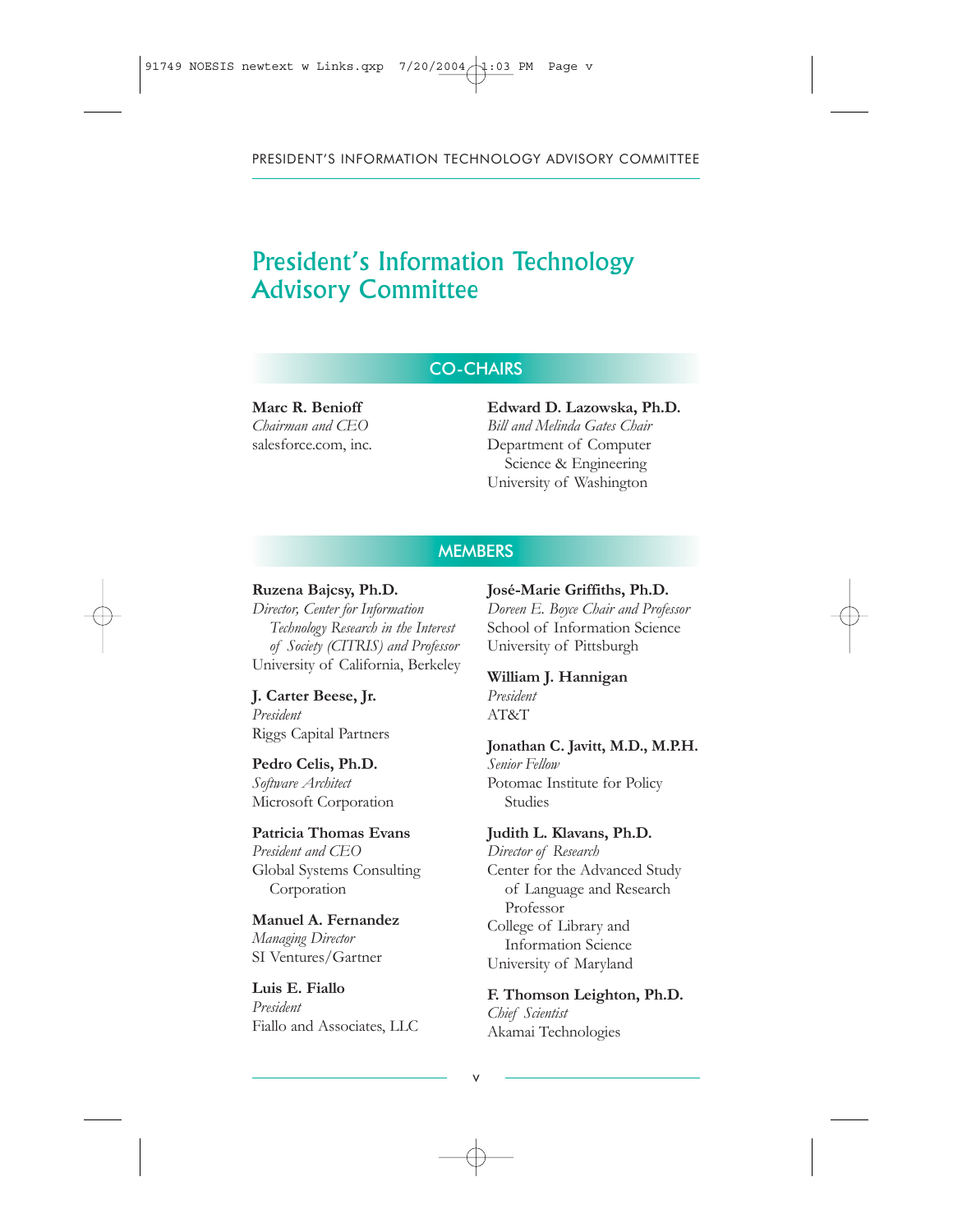# President's Information Technology Advisory Committee

## CO-CHAIRS

**Marc R. Benioff**
*Chairman and CEO*
salesforce.com, inc.

**Edward D. Lazowska, Ph.D.**
*Bill and Melinda Gates Chair*
Department of Computer Science & Engineering
University of Washington

## MEMBERS

**Ruzena Bajcsy, Ph.D.**
*Director, Center for Information Technology Research in the Interest of Society (CITRIS) and Professor*
University of California, Berkeley

**J. Carter Beese, Jr.**
*President*
Riggs Capital Partners

**Pedro Celis, Ph.D.**
*Software Architect*
Microsoft Corporation

**Patricia Thomas Evans**
*President and CEO*
Global Systems Consulting Corporation

**Manuel A. Fernandez**
*Managing Director*
SI Ventures/Gartner

**Luis E. Fiallo**
*President*
Fiallo and Associates, LLC

**José-Marie Griffiths, Ph.D.**
*Doreen E. Boyce Chair and Professor*
School of Information Science
University of Pittsburgh

**William J. Hannigan**
*President*
AT&T

**Jonathan C. Javitt, M.D., M.P.H.**
*Senior Fellow*
Potomac Institute for Policy Studies

**Judith L. Klavans, Ph.D.**
*Director of Research*
Center for the Advanced Study of Language and Research Professor
College of Library and Information Science
University of Maryland

**F. Thomson Leighton, Ph.D.**
*Chief Scientist*
Akamai Technologies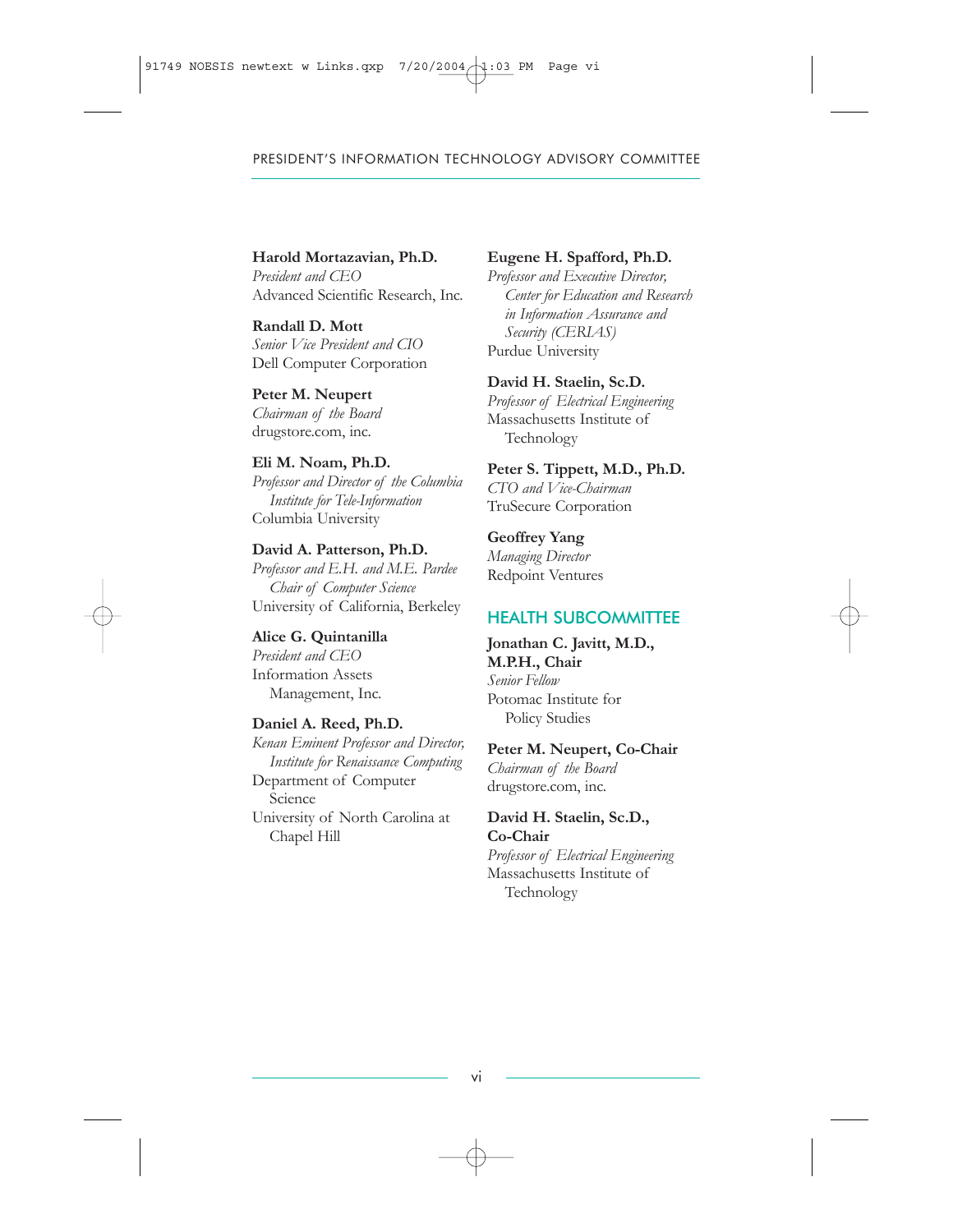**Harold Mortazavian, Ph.D.**
*President and CEO*
Advanced Scientific Research, Inc.

**Randall D. Mott**
*Senior Vice President and CIO*
Dell Computer Corporation

**Peter M. Neupert**
*Chairman of the Board*
drugstore.com, inc.

**Eli M. Noam, Ph.D.**
*Professor and Director of the Columbia Institute for Tele-Information*
Columbia University

**David A. Patterson, Ph.D.**
*Professor and E.H. and M.E. Pardee Chair of Computer Science*
University of California, Berkeley

**Alice G. Quintanilla**
*President and CEO*
Information Assets Management, Inc.

**Daniel A. Reed, Ph.D.**
*Kenan Eminent Professor and Director, Institute for Renaissance Computing*
Department of Computer Science
University of North Carolina at Chapel Hill

**Eugene H. Spafford, Ph.D.**
*Professor and Executive Director, Center for Education and Research in Information Assurance and Security (CERIAS)*
Purdue University

**David H. Staelin, Sc.D.**
*Professor of Electrical Engineering*
Massachusetts Institute of Technology

**Peter S. Tippett, M.D., Ph.D.**
*CTO and Vice-Chairman*
TruSecure Corporation

**Geoffrey Yang**
*Managing Director*
Redpoint Ventures

## HEALTH SUBCOMMITTEE

**Jonathan C. Javitt, M.D., M.P.H., Chair**
*Senior Fellow*
Potomac Institute for Policy Studies

**Peter M. Neupert, Co-Chair**
*Chairman of the Board*
drugstore.com, inc.

**David H. Staelin, Sc.D., Co-Chair**
*Professor of Electrical Engineering*
Massachusetts Institute of Technology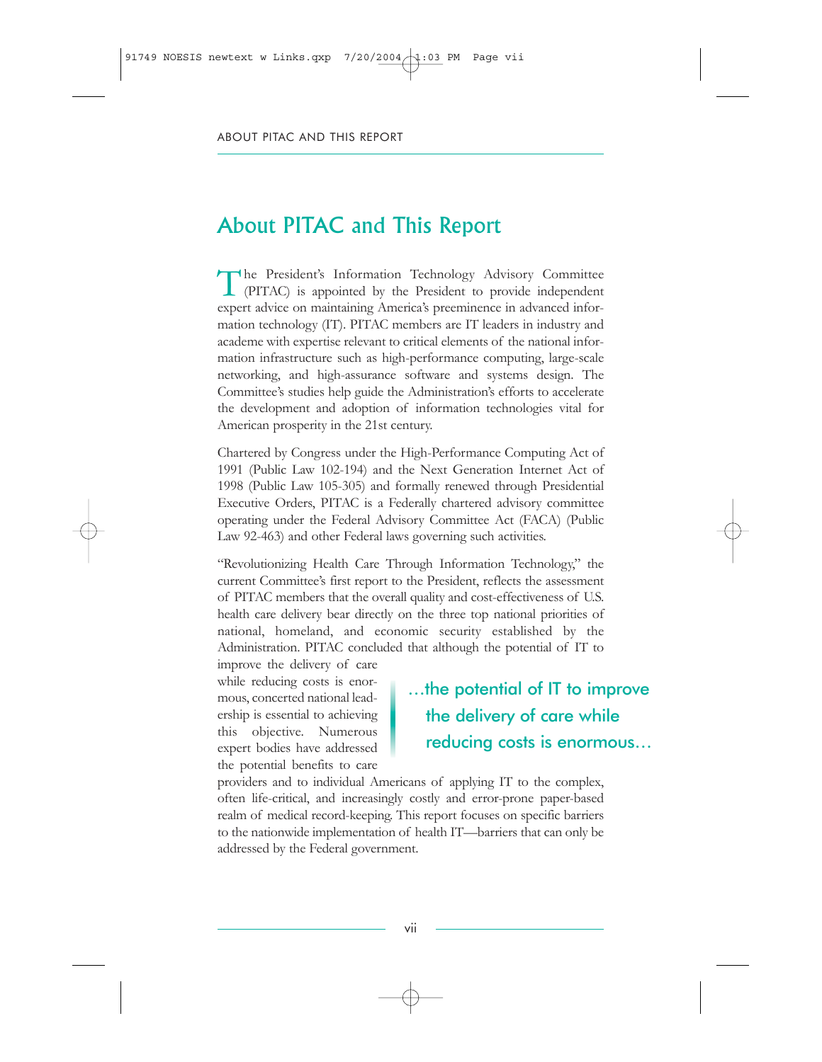# About PITAC and This Report

The President's Information Technology Advisory Committee (PITAC) is appointed by the President to provide independent expert advice on maintaining America's preeminence in advanced information technology (IT). PITAC members are IT leaders in industry and academe with expertise relevant to critical elements of the national information infrastructure such as high-performance computing, large-scale networking, and high-assurance software and systems design. The Committee's studies help guide the Administration's efforts to accelerate the development and adoption of information technologies vital for American prosperity in the 21st century.

Chartered by Congress under the High-Performance Computing Act of 1991 (Public Law 102-194) and the Next Generation Internet Act of 1998 (Public Law 105-305) and formally renewed through Presidential Executive Orders, PITAC is a Federally chartered advisory committee operating under the Federal Advisory Committee Act (FACA) (Public Law 92-463) and other Federal laws governing such activities.

"Revolutionizing Health Care Through Information Technology," the current Committee's first report to the President, reflects the assessment of PITAC members that the overall quality and cost-effectiveness of U.S. health care delivery bear directly on the three top national priorities of national, homeland, and economic security established by the Administration. PITAC concluded that although the potential of IT to improve the delivery of care while reducing costs is enormous, concerted national leadership is essential to achieving this objective. Numerous expert bodies have addressed the potential benefits to care providers and to individual Americans of applying IT to the complex, often life-critical, and increasingly costly and error-prone paper-based realm of medical record-keeping. This report focuses on specific barriers to the nationwide implementation of health IT—barriers that can only be addressed by the Federal government.

> ...the potential of IT to improve the delivery of care while reducing costs is enormous...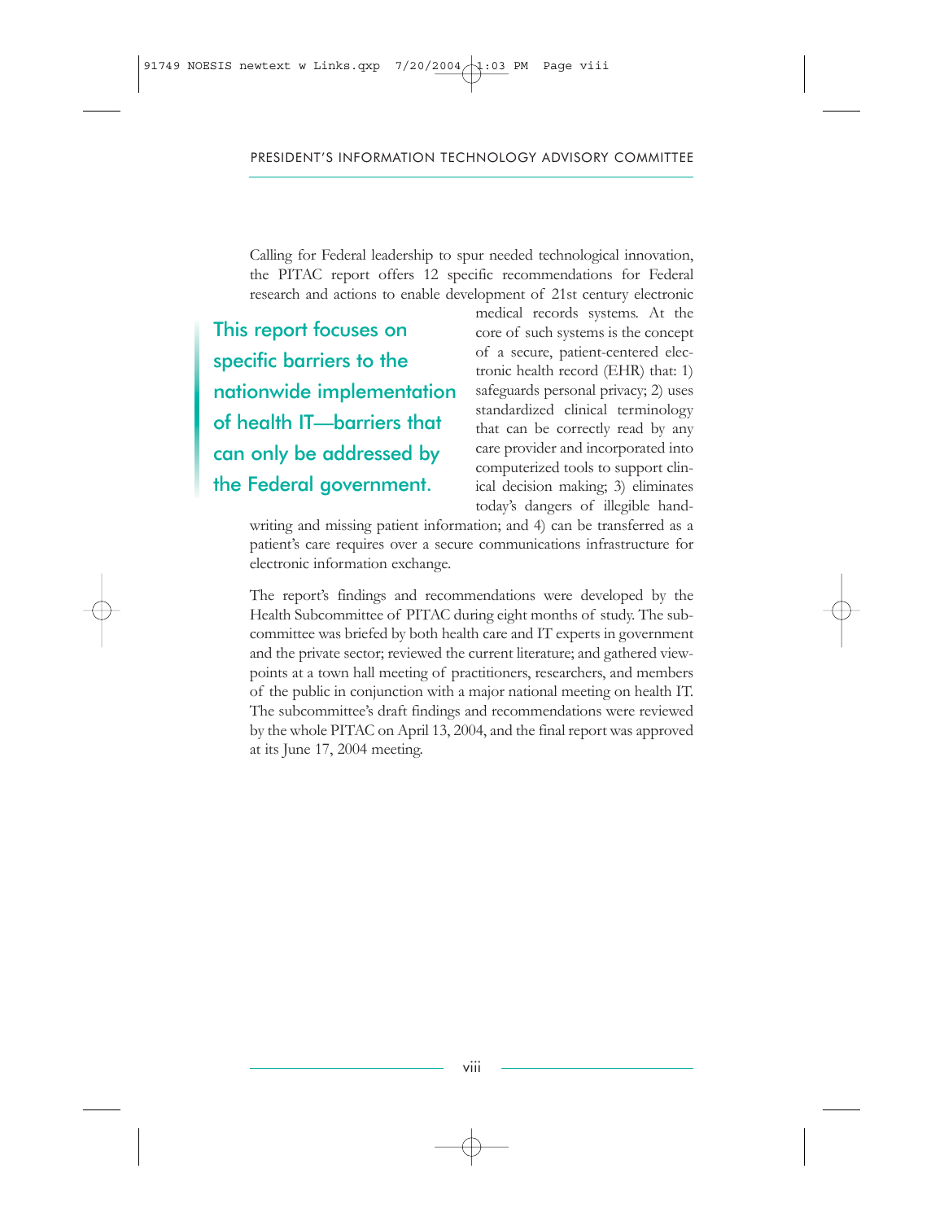Calling for Federal leadership to spur needed technological innovation, the PITAC report offers 12 specific recommendations for Federal research and actions to enable development of 21st century electronic medical records systems. At the core of such systems is the concept of a secure, patient-centered electronic health record (EHR) that: 1) safeguards personal privacy; 2) uses standardized clinical terminology that can be correctly read by any care provider and incorporated into computerized tools to support clinical decision making; 3) eliminates today's dangers of illegible handwriting and missing patient information; and 4) can be transferred as a patient's care requires over a secure communications infrastructure for electronic information exchange.

> **This report focuses on specific barriers to the nationwide implementation of health IT—barriers that can only be addressed by the Federal government.**

The report's findings and recommendations were developed by the Health Subcommittee of PITAC during eight months of study. The subcommittee was briefed by both health care and IT experts in government and the private sector; reviewed the current literature; and gathered viewpoints at a town hall meeting of practitioners, researchers, and members of the public in conjunction with a major national meeting on health IT. The subcommittee's draft findings and recommendations were reviewed by the whole PITAC on April 13, 2004, and the final report was approved at its June 17, 2004 meeting.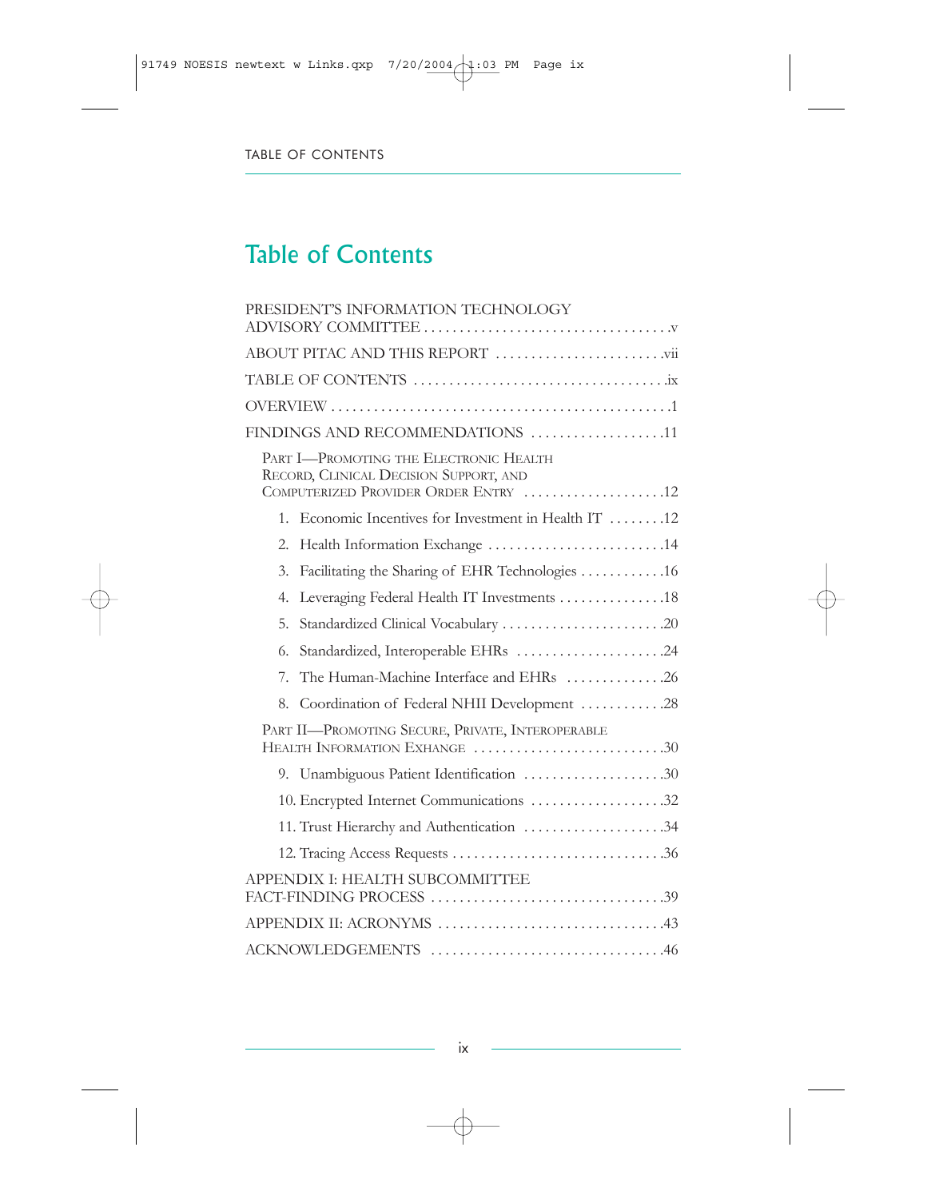# Table of Contents

PRESIDENT'S INFORMATION TECHNOLOGY ADVISORY COMMITTEE . . . . . . . . . . . . . . . . . . . . . . . . . . . . . . . . . . v

ABOUT PITAC AND THIS REPORT . . . . . . . . . . . . . . . . . . . . . . . . vii

TABLE OF CONTENTS . . . . . . . . . . . . . . . . . . . . . . . . . . . . . . . . . . . ix

OVERVIEW . . . . . . . . . . . . . . . . . . . . . . . . . . . . . . . . . . . . . . . . . . . . . . . 1

FINDINGS AND RECOMMENDATIONS . . . . . . . . . . . . . . . . . . . 11

- PART I—PROMOTING THE ELECTRONIC HEALTH RECORD, CLINICAL DECISION SUPPORT, AND COMPUTERIZED PROVIDER ORDER ENTRY . . . . . . . . . . . . . . . . . . . . 12
  1. Economic Incentives for Investment in Health IT . . . . . . . . 12
  2. Health Information Exchange . . . . . . . . . . . . . . . . . . . . . . . . . 14
  3. Facilitating the Sharing of EHR Technologies . . . . . . . . . . . 16
  4. Leveraging Federal Health IT Investments . . . . . . . . . . . . . . . 18
  5. Standardized Clinical Vocabulary . . . . . . . . . . . . . . . . . . . . . . . 20
  6. Standardized, Interoperable EHRs . . . . . . . . . . . . . . . . . . . . . 24
  7. The Human-Machine Interface and EHRs . . . . . . . . . . . . . . 26
  8. Coordination of Federal NHII Development . . . . . . . . . . . 28
- PART II—PROMOTING SECURE, PRIVATE, INTEROPERABLE HEALTH INFORMATION EXHANGE . . . . . . . . . . . . . . . . . . . . . . . . . . . 30
  9. Unambiguous Patient Identification . . . . . . . . . . . . . . . . . . . . 30
  10. Encrypted Internet Communications . . . . . . . . . . . . . . . . . . . 32
  11. Trust Hierarchy and Authentication . . . . . . . . . . . . . . . . . . . . 34
  12. Tracing Access Requests . . . . . . . . . . . . . . . . . . . . . . . . . . . . . . 36

APPENDIX I: HEALTH SUBCOMMITTEE FACT-FINDING PROCESS . . . . . . . . . . . . . . . . . . . . . . . . . . . . . . . . . 39

APPENDIX II: ACRONYMS . . . . . . . . . . . . . . . . . . . . . . . . . . . . . . . 43

ACKNOWLEDGEMENTS . . . . . . . . . . . . . . . . . . . . . . . . . . . . . . . . 46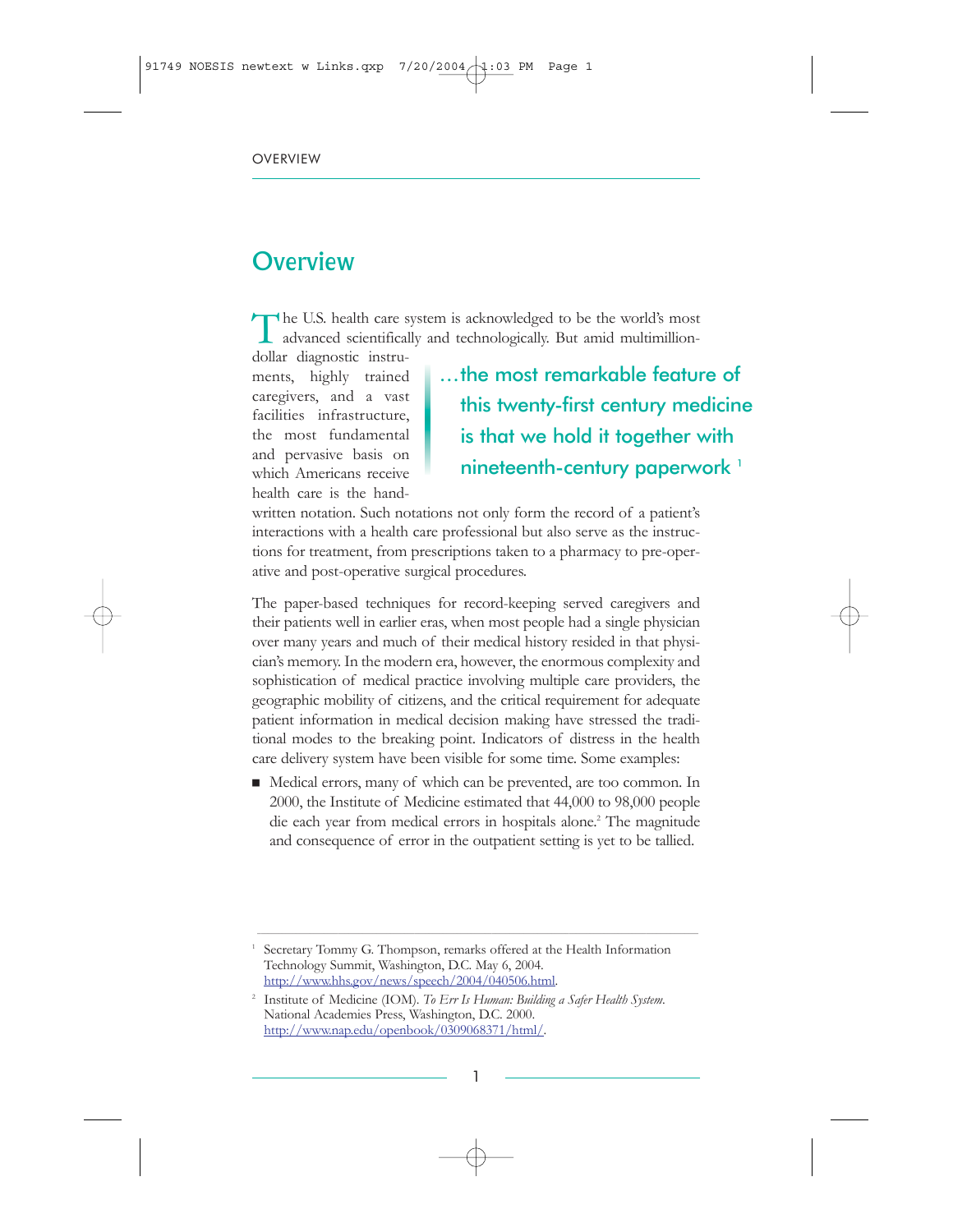# Overview

The U.S. health care system is acknowledged to be the world's most advanced scientifically and technologically. But amid multimillion-dollar diagnostic instruments, highly trained caregivers, and a vast facilities infrastructure, the most fundamental and pervasive basis on which Americans receive health care is the handwritten notation. Such notations not only form the record of a patient's interactions with a health care professional but also serve as the instructions for treatment, from prescriptions taken to a pharmacy to pre-operative and post-operative surgical procedures.

> …the most remarkable feature of this twenty-first century medicine is that we hold it together with nineteenth-century paperwork [1]

The paper-based techniques for record-keeping served caregivers and their patients well in earlier eras, when most people had a single physician over many years and much of their medical history resided in that physician's memory. In the modern era, however, the enormous complexity and sophistication of medical practice involving multiple care providers, the geographic mobility of citizens, and the critical requirement for adequate patient information in medical decision making have stressed the traditional modes to the breaking point. Indicators of distress in the health care delivery system have been visible for some time. Some examples:

- Medical errors, many of which can be prevented, are too common. In 2000, the Institute of Medicine estimated that 44,000 to 98,000 people die each year from medical errors in hospitals alone.[2] The magnitude and consequence of error in the outpatient setting is yet to be tallied.

---

[1] Secretary Tommy G. Thompson, remarks offered at the Health Information Technology Summit, Washington, D.C. May 6, 2004. http://www.hhs.gov/news/speech/2004/040506.html.

[2] Institute of Medicine (IOM). *To Err Is Human: Building a Safer Health System.* National Academies Press, Washington, D.C. 2000. http://www.nap.edu/openbook/0309068371/html/.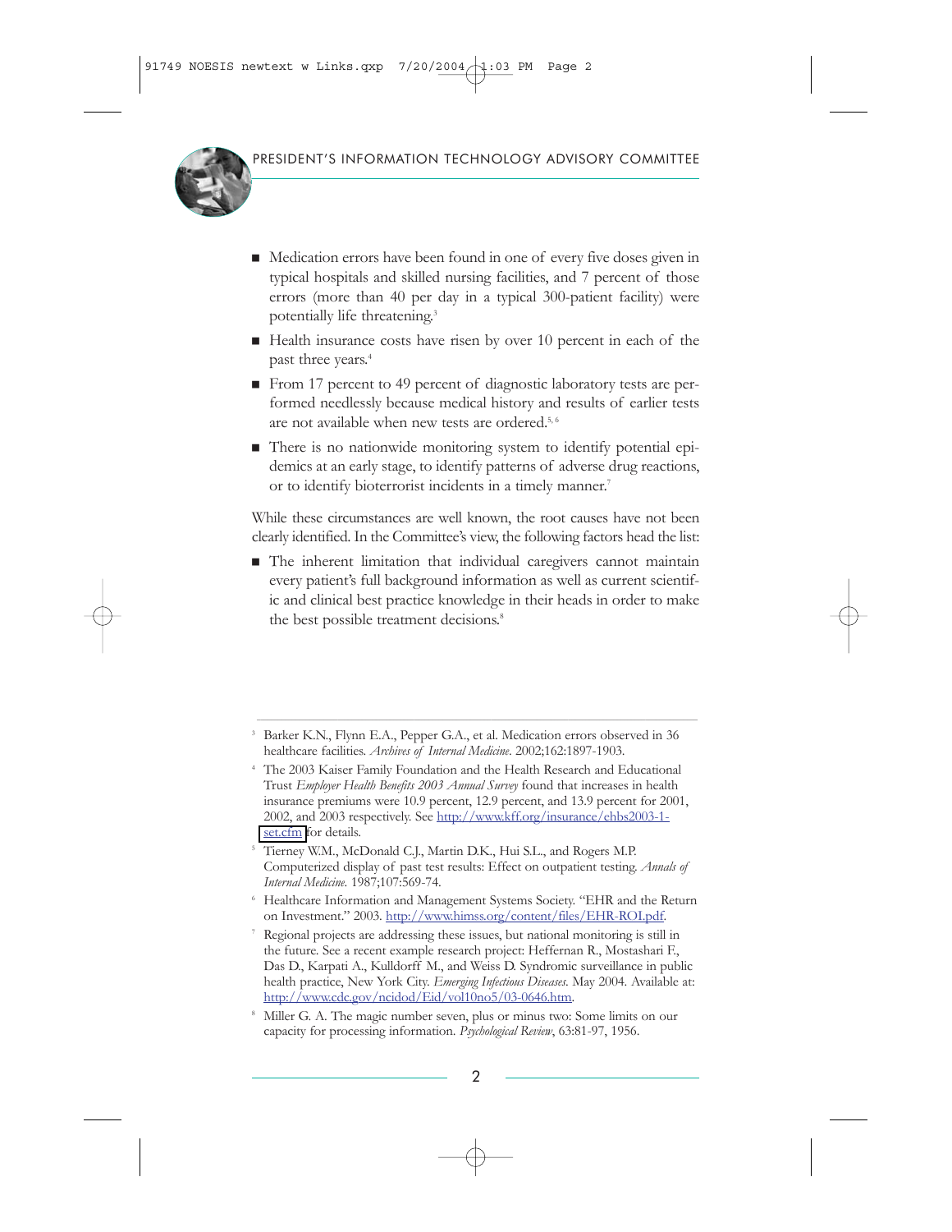- Medication errors have been found in one of every five doses given in typical hospitals and skilled nursing facilities, and 7 percent of those errors (more than 40 per day in a typical 300-patient facility) were potentially life threatening.[3]
- Health insurance costs have risen by over 10 percent in each of the past three years.[4]
- From 17 percent to 49 percent of diagnostic laboratory tests are performed needlessly because medical history and results of earlier tests are not available when new tests are ordered.[5, 6]
- There is no nationwide monitoring system to identify potential epidemics at an early stage, to identify patterns of adverse drug reactions, or to identify bioterrorist incidents in a timely manner.[7]

While these circumstances are well known, the root causes have not been clearly identified. In the Committee's view, the following factors head the list:

- The inherent limitation that individual caregivers cannot maintain every patient's full background information as well as current scientific and clinical best practice knowledge in their heads in order to make the best possible treatment decisions.[8]

---

[3] Barker K.N., Flynn E.A., Pepper G.A., et al. Medication errors observed in 36 healthcare facilities. *Archives of Internal Medicine*. 2002;162:1897-1903.

[4] The 2003 Kaiser Family Foundation and the Health Research and Educational Trust *Employer Health Benefits 2003 Annual Survey* found that increases in health insurance premiums were 10.9 percent, 12.9 percent, and 13.9 percent for 2001, 2002, and 2003 respectively. See http://www.kff.org/insurance/ehbs2003-1-set.cfm for details.

[5] Tierney W.M., McDonald C.J., Martin D.K., Hui S.L., and Rogers M.P. Computerized display of past test results: Effect on outpatient testing. *Annals of Internal Medicine*. 1987;107:569-74.

[6] Healthcare Information and Management Systems Society. "EHR and the Return on Investment." 2003. http://www.himss.org/content/files/EHR-ROI.pdf.

[7] Regional projects are addressing these issues, but national monitoring is still in the future. See a recent example research project: Heffernan R., Mostashari F., Das D., Karpati A., Kulldorff M., and Weiss D. Syndromic surveillance in public health practice, New York City. *Emerging Infectious Diseases*. May 2004. Available at: http://www.cdc.gov/ncidod/Eid/vol10no5/03-0646.htm.

[8] Miller G. A. The magic number seven, plus or minus two: Some limits on our capacity for processing information. *Psychological Review*, 63:81-97, 1956.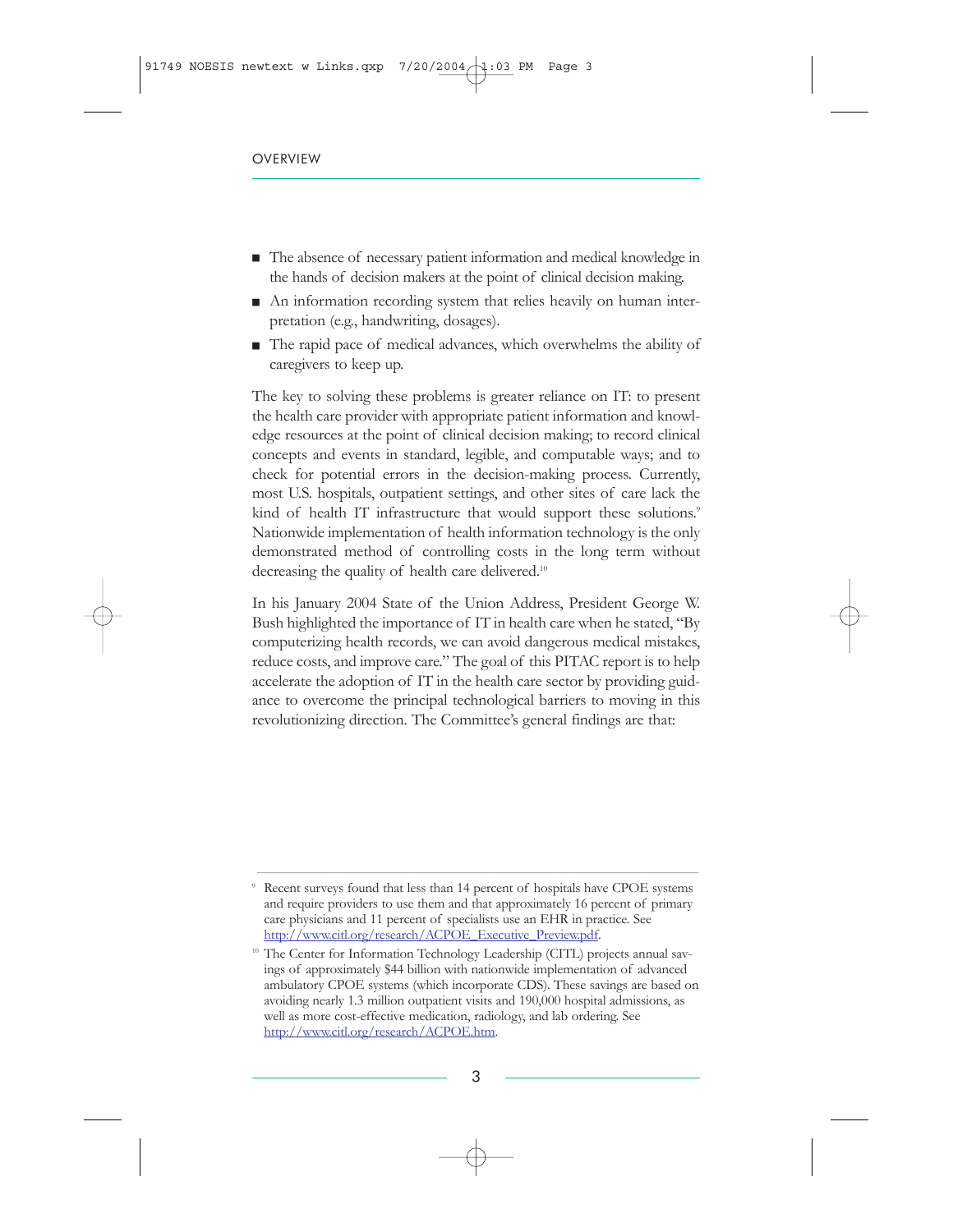- The absence of necessary patient information and medical knowledge in the hands of decision makers at the point of clinical decision making.
- An information recording system that relies heavily on human interpretation (e.g., handwriting, dosages).
- The rapid pace of medical advances, which overwhelms the ability of caregivers to keep up.

The key to solving these problems is greater reliance on IT: to present the health care provider with appropriate patient information and knowledge resources at the point of clinical decision making; to record clinical concepts and events in standard, legible, and computable ways; and to check for potential errors in the decision-making process. Currently, most U.S. hospitals, outpatient settings, and other sites of care lack the kind of health IT infrastructure that would support these solutions.[9] Nationwide implementation of health information technology is the only demonstrated method of controlling costs in the long term without decreasing the quality of health care delivered.[10]

In his January 2004 State of the Union Address, President George W. Bush highlighted the importance of IT in health care when he stated, "By computerizing health records, we can avoid dangerous medical mistakes, reduce costs, and improve care." The goal of this PITAC report is to help accelerate the adoption of IT in the health care sector by providing guidance to overcome the principal technological barriers to moving in this revolutionizing direction. The Committee's general findings are that:

---

[9] Recent surveys found that less than 14 percent of hospitals have CPOE systems and require providers to use them and that approximately 16 percent of primary care physicians and 11 percent of specialists use an EHR in practice. See http://www.citl.org/research/ACPOE_Executive_Preview.pdf.

[10] The Center for Information Technology Leadership (CITL) projects annual savings of approximately $44 billion with nationwide implementation of advanced ambulatory CPOE systems (which incorporate CDS). These savings are based on avoiding nearly 1.3 million outpatient visits and 190,000 hospital admissions, as well as more cost-effective medication, radiology, and lab ordering. See http://www.citl.org/research/ACPOE.htm.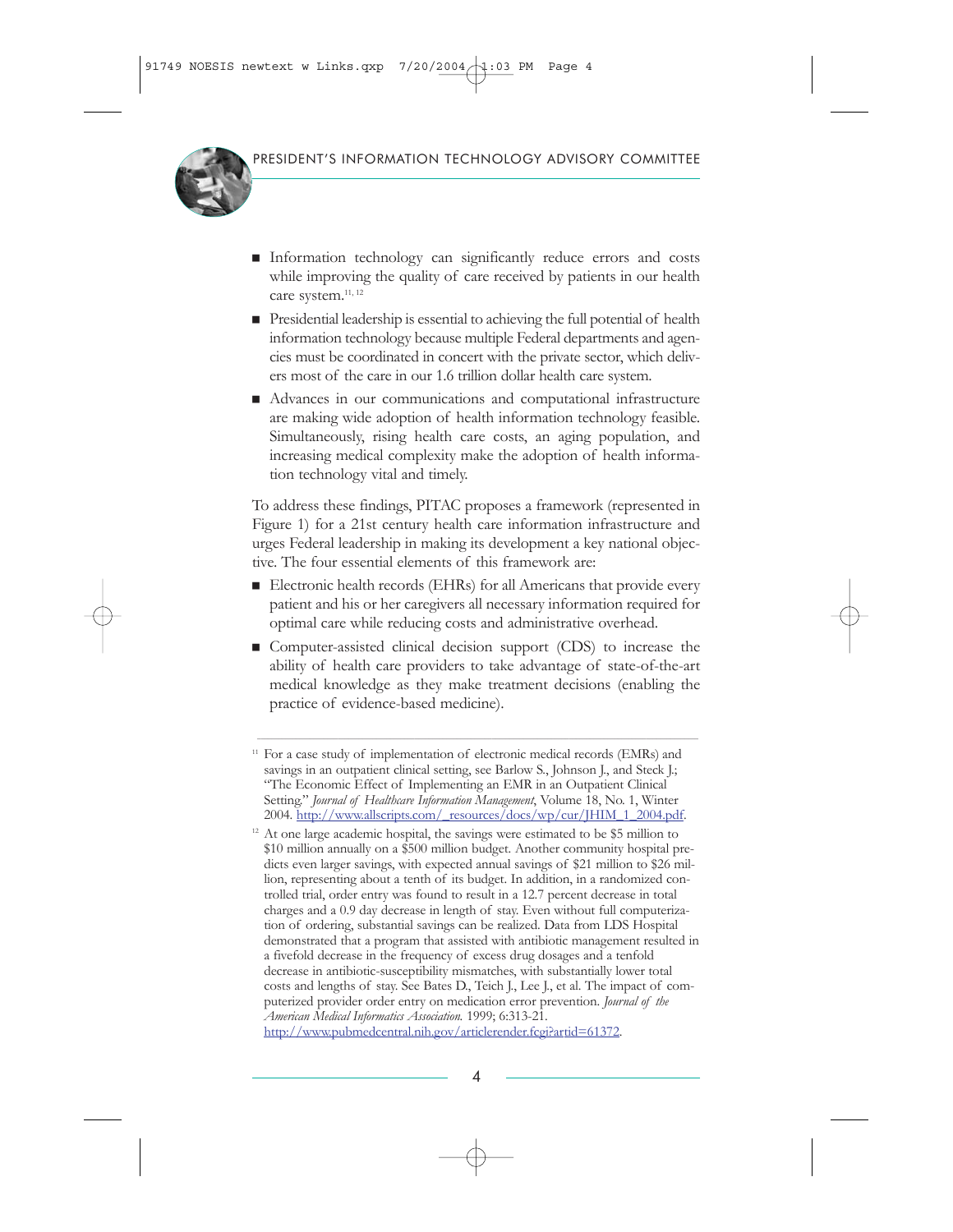- Information technology can significantly reduce errors and costs while improving the quality of care received by patients in our health care system.[11, 12]
- Presidential leadership is essential to achieving the full potential of health information technology because multiple Federal departments and agencies must be coordinated in concert with the private sector, which delivers most of the care in our 1.6 trillion dollar health care system.
- Advances in our communications and computational infrastructure are making wide adoption of health information technology feasible. Simultaneously, rising health care costs, an aging population, and increasing medical complexity make the adoption of health information technology vital and timely.

To address these findings, PITAC proposes a framework (represented in Figure 1) for a 21st century health care information infrastructure and urges Federal leadership in making its development a key national objective. The four essential elements of this framework are:

- Electronic health records (EHRs) for all Americans that provide every patient and his or her caregivers all necessary information required for optimal care while reducing costs and administrative overhead.
- Computer-assisted clinical decision support (CDS) to increase the ability of health care providers to take advantage of state-of-the-art medical knowledge as they make treatment decisions (enabling the practice of evidence-based medicine).

---

[11] For a case study of implementation of electronic medical records (EMRs) and savings in an outpatient clinical setting, see Barlow S., Johnson J., and Steck J.; "The Economic Effect of Implementing an EMR in an Outpatient Clinical Setting." *Journal of Healthcare Information Management*, Volume 18, No. 1, Winter 2004. http://www.allscripts.com/_resources/docs/wp/cur/JHIM_1_2004.pdf.

[12] At one large academic hospital, the savings were estimated to be $5 million to $10 million annually on a $500 million budget. Another community hospital predicts even larger savings, with expected annual savings of $21 million to $26 million, representing about a tenth of its budget. In addition, in a randomized controlled trial, order entry was found to result in a 12.7 percent decrease in total charges and a 0.9 day decrease in length of stay. Even without full computerization of ordering, substantial savings can be realized. Data from LDS Hospital demonstrated that a program that assisted with antibiotic management resulted in a fivefold decrease in the frequency of excess drug dosages and a tenfold decrease in antibiotic-susceptibility mismatches, with substantially lower total costs and lengths of stay. See Bates D., Teich J., Lee J., et al. The impact of computerized provider order entry on medication error prevention. *Journal of the American Medical Informatics Association.* 1999; 6:313-21. http://www.pubmedcentral.nih.gov/articlerender.fcgi?artid=61372.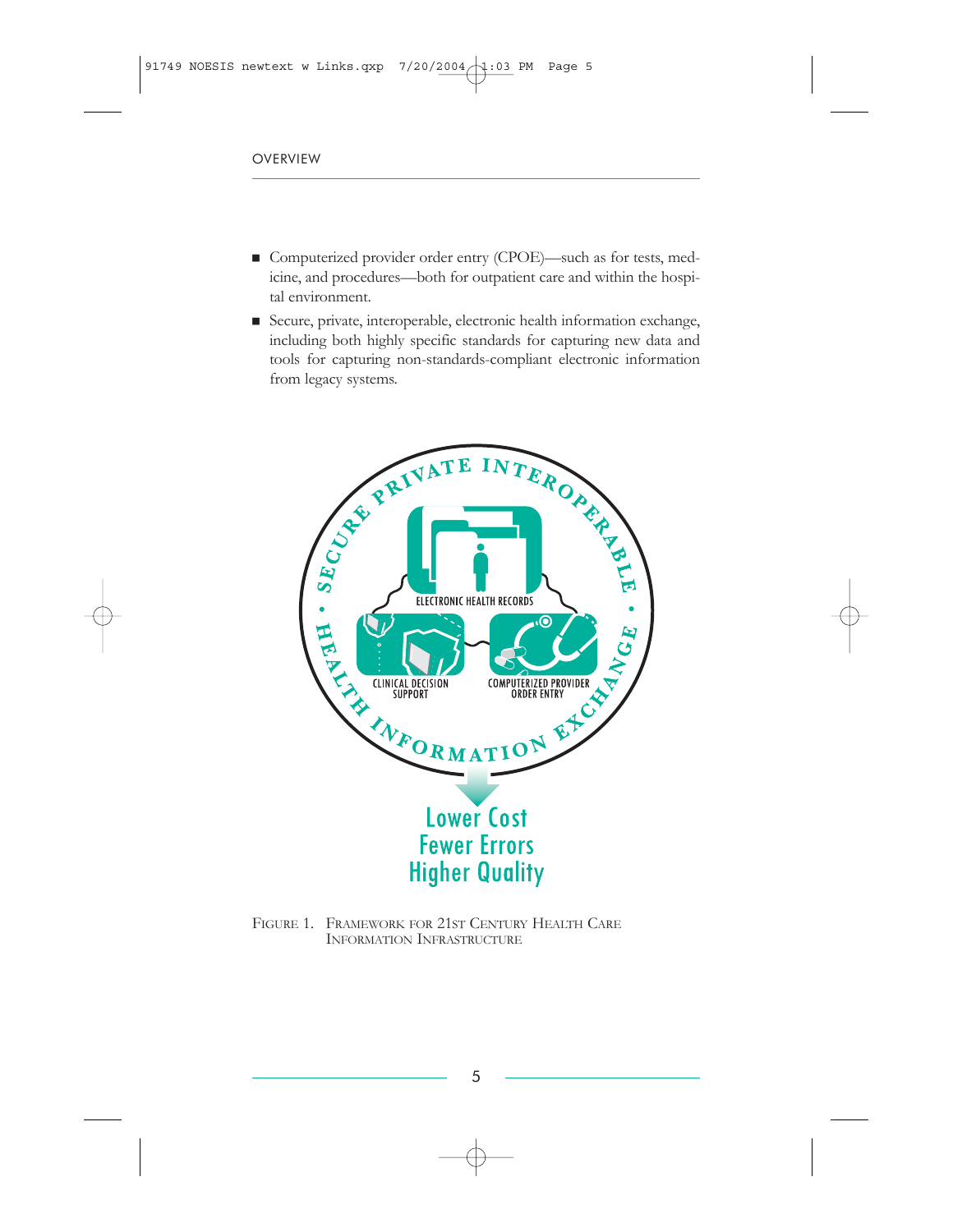- Computerized provider order entry (CPOE)—such as for tests, medicine, and procedures—both for outpatient care and within the hospital environment.
- Secure, private, interoperable, electronic health information exchange, including both highly specific standards for capturing new data and tools for capturing non-standards-compliant electronic information from legacy systems.

FIGURE 1. FRAMEWORK FOR 21ST CENTURY HEALTH CARE INFORMATION INFRASTRUCTURE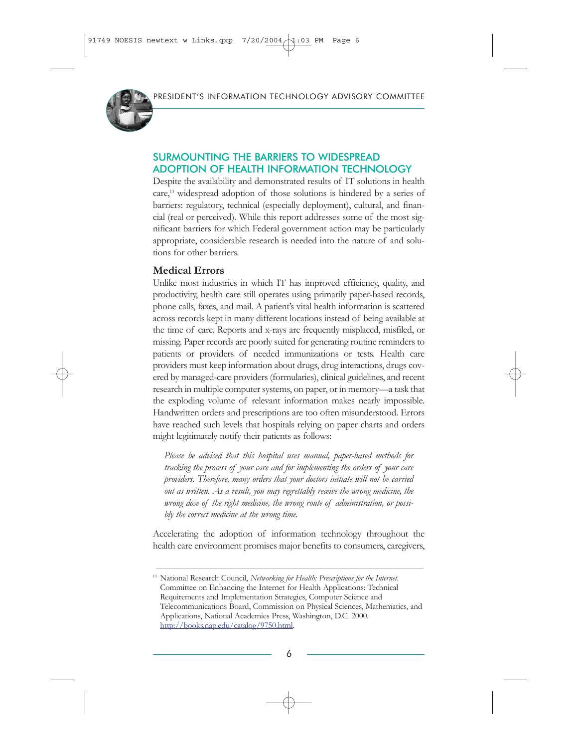## SURMOUNTING THE BARRIERS TO WIDESPREAD ADOPTION OF HEALTH INFORMATION TECHNOLOGY

Despite the availability and demonstrated results of IT solutions in health care,[13] widespread adoption of those solutions is hindered by a series of barriers: regulatory, technical (especially deployment), cultural, and financial (real or perceived). While this report addresses some of the most significant barriers for which Federal government action may be particularly appropriate, considerable research is needed into the nature of and solutions for other barriers.

### Medical Errors

Unlike most industries in which IT has improved efficiency, quality, and productivity, health care still operates using primarily paper-based records, phone calls, faxes, and mail. A patient's vital health information is scattered across records kept in many different locations instead of being available at the time of care. Reports and x-rays are frequently misplaced, misfiled, or missing. Paper records are poorly suited for generating routine reminders to patients or providers of needed immunizations or tests. Health care providers must keep information about drugs, drug interactions, drugs covered by managed-care providers (formularies), clinical guidelines, and recent research in multiple computer systems, on paper, or in memory—a task that the exploding volume of relevant information makes nearly impossible. Handwritten orders and prescriptions are too often misunderstood. Errors have reached such levels that hospitals relying on paper charts and orders might legitimately notify their patients as follows:

> *Please be advised that this hospital uses manual, paper-based methods for tracking the process of your care and for implementing the orders of your care providers. Therefore, many orders that your doctors initiate will not be carried out as written. As a result, you may regrettably receive the wrong medicine, the wrong dose of the right medicine, the wrong route of administration, or possibly the correct medicine at the wrong time.*

Accelerating the adoption of information technology throughout the health care environment promises major benefits to consumers, caregivers,

---

[13] National Research Council, *Networking for Health: Prescriptions for the Internet.* Committee on Enhancing the Internet for Health Applications: Technical Requirements and Implementation Strategies, Computer Science and Telecommunications Board, Commission on Physical Sciences, Mathematics, and Applications, National Academies Press, Washington, D.C. 2000. http://books.nap.edu/catalog/9750.html.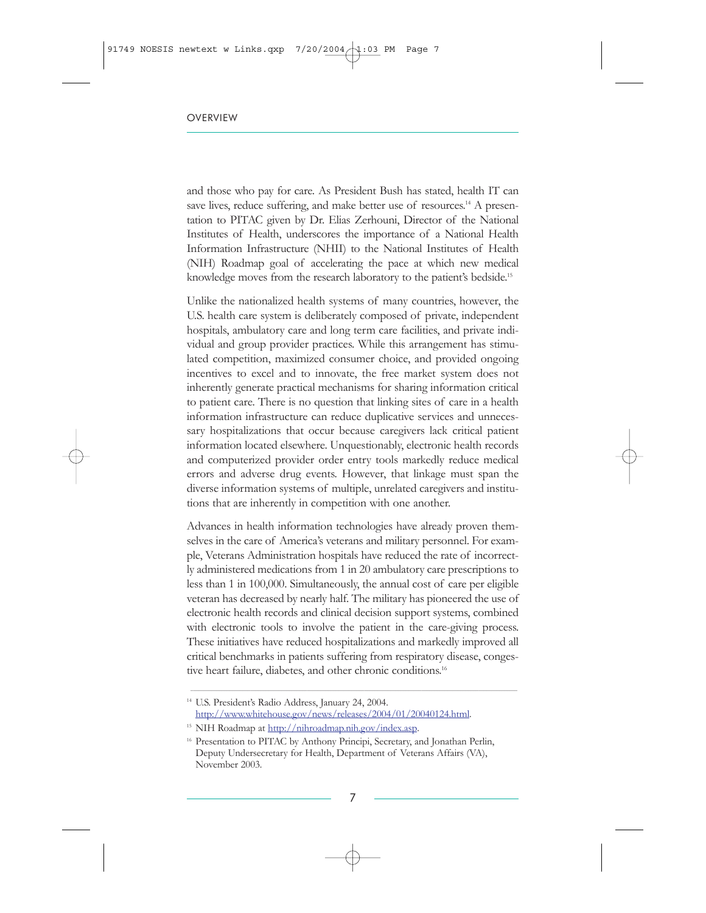and those who pay for care. As President Bush has stated, health IT can save lives, reduce suffering, and make better use of resources.[14] A presentation to PITAC given by Dr. Elias Zerhouni, Director of the National Institutes of Health, underscores the importance of a National Health Information Infrastructure (NHII) to the National Institutes of Health (NIH) Roadmap goal of accelerating the pace at which new medical knowledge moves from the research laboratory to the patient's bedside.[15]

Unlike the nationalized health systems of many countries, however, the U.S. health care system is deliberately composed of private, independent hospitals, ambulatory care and long term care facilities, and private individual and group provider practices. While this arrangement has stimulated competition, maximized consumer choice, and provided ongoing incentives to excel and to innovate, the free market system does not inherently generate practical mechanisms for sharing information critical to patient care. There is no question that linking sites of care in a health information infrastructure can reduce duplicative services and unnecessary hospitalizations that occur because caregivers lack critical patient information located elsewhere. Unquestionably, electronic health records and computerized provider order entry tools markedly reduce medical errors and adverse drug events. However, that linkage must span the diverse information systems of multiple, unrelated caregivers and institutions that are inherently in competition with one another.

Advances in health information technologies have already proven themselves in the care of America's veterans and military personnel. For example, Veterans Administration hospitals have reduced the rate of incorrectly administered medications from 1 in 20 ambulatory care prescriptions to less than 1 in 100,000. Simultaneously, the annual cost of care per eligible veteran has decreased by nearly half. The military has pioneered the use of electronic health records and clinical decision support systems, combined with electronic tools to involve the patient in the care-giving process. These initiatives have reduced hospitalizations and markedly improved all critical benchmarks in patients suffering from respiratory disease, congestive heart failure, diabetes, and other chronic conditions.[16]

---

[14] U.S. President's Radio Address, January 24, 2004. http://www.whitehouse.gov/news/releases/2004/01/20040124.html.

[15] NIH Roadmap at http://nihroadmap.nih.gov/index.asp.

[16] Presentation to PITAC by Anthony Principi, Secretary, and Jonathan Perlin, Deputy Undersecretary for Health, Department of Veterans Affairs (VA), November 2003.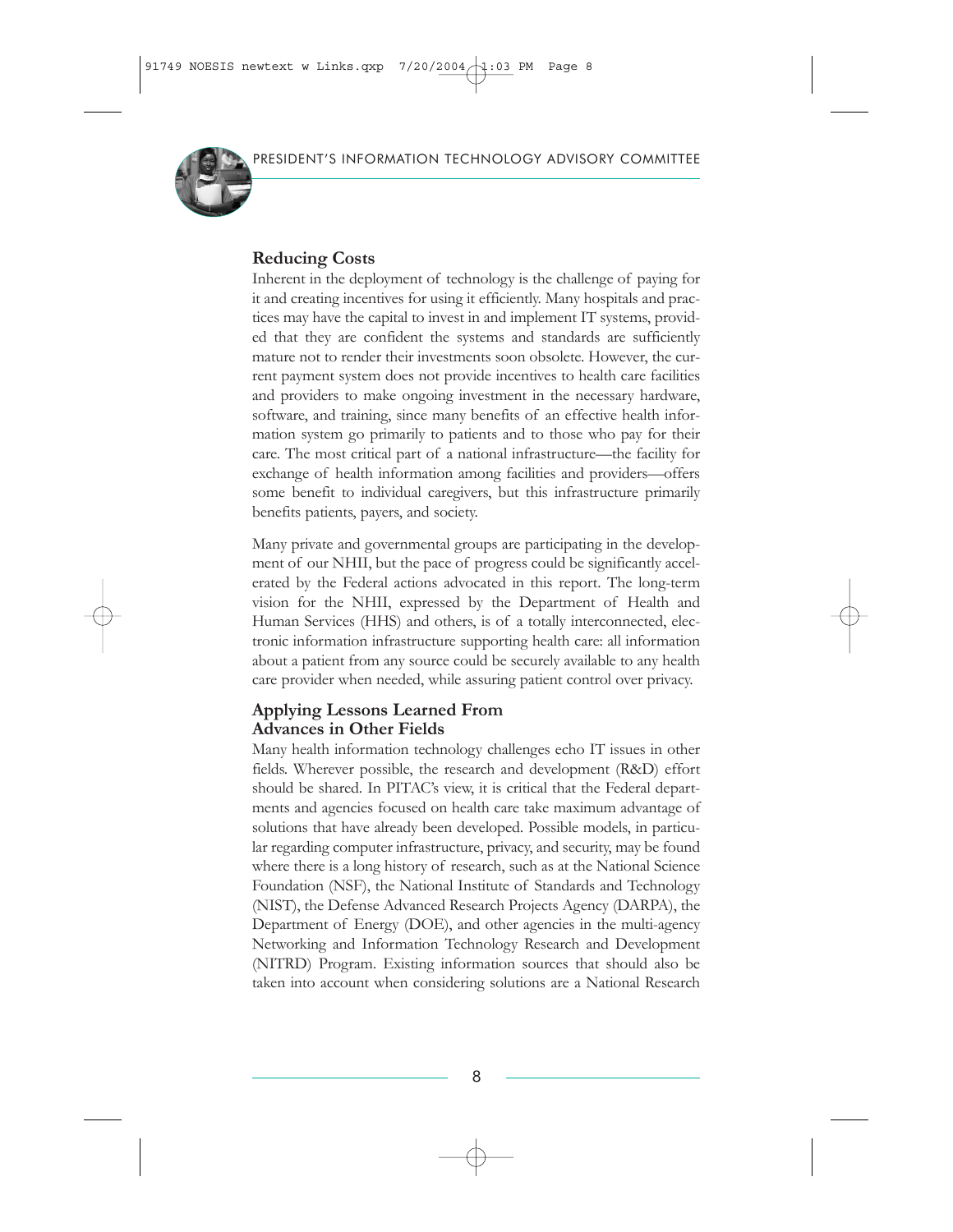## Reducing Costs

Inherent in the deployment of technology is the challenge of paying for it and creating incentives for using it efficiently. Many hospitals and practices may have the capital to invest in and implement IT systems, provided that they are confident the systems and standards are sufficiently mature not to render their investments soon obsolete. However, the current payment system does not provide incentives to health care facilities and providers to make ongoing investment in the necessary hardware, software, and training, since many benefits of an effective health information system go primarily to patients and to those who pay for their care. The most critical part of a national infrastructure—the facility for exchange of health information among facilities and providers—offers some benefit to individual caregivers, but this infrastructure primarily benefits patients, payers, and society.

Many private and governmental groups are participating in the development of our NHII, but the pace of progress could be significantly accelerated by the Federal actions advocated in this report. The long-term vision for the NHII, expressed by the Department of Health and Human Services (HHS) and others, is of a totally interconnected, electronic information infrastructure supporting health care: all information about a patient from any source could be securely available to any health care provider when needed, while assuring patient control over privacy.

## Applying Lessons Learned From Advances in Other Fields

Many health information technology challenges echo IT issues in other fields. Wherever possible, the research and development (R&D) effort should be shared. In PITAC's view, it is critical that the Federal departments and agencies focused on health care take maximum advantage of solutions that have already been developed. Possible models, in particular regarding computer infrastructure, privacy, and security, may be found where there is a long history of research, such as at the National Science Foundation (NSF), the National Institute of Standards and Technology (NIST), the Defense Advanced Research Projects Agency (DARPA), the Department of Energy (DOE), and other agencies in the multi-agency Networking and Information Technology Research and Development (NITRD) Program. Existing information sources that should also be taken into account when considering solutions are a National Research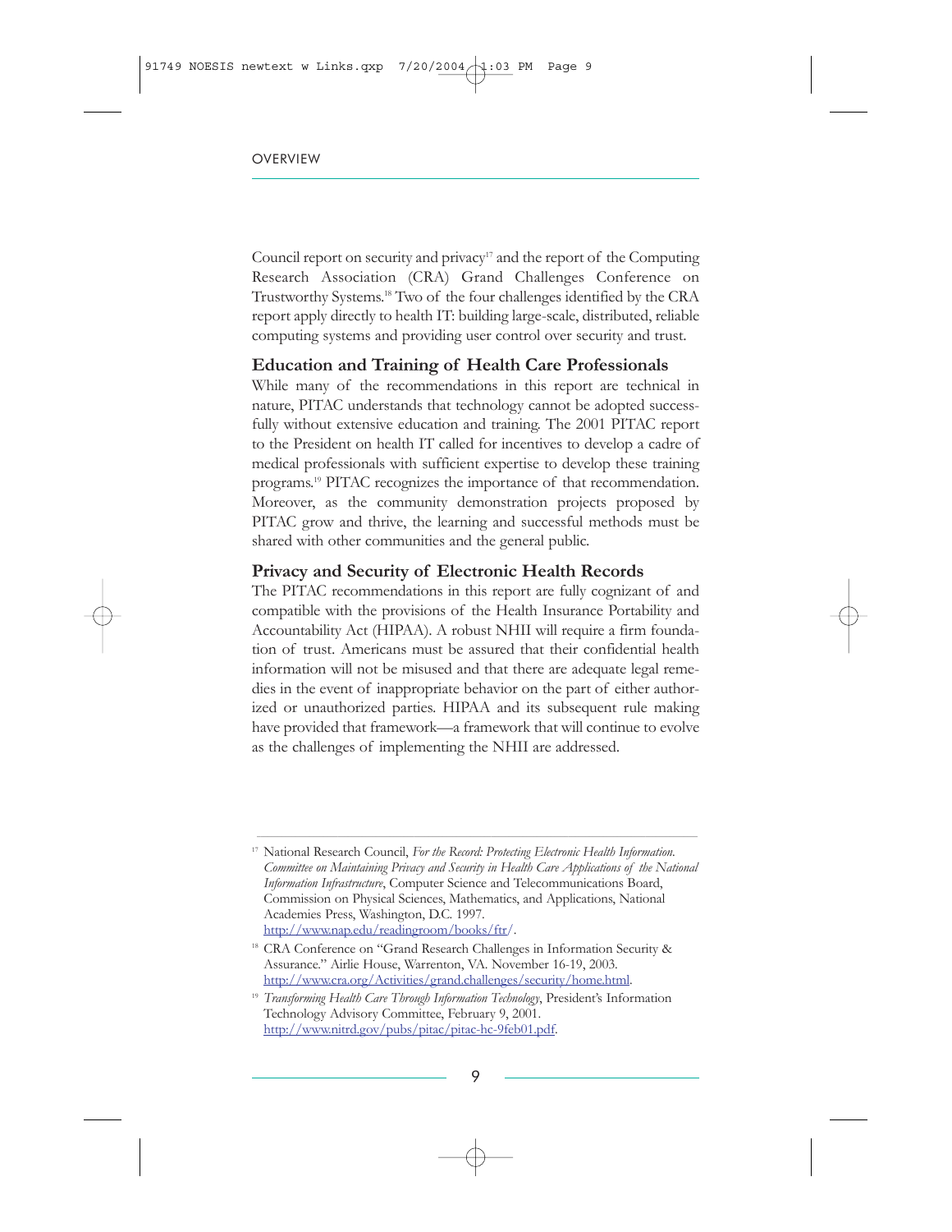Council report on security and privacy[17] and the report of the Computing Research Association (CRA) Grand Challenges Conference on Trustworthy Systems.[18] Two of the four challenges identified by the CRA report apply directly to health IT: building large-scale, distributed, reliable computing systems and providing user control over security and trust.

### Education and Training of Health Care Professionals

While many of the recommendations in this report are technical in nature, PITAC understands that technology cannot be adopted successfully without extensive education and training. The 2001 PITAC report to the President on health IT called for incentives to develop a cadre of medical professionals with sufficient expertise to develop these training programs.[19] PITAC recognizes the importance of that recommendation. Moreover, as the community demonstration projects proposed by PITAC grow and thrive, the learning and successful methods must be shared with other communities and the general public.

### Privacy and Security of Electronic Health Records

The PITAC recommendations in this report are fully cognizant of and compatible with the provisions of the Health Insurance Portability and Accountability Act (HIPAA). A robust NHII will require a firm foundation of trust. Americans must be assured that their confidential health information will not be misused and that there are adequate legal remedies in the event of inappropriate behavior on the part of either authorized or unauthorized parties. HIPAA and its subsequent rule making have provided that framework—a framework that will continue to evolve as the challenges of implementing the NHII are addressed.

---

[17] National Research Council, *For the Record: Protecting Electronic Health Information. Committee on Maintaining Privacy and Security in Health Care Applications of the National Information Infrastructure*, Computer Science and Telecommunications Board, Commission on Physical Sciences, Mathematics, and Applications, National Academies Press, Washington, D.C. 1997. http://www.nap.edu/readingroom/books/ftr/.

[18] CRA Conference on "Grand Research Challenges in Information Security & Assurance." Airlie House, Warrenton, VA. November 16-19, 2003. http://www.cra.org/Activities/grand.challenges/security/home.html.

[19] *Transforming Health Care Through Information Technology*, President's Information Technology Advisory Committee, February 9, 2001. http://www.nitrd.gov/pubs/pitac/pitac-hc-9feb01.pdf.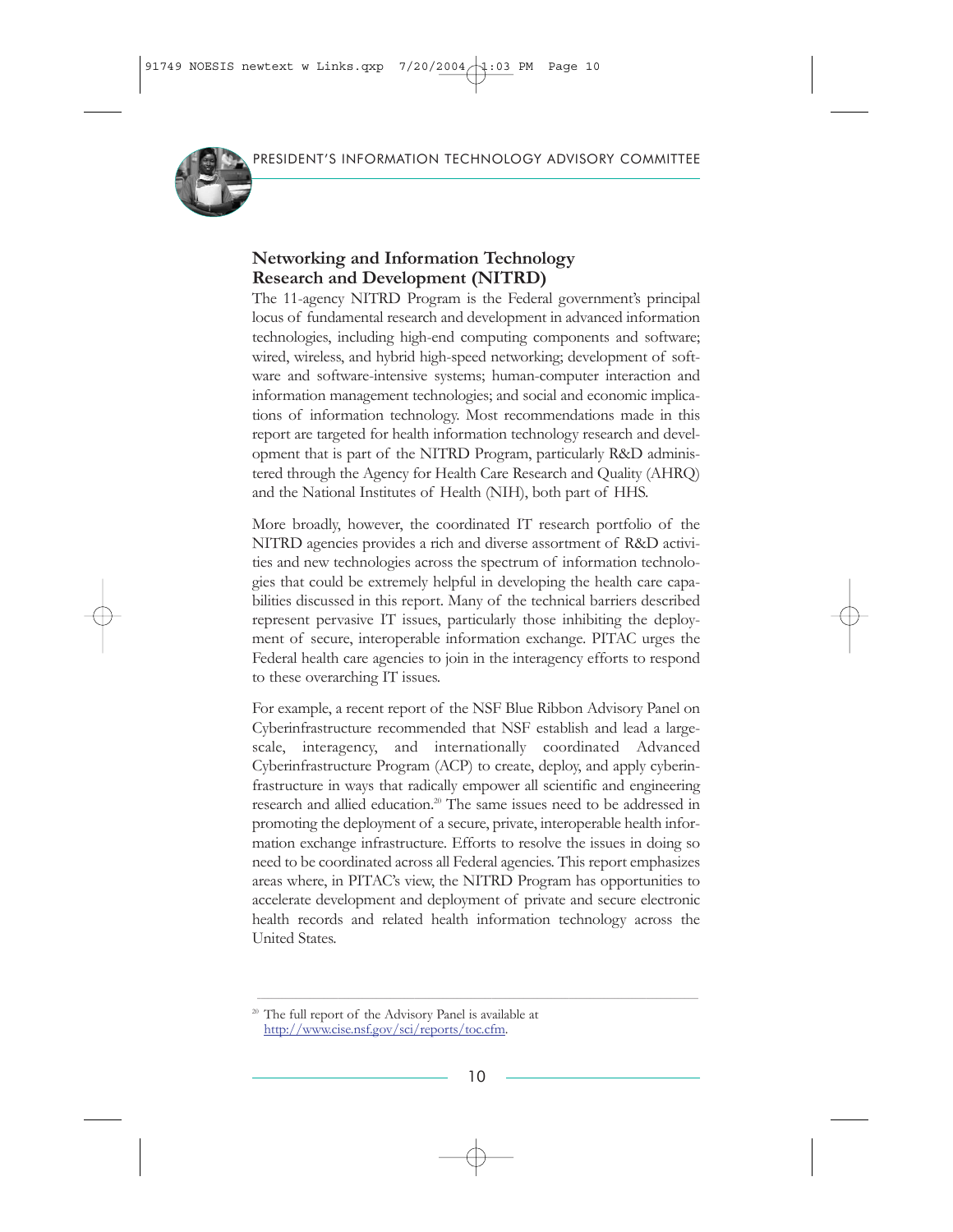### Networking and Information Technology Research and Development (NITRD)

The 11-agency NITRD Program is the Federal government's principal locus of fundamental research and development in advanced information technologies, including high-end computing components and software; wired, wireless, and hybrid high-speed networking; development of software and software-intensive systems; human-computer interaction and information management technologies; and social and economic implications of information technology. Most recommendations made in this report are targeted for health information technology research and development that is part of the NITRD Program, particularly R&D administered through the Agency for Health Care Research and Quality (AHRQ) and the National Institutes of Health (NIH), both part of HHS.

More broadly, however, the coordinated IT research portfolio of the NITRD agencies provides a rich and diverse assortment of R&D activities and new technologies across the spectrum of information technologies that could be extremely helpful in developing the health care capabilities discussed in this report. Many of the technical barriers described represent pervasive IT issues, particularly those inhibiting the deployment of secure, interoperable information exchange. PITAC urges the Federal health care agencies to join in the interagency efforts to respond to these overarching IT issues.

For example, a recent report of the NSF Blue Ribbon Advisory Panel on Cyberinfrastructure recommended that NSF establish and lead a large-scale, interagency, and internationally coordinated Advanced Cyberinfrastructure Program (ACP) to create, deploy, and apply cyberinfrastructure in ways that radically empower all scientific and engineering research and allied education.[20] The same issues need to be addressed in promoting the deployment of a secure, private, interoperable health information exchange infrastructure. Efforts to resolve the issues in doing so need to be coordinated across all Federal agencies. This report emphasizes areas where, in PITAC's view, the NITRD Program has opportunities to accelerate development and deployment of private and secure electronic health records and related health information technology across the United States.

---

[20] The full report of the Advisory Panel is available at http://www.cise.nsf.gov/sci/reports/toc.cfm.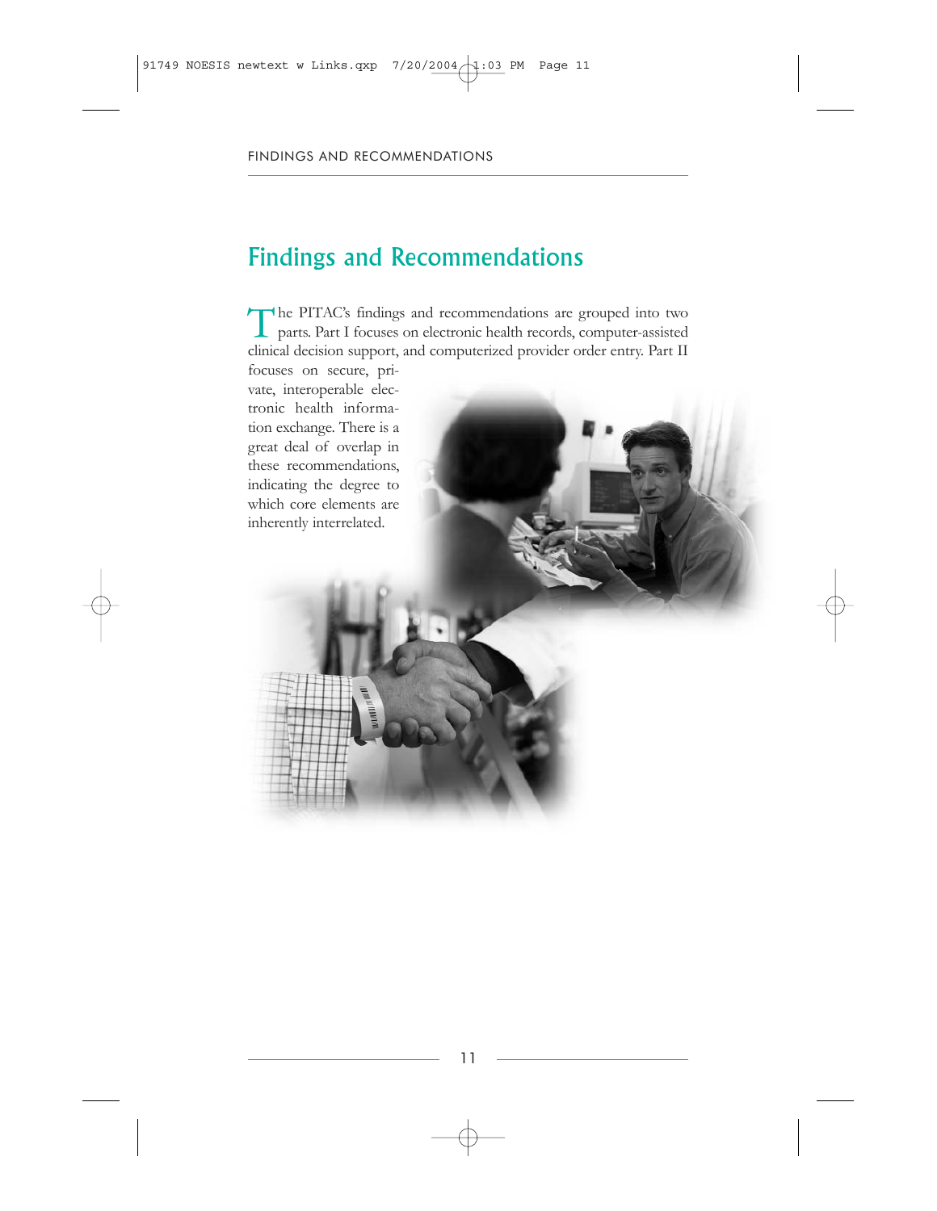# Findings and Recommendations

The PITAC's findings and recommendations are grouped into two parts. Part I focuses on electronic health records, computer-assisted clinical decision support, and computerized provider order entry. Part II focuses on secure, private, interoperable electronic health information exchange. There is a great deal of overlap in these recommendations, indicating the degree to which core elements are inherently interrelated.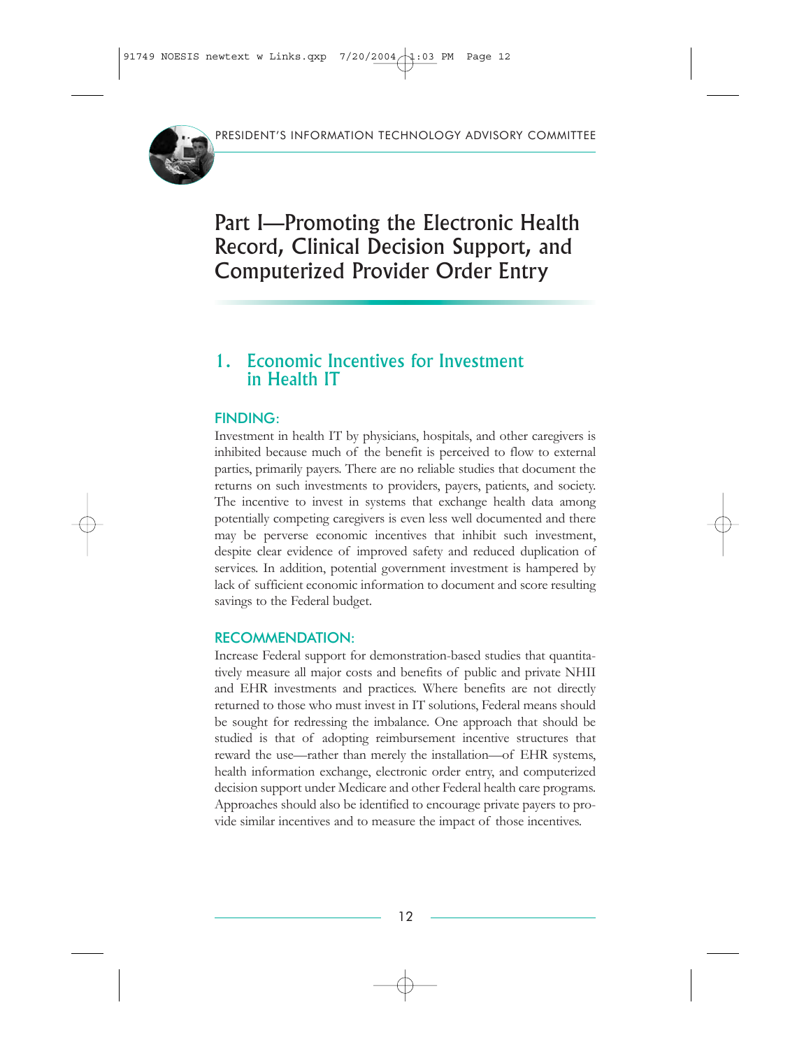# Part I—Promoting the Electronic Health Record, Clinical Decision Support, and Computerized Provider Order Entry

## 1. Economic Incentives for Investment in Health IT

### FINDING:

Investment in health IT by physicians, hospitals, and other caregivers is inhibited because much of the benefit is perceived to flow to external parties, primarily payers. There are no reliable studies that document the returns on such investments to providers, payers, patients, and society. The incentive to invest in systems that exchange health data among potentially competing caregivers is even less well documented and there may be perverse economic incentives that inhibit such investment, despite clear evidence of improved safety and reduced duplication of services. In addition, potential government investment is hampered by lack of sufficient economic information to document and score resulting savings to the Federal budget.

### RECOMMENDATION:

Increase Federal support for demonstration-based studies that quantitatively measure all major costs and benefits of public and private NHII and EHR investments and practices. Where benefits are not directly returned to those who must invest in IT solutions, Federal means should be sought for redressing the imbalance. One approach that should be studied is that of adopting reimbursement incentive structures that reward the use—rather than merely the installation—of EHR systems, health information exchange, electronic order entry, and computerized decision support under Medicare and other Federal health care programs. Approaches should also be identified to encourage private payers to provide similar incentives and to measure the impact of those incentives.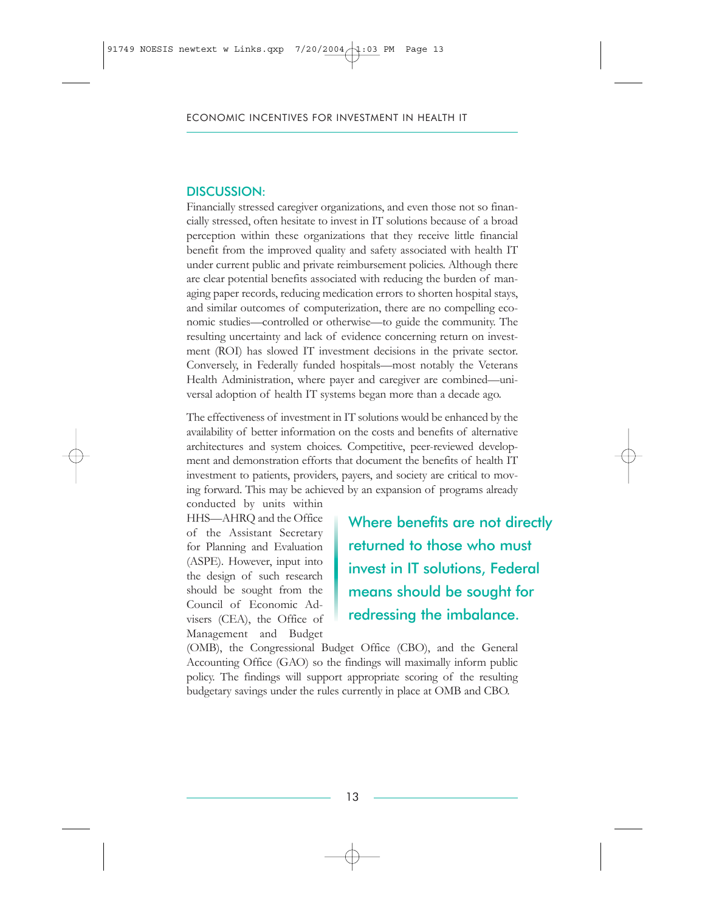## DISCUSSION:

Financially stressed caregiver organizations, and even those not so financially stressed, often hesitate to invest in IT solutions because of a broad perception within these organizations that they receive little financial benefit from the improved quality and safety associated with health IT under current public and private reimbursement policies. Although there are clear potential benefits associated with reducing the burden of managing paper records, reducing medication errors to shorten hospital stays, and similar outcomes of computerization, there are no compelling economic studies—controlled or otherwise—to guide the community. The resulting uncertainty and lack of evidence concerning return on investment (ROI) has slowed IT investment decisions in the private sector. Conversely, in Federally funded hospitals—most notably the Veterans Health Administration, where payer and caregiver are combined—universal adoption of health IT systems began more than a decade ago.

The effectiveness of investment in IT solutions would be enhanced by the availability of better information on the costs and benefits of alternative architectures and system choices. Competitive, peer-reviewed development and demonstration efforts that document the benefits of health IT investment to patients, providers, payers, and society are critical to moving forward. This may be achieved by an expansion of programs already conducted by units within HHS—AHRQ and the Office of the Assistant Secretary for Planning and Evaluation (ASPE). However, input into the design of such research should be sought from the Council of Economic Advisers (CEA), the Office of Management and Budget (OMB), the Congressional Budget Office (CBO), and the General Accounting Office (GAO) so the findings will maximally inform public policy. The findings will support appropriate scoring of the resulting budgetary savings under the rules currently in place at OMB and CBO.

> Where benefits are not directly returned to those who must invest in IT solutions, Federal means should be sought for redressing the imbalance.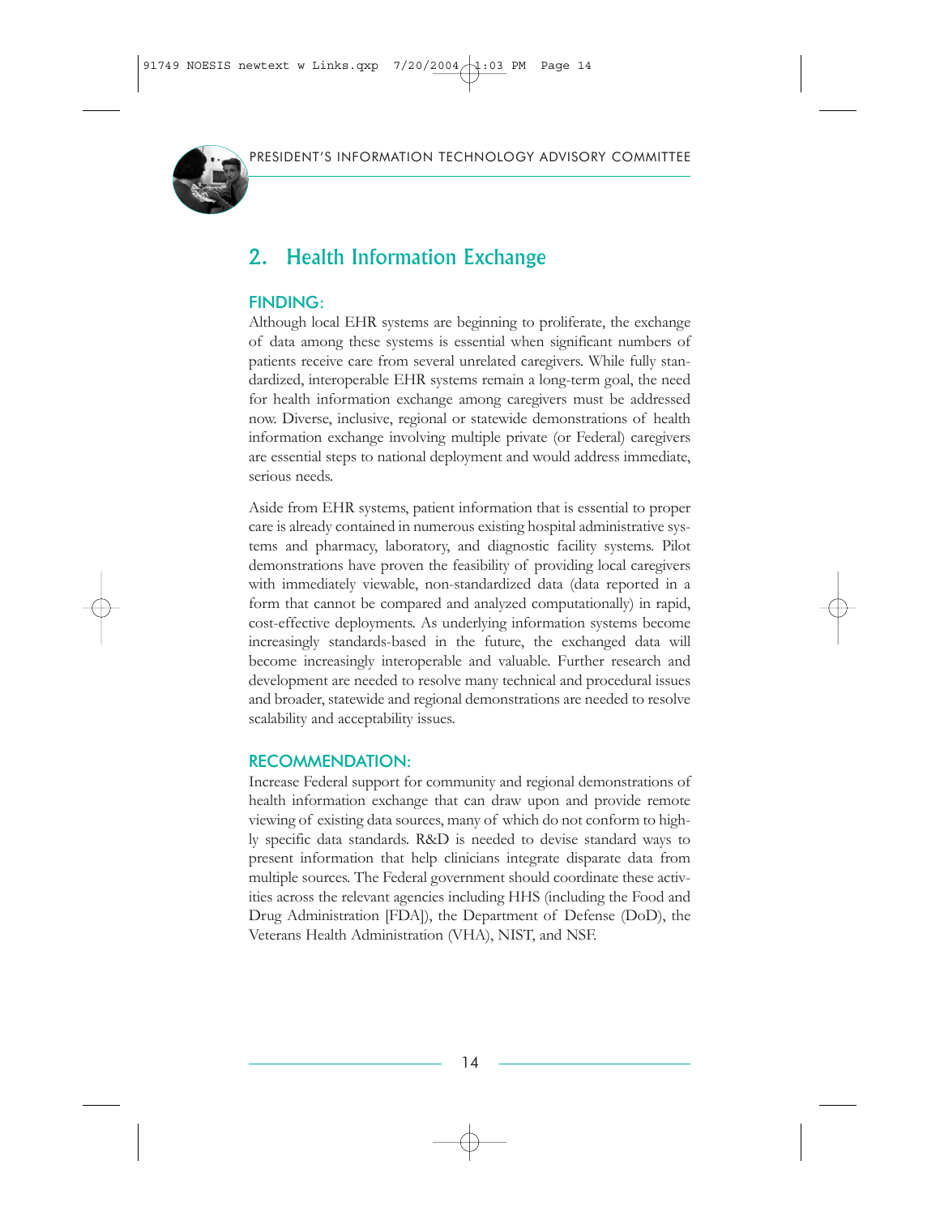## 2. Health Information Exchange

### FINDING:

Although local EHR systems are beginning to proliferate, the exchange of data among these systems is essential when significant numbers of patients receive care from several unrelated caregivers. While fully standardized, interoperable EHR systems remain a long-term goal, the need for health information exchange among caregivers must be addressed now. Diverse, inclusive, regional or statewide demonstrations of health information exchange involving multiple private (or Federal) caregivers are essential steps to national deployment and would address immediate, serious needs.

Aside from EHR systems, patient information that is essential to proper care is already contained in numerous existing hospital administrative systems and pharmacy, laboratory, and diagnostic facility systems. Pilot demonstrations have proven the feasibility of providing local caregivers with immediately viewable, non-standardized data (data reported in a form that cannot be compared and analyzed computationally) in rapid, cost-effective deployments. As underlying information systems become increasingly standards-based in the future, the exchanged data will become increasingly interoperable and valuable. Further research and development are needed to resolve many technical and procedural issues and broader, statewide and regional demonstrations are needed to resolve scalability and acceptability issues.

### RECOMMENDATION:

Increase Federal support for community and regional demonstrations of health information exchange that can draw upon and provide remote viewing of existing data sources, many of which do not conform to highly specific data standards. R&D is needed to devise standard ways to present information that help clinicians integrate disparate data from multiple sources. The Federal government should coordinate these activities across the relevant agencies including HHS (including the Food and Drug Administration [FDA]), the Department of Defense (DoD), the Veterans Health Administration (VHA), NIST, and NSF.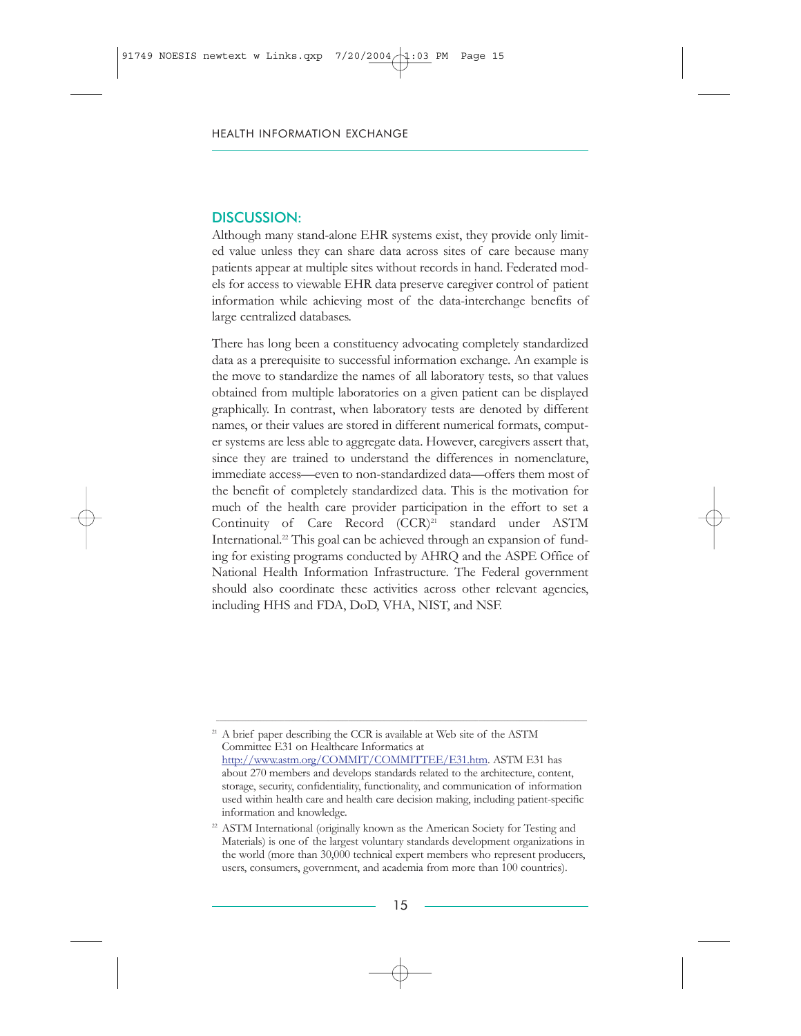## DISCUSSION:

Although many stand-alone EHR systems exist, they provide only limited value unless they can share data across sites of care because many patients appear at multiple sites without records in hand. Federated models for access to viewable EHR data preserve caregiver control of patient information while achieving most of the data-interchange benefits of large centralized databases.

There has long been a constituency advocating completely standardized data as a prerequisite to successful information exchange. An example is the move to standardize the names of all laboratory tests, so that values obtained from multiple laboratories on a given patient can be displayed graphically. In contrast, when laboratory tests are denoted by different names, or their values are stored in different numerical formats, computer systems are less able to aggregate data. However, caregivers assert that, since they are trained to understand the differences in nomenclature, immediate access—even to non-standardized data—offers them most of the benefit of completely standardized data. This is the motivation for much of the health care provider participation in the effort to set a Continuity of Care Record (CCR)[21] standard under ASTM International.[22] This goal can be achieved through an expansion of funding for existing programs conducted by AHRQ and the ASPE Office of National Health Information Infrastructure. The Federal government should also coordinate these activities across other relevant agencies, including HHS and FDA, DoD, VHA, NIST, and NSF.

---

[21] A brief paper describing the CCR is available at Web site of the ASTM Committee E31 on Healthcare Informatics at http://www.astm.org/COMMIT/COMMITTEE/E31.htm. ASTM E31 has about 270 members and develops standards related to the architecture, content, storage, security, confidentiality, functionality, and communication of information used within health care and health care decision making, including patient-specific information and knowledge.

[22] ASTM International (originally known as the American Society for Testing and Materials) is one of the largest voluntary standards development organizations in the world (more than 30,000 technical expert members who represent producers, users, consumers, government, and academia from more than 100 countries).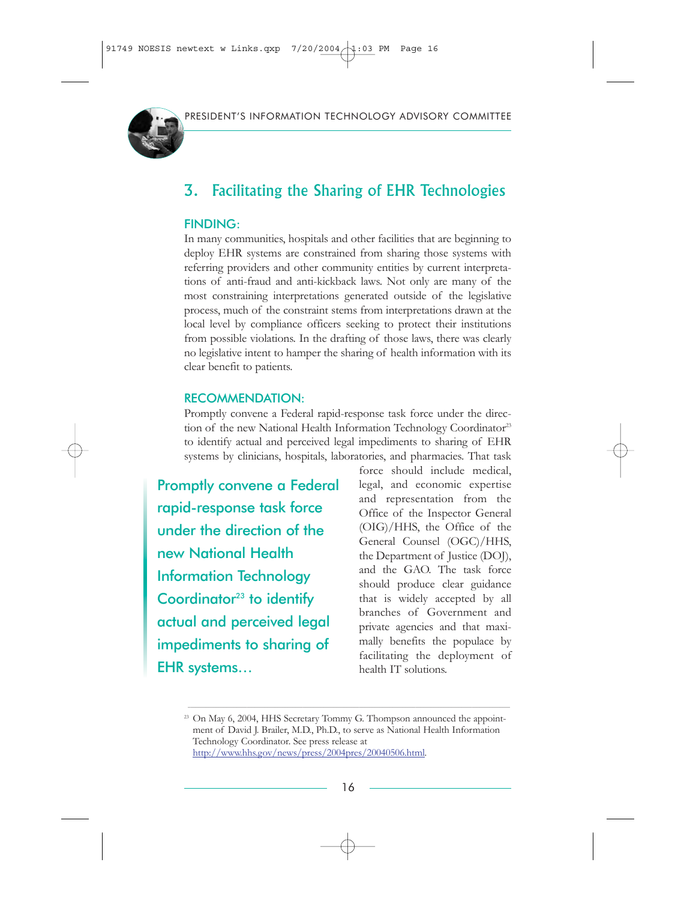## 3. Facilitating the Sharing of EHR Technologies

### FINDING:

In many communities, hospitals and other facilities that are beginning to deploy EHR systems are constrained from sharing those systems with referring providers and other community entities by current interpretations of anti-fraud and anti-kickback laws. Not only are many of the most constraining interpretations generated outside of the legislative process, much of the constraint stems from interpretations drawn at the local level by compliance officers seeking to protect their institutions from possible violations. In the drafting of those laws, there was clearly no legislative intent to hamper the sharing of health information with its clear benefit to patients.

### RECOMMENDATION:

Promptly convene a Federal rapid-response task force under the direction of the new National Health Information Technology Coordinator[23] to identify actual and perceived legal impediments to sharing of EHR systems by clinicians, hospitals, laboratories, and pharmacies. That task force should include medical, legal, and economic expertise and representation from the Office of the Inspector General (OIG)/HHS, the Office of the General Counsel (OGC)/HHS, the Department of Justice (DOJ), and the GAO. The task force should produce clear guidance that is widely accepted by all branches of Government and private agencies and that maximally benefits the populace by facilitating the deployment of health IT solutions.

> Promptly convene a Federal rapid-response task force under the direction of the new National Health Information Technology Coordinator[23] to identify actual and perceived legal impediments to sharing of EHR systems…

---

[23] On May 6, 2004, HHS Secretary Tommy G. Thompson announced the appointment of David J. Brailer, M.D., Ph.D., to serve as National Health Information Technology Coordinator. See press release at http://www.hhs.gov/news/press/2004pres/20040506.html.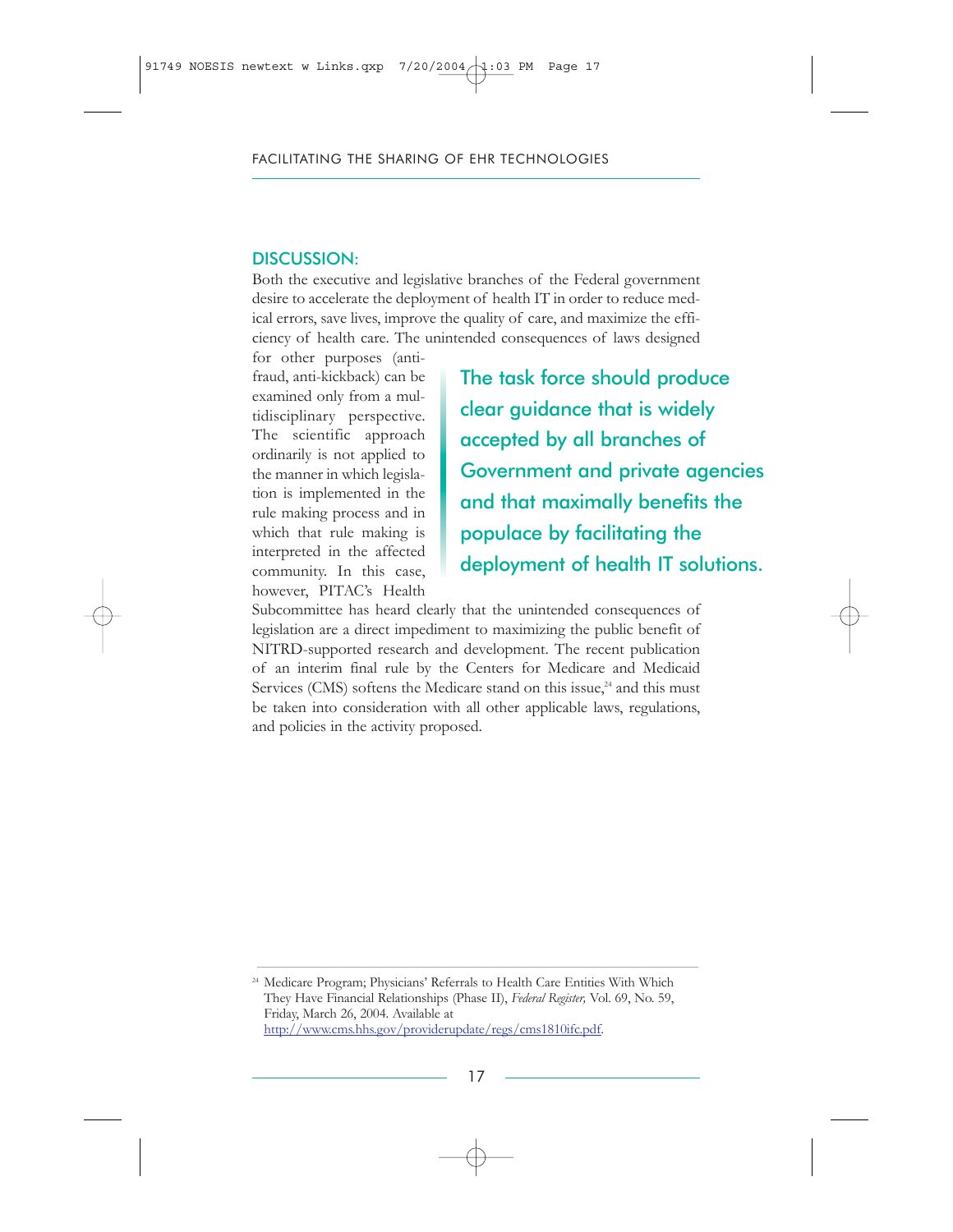## DISCUSSION:

Both the executive and legislative branches of the Federal government desire to accelerate the deployment of health IT in order to reduce medical errors, save lives, improve the quality of care, and maximize the efficiency of health care. The unintended consequences of laws designed for other purposes (anti-fraud, anti-kickback) can be examined only from a multidisciplinary perspective. The scientific approach ordinarily is not applied to the manner in which legislation is implemented in the rule making process and in which that rule making is interpreted in the affected community. In this case, however, PITAC's Health Subcommittee has heard clearly that the unintended consequences of legislation are a direct impediment to maximizing the public benefit of NITRD-supported research and development. The recent publication of an interim final rule by the Centers for Medicare and Medicaid Services (CMS) softens the Medicare stand on this issue,[24] and this must be taken into consideration with all other applicable laws, regulations, and policies in the activity proposed.

> The task force should produce clear guidance that is widely accepted by all branches of Government and private agencies and that maximally benefits the populace by facilitating the deployment of health IT solutions.

[24] Medicare Program; Physicians' Referrals to Health Care Entities With Which They Have Financial Relationships (Phase II), *Federal Register,* Vol. 69, No. 59, Friday, March 26, 2004. Available at http://www.cms.hhs.gov/providerupdate/regs/cms1810ifc.pdf.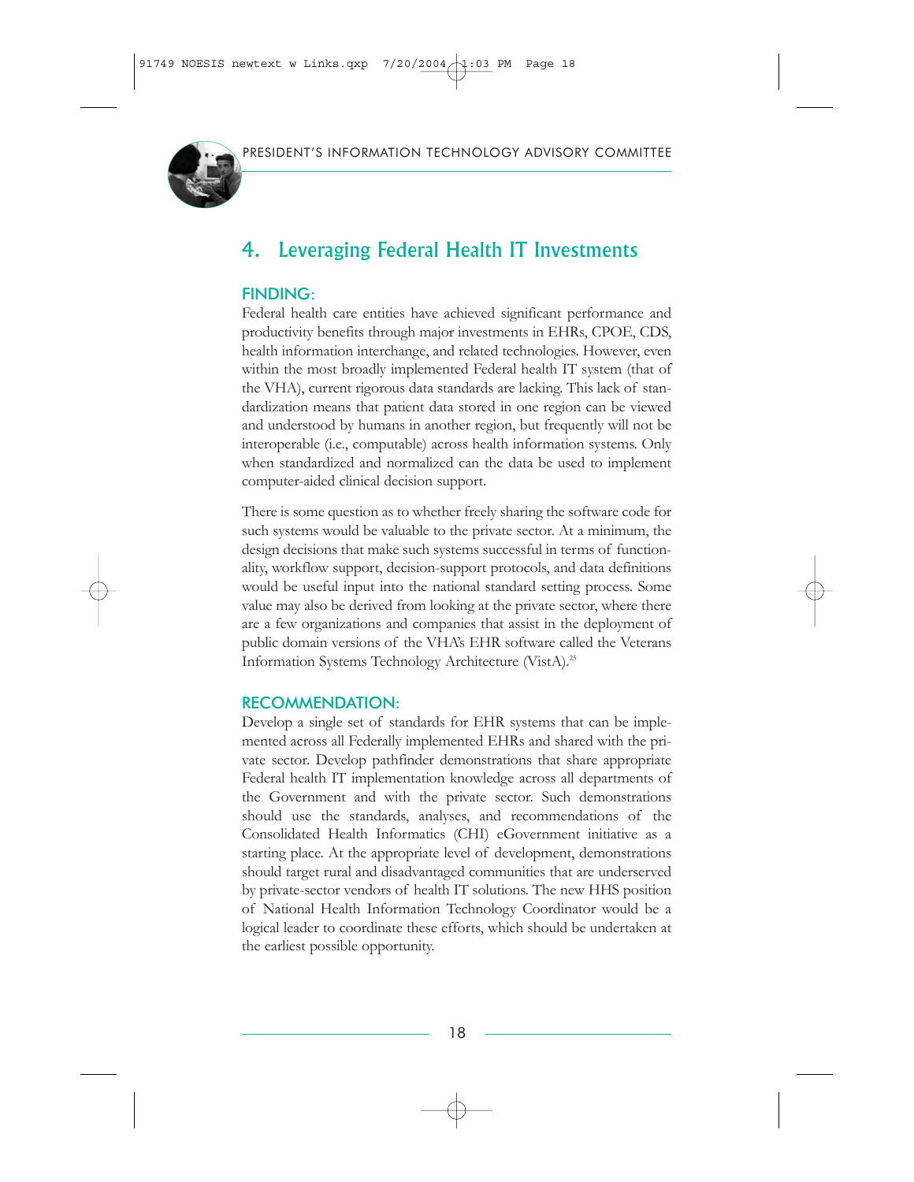## 4. Leveraging Federal Health IT Investments

### FINDING:

Federal health care entities have achieved significant performance and productivity benefits through major investments in EHRs, CPOE, CDS, health information interchange, and related technologies. However, even within the most broadly implemented Federal health IT system (that of the VHA), current rigorous data standards are lacking. This lack of standardization means that patient data stored in one region can be viewed and understood by humans in another region, but frequently will not be interoperable (i.e., computable) across health information systems. Only when standardized and normalized can the data be used to implement computer-aided clinical decision support.

There is some question as to whether freely sharing the software code for such systems would be valuable to the private sector. At a minimum, the design decisions that make such systems successful in terms of functionality, workflow support, decision-support protocols, and data definitions would be useful input into the national standard setting process. Some value may also be derived from looking at the private sector, where there are a few organizations and companies that assist in the deployment of public domain versions of the VHA's EHR software called the Veterans Information Systems Technology Architecture (VistA).[25]

### RECOMMENDATION:

Develop a single set of standards for EHR systems that can be implemented across all Federally implemented EHRs and shared with the private sector. Develop pathfinder demonstrations that share appropriate Federal health IT implementation knowledge across all departments of the Government and with the private sector. Such demonstrations should use the standards, analyses, and recommendations of the Consolidated Health Informatics (CHI) eGovernment initiative as a starting place. At the appropriate level of development, demonstrations should target rural and disadvantaged communities that are underserved by private-sector vendors of health IT solutions. The new HHS position of National Health Information Technology Coordinator would be a logical leader to coordinate these efforts, which should be undertaken at the earliest possible opportunity.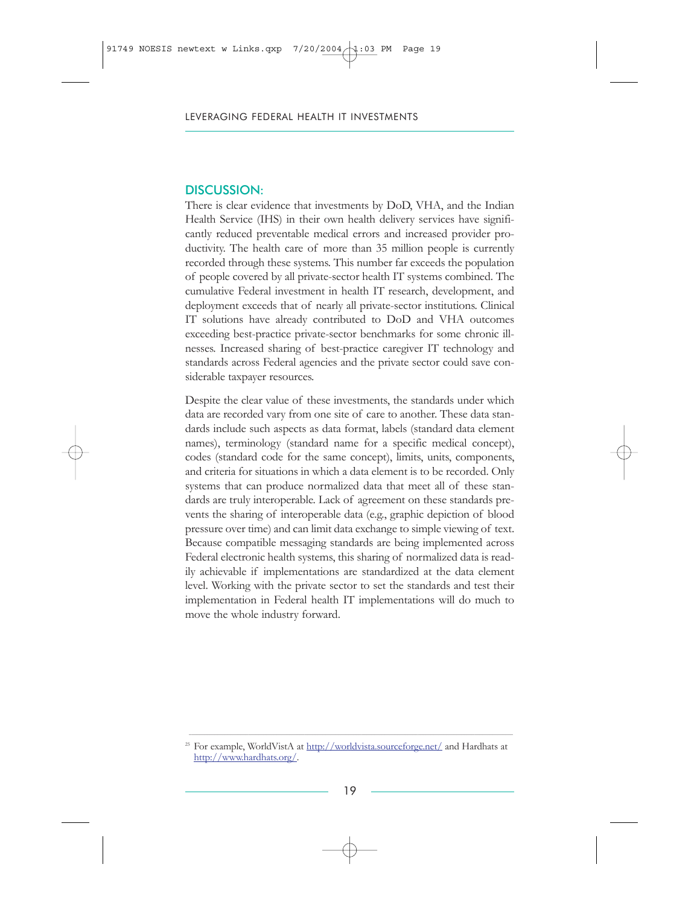## DISCUSSION:

There is clear evidence that investments by DoD, VHA, and the Indian Health Service (IHS) in their own health delivery services have significantly reduced preventable medical errors and increased provider productivity. The health care of more than 35 million people is currently recorded through these systems. This number far exceeds the population of people covered by all private-sector health IT systems combined. The cumulative Federal investment in health IT research, development, and deployment exceeds that of nearly all private-sector institutions. Clinical IT solutions have already contributed to DoD and VHA outcomes exceeding best-practice private-sector benchmarks for some chronic illnesses. Increased sharing of best-practice caregiver IT technology and standards across Federal agencies and the private sector could save considerable taxpayer resources.

Despite the clear value of these investments, the standards under which data are recorded vary from one site of care to another. These data standards include such aspects as data format, labels (standard data element names), terminology (standard name for a specific medical concept), codes (standard code for the same concept), limits, units, components, and criteria for situations in which a data element is to be recorded. Only systems that can produce normalized data that meet all of these standards are truly interoperable. Lack of agreement on these standards prevents the sharing of interoperable data (e.g., graphic depiction of blood pressure over time) and can limit data exchange to simple viewing of text. Because compatible messaging standards are being implemented across Federal electronic health systems, this sharing of normalized data is readily achievable if implementations are standardized at the data element level. Working with the private sector to set the standards and test their implementation in Federal health IT implementations will do much to move the whole industry forward.

---

[25] For example, WorldVistA at http://worldvista.sourceforge.net/ and Hardhats at http://www.hardhats.org/.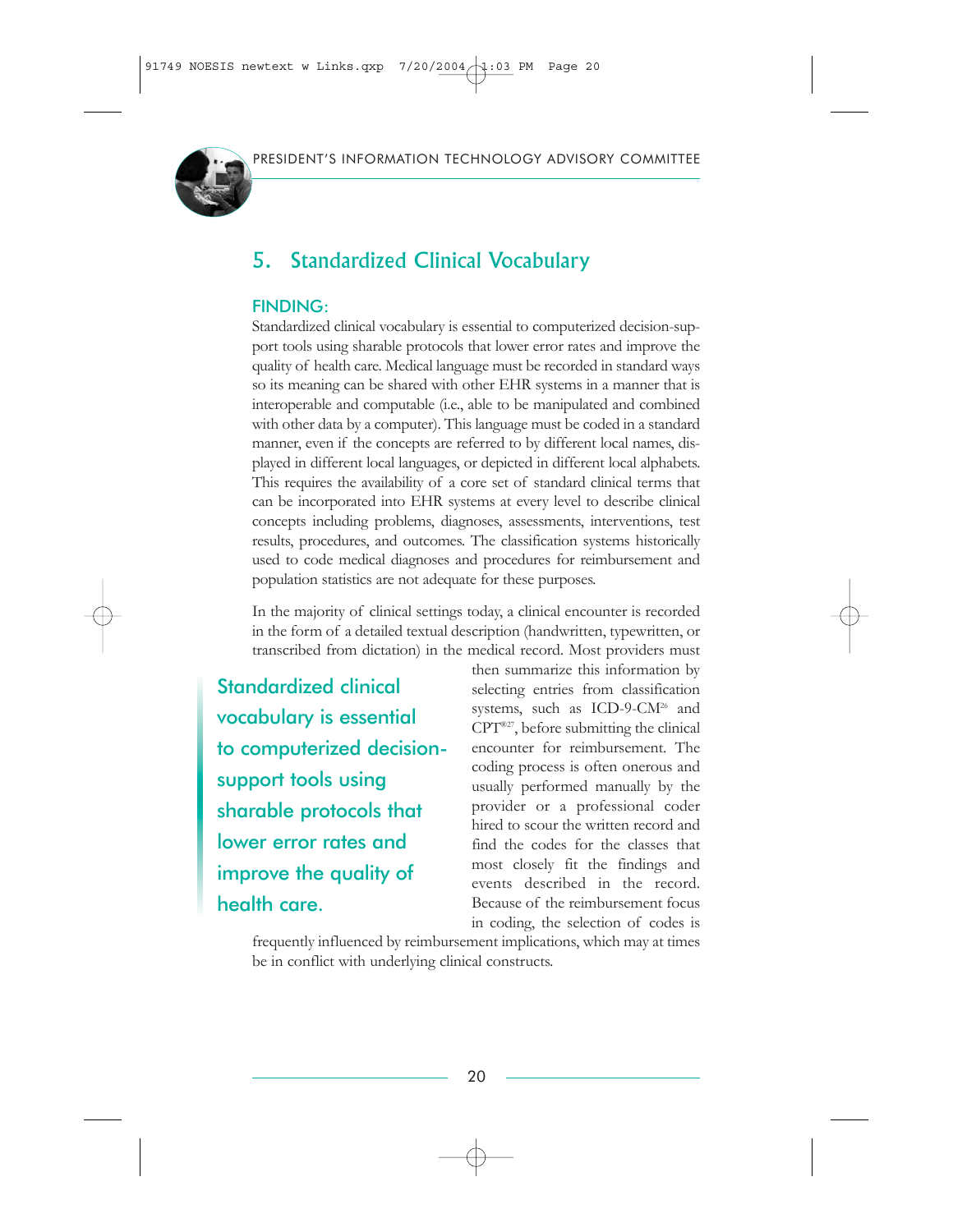## 5. Standardized Clinical Vocabulary

### FINDING:

Standardized clinical vocabulary is essential to computerized decision-support tools using sharable protocols that lower error rates and improve the quality of health care. Medical language must be recorded in standard ways so its meaning can be shared with other EHR systems in a manner that is interoperable and computable (i.e., able to be manipulated and combined with other data by a computer). This language must be coded in a standard manner, even if the concepts are referred to by different local names, displayed in different local languages, or depicted in different local alphabets. This requires the availability of a core set of standard clinical terms that can be incorporated into EHR systems at every level to describe clinical concepts including problems, diagnoses, assessments, interventions, test results, procedures, and outcomes. The classification systems historically used to code medical diagnoses and procedures for reimbursement and population statistics are not adequate for these purposes.

In the majority of clinical settings today, a clinical encounter is recorded in the form of a detailed textual description (handwritten, typewritten, or transcribed from dictation) in the medical record. Most providers must then summarize this information by selecting entries from classification systems, such as ICD-9-CM[26] and CPT®[27], before submitting the clinical encounter for reimbursement. The coding process is often onerous and usually performed manually by the provider or a professional coder hired to scour the written record and find the codes for the classes that most closely fit the findings and events described in the record. Because of the reimbursement focus in coding, the selection of codes is frequently influenced by reimbursement implications, which may at times be in conflict with underlying clinical constructs.

> Standardized clinical vocabulary is essential to computerized decision-support tools using sharable protocols that lower error rates and improve the quality of health care.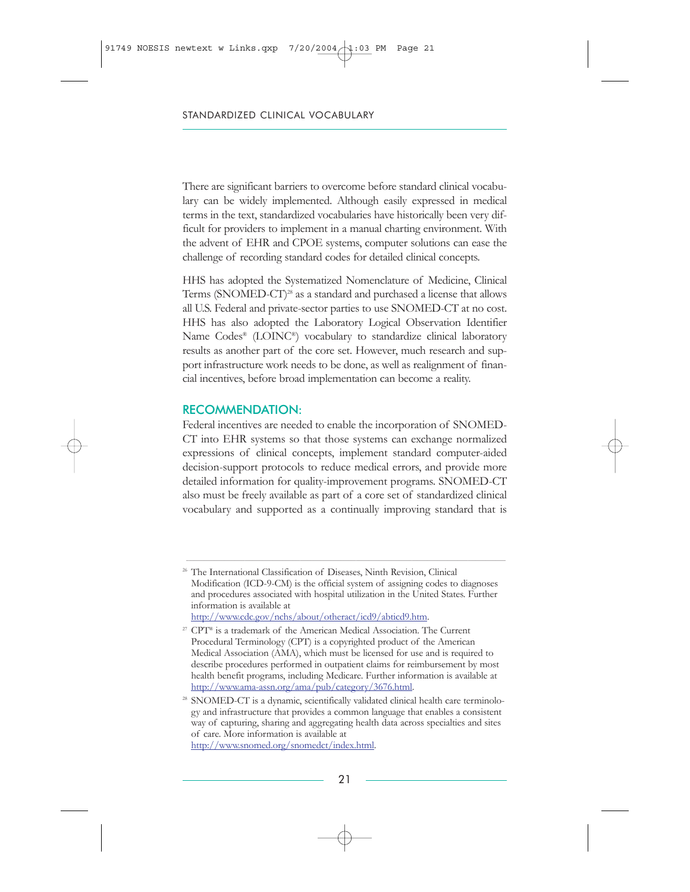There are significant barriers to overcome before standard clinical vocabulary can be widely implemented. Although easily expressed in medical terms in the text, standardized vocabularies have historically been very difficult for providers to implement in a manual charting environment. With the advent of EHR and CPOE systems, computer solutions can ease the challenge of recording standard codes for detailed clinical concepts.

HHS has adopted the Systematized Nomenclature of Medicine, Clinical Terms (SNOMED-CT)[28] as a standard and purchased a license that allows all U.S. Federal and private-sector parties to use SNOMED-CT at no cost. HHS has also adopted the Laboratory Logical Observation Identifier Name Codes® (LOINC®) vocabulary to standardize clinical laboratory results as another part of the core set. However, much research and support infrastructure work needs to be done, as well as realignment of financial incentives, before broad implementation can become a reality.

## RECOMMENDATION:

Federal incentives are needed to enable the incorporation of SNOMED-CT into EHR systems so that those systems can exchange normalized expressions of clinical concepts, implement standard computer-aided decision-support protocols to reduce medical errors, and provide more detailed information for quality-improvement programs. SNOMED-CT also must be freely available as part of a core set of standardized clinical vocabulary and supported as a continually improving standard that is

---

[26] The International Classification of Diseases, Ninth Revision, Clinical Modification (ICD-9-CM) is the official system of assigning codes to diagnoses and procedures associated with hospital utilization in the United States. Further information is available at http://www.cdc.gov/nchs/about/otheract/icd9/abticd9.htm.

[27] CPT® is a trademark of the American Medical Association. The Current Procedural Terminology (CPT) is a copyrighted product of the American Medical Association (AMA), which must be licensed for use and is required to describe procedures performed in outpatient claims for reimbursement by most health benefit programs, including Medicare. Further information is available at http://www.ama-assn.org/ama/pub/category/3676.html.

[28] SNOMED-CT is a dynamic, scientifically validated clinical health care terminology and infrastructure that provides a common language that enables a consistent way of capturing, sharing and aggregating health data across specialties and sites of care. More information is available at http://www.snomed.org/snomedct/index.html.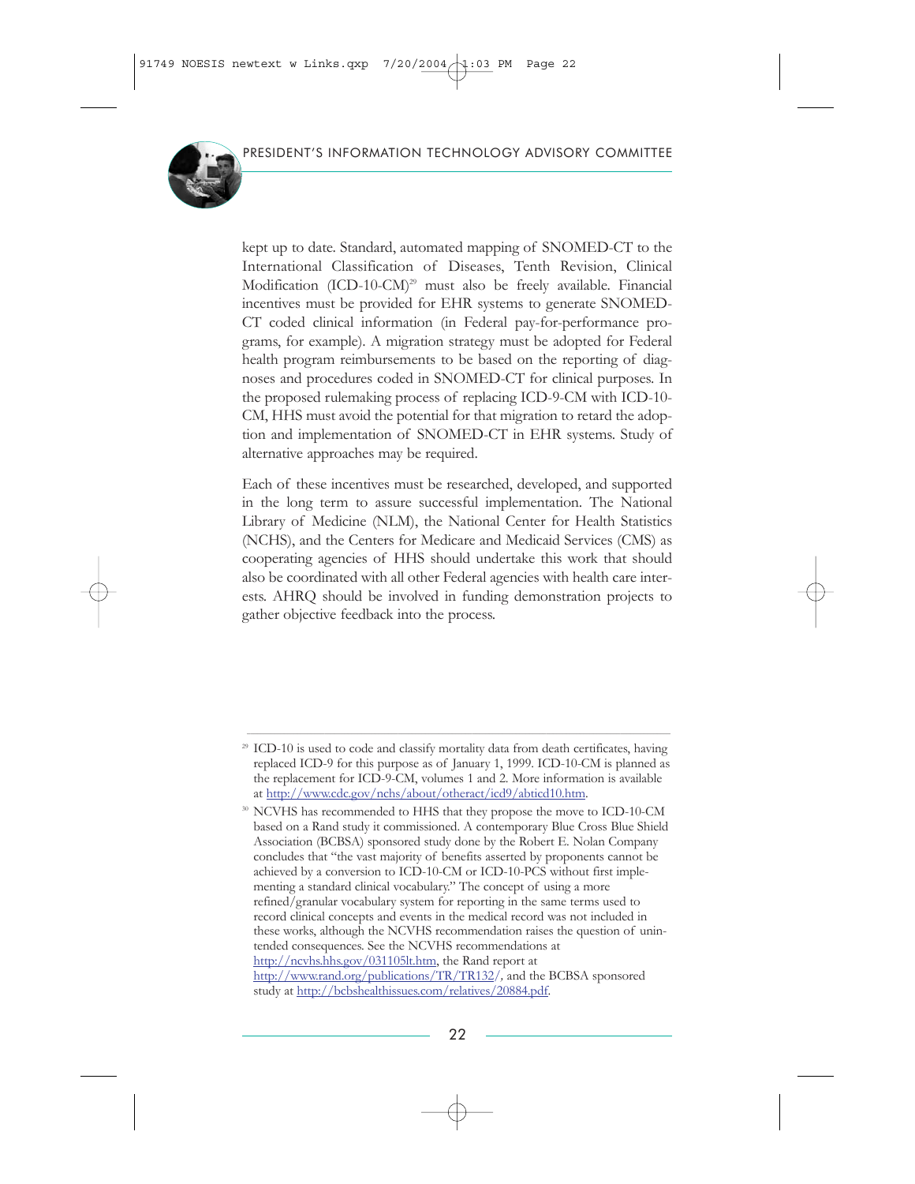kept up to date. Standard, automated mapping of SNOMED-CT to the International Classification of Diseases, Tenth Revision, Clinical Modification (ICD-10-CM)[29] must also be freely available. Financial incentives must be provided for EHR systems to generate SNOMED-CT coded clinical information (in Federal pay-for-performance programs, for example). A migration strategy must be adopted for Federal health program reimbursements to be based on the reporting of diagnoses and procedures coded in SNOMED-CT for clinical purposes. In the proposed rulemaking process of replacing ICD-9-CM with ICD-10-CM, HHS must avoid the potential for that migration to retard the adoption and implementation of SNOMED-CT in EHR systems. Study of alternative approaches may be required.

Each of these incentives must be researched, developed, and supported in the long term to assure successful implementation. The National Library of Medicine (NLM), the National Center for Health Statistics (NCHS), and the Centers for Medicare and Medicaid Services (CMS) as cooperating agencies of HHS should undertake this work that should also be coordinated with all other Federal agencies with health care interests. AHRQ should be involved in funding demonstration projects to gather objective feedback into the process.

---

[29] ICD-10 is used to code and classify mortality data from death certificates, having replaced ICD-9 for this purpose as of January 1, 1999. ICD-10-CM is planned as the replacement for ICD-9-CM, volumes 1 and 2. More information is available at http://www.cdc.gov/nchs/about/otheract/icd9/abticd10.htm.

[30] NCVHS has recommended to HHS that they propose the move to ICD-10-CM based on a Rand study it commissioned. A contemporary Blue Cross Blue Shield Association (BCBSA) sponsored study done by the Robert E. Nolan Company concludes that "the vast majority of benefits asserted by proponents cannot be achieved by a conversion to ICD-10-CM or ICD-10-PCS without first implementing a standard clinical vocabulary." The concept of using a more refined/granular vocabulary system for reporting in the same terms used to record clinical concepts and events in the medical record was not included in these works, although the NCVHS recommendation raises the question of unintended consequences. See the NCVHS recommendations at http://ncvhs.hhs.gov/031105lt.htm, the Rand report at http://www.rand.org/publications/TR/TR132/, and the BCBSA sponsored study at http://bcbshealthissues.com/relatives/20884.pdf.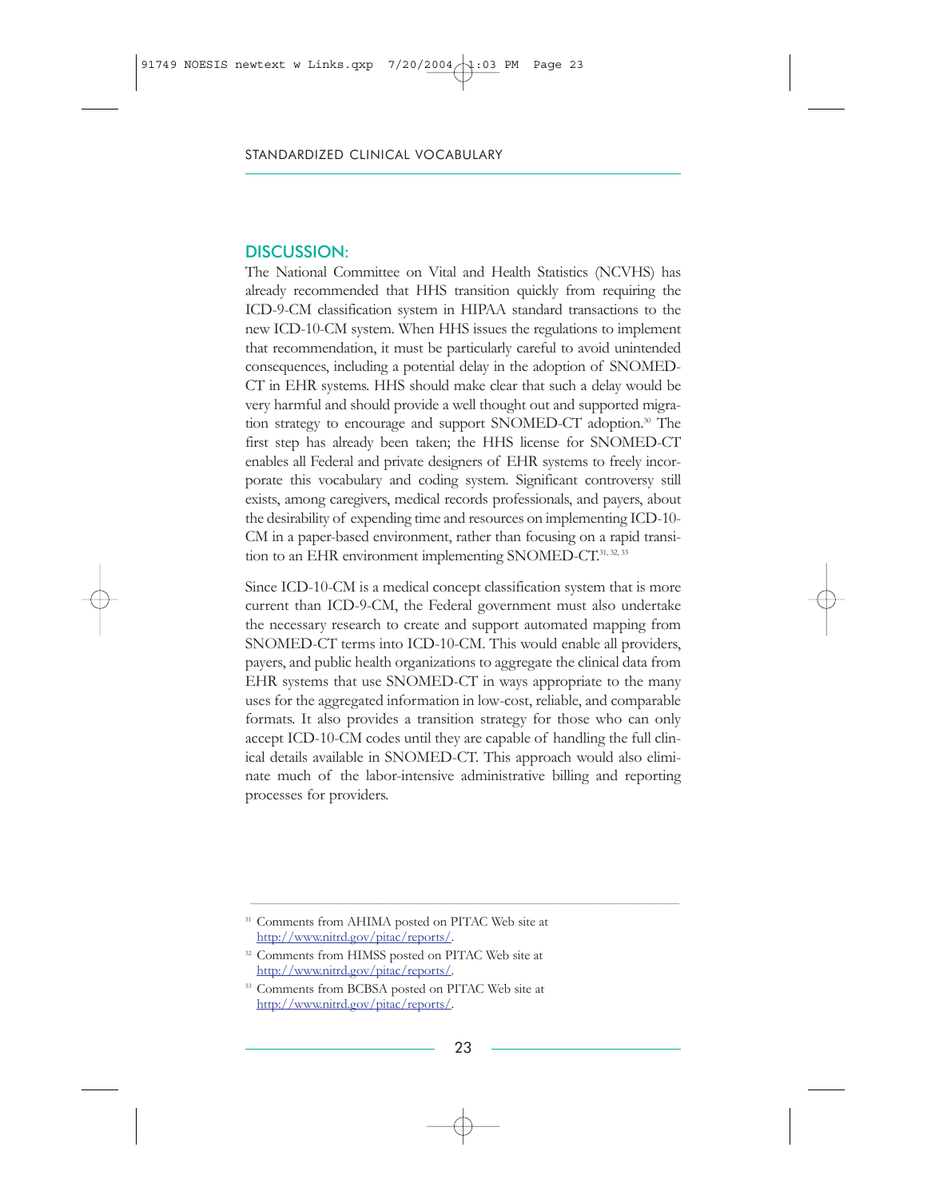## DISCUSSION:

The National Committee on Vital and Health Statistics (NCVHS) has already recommended that HHS transition quickly from requiring the ICD-9-CM classification system in HIPAA standard transactions to the new ICD-10-CM system. When HHS issues the regulations to implement that recommendation, it must be particularly careful to avoid unintended consequences, including a potential delay in the adoption of SNOMED-CT in EHR systems. HHS should make clear that such a delay would be very harmful and should provide a well thought out and supported migration strategy to encourage and support SNOMED-CT adoption.[30] The first step has already been taken; the HHS license for SNOMED-CT enables all Federal and private designers of EHR systems to freely incorporate this vocabulary and coding system. Significant controversy still exists, among caregivers, medical records professionals, and payers, about the desirability of expending time and resources on implementing ICD-10-CM in a paper-based environment, rather than focusing on a rapid transition to an EHR environment implementing SNOMED-CT.[31, 32, 33]

Since ICD-10-CM is a medical concept classification system that is more current than ICD-9-CM, the Federal government must also undertake the necessary research to create and support automated mapping from SNOMED-CT terms into ICD-10-CM. This would enable all providers, payers, and public health organizations to aggregate the clinical data from EHR systems that use SNOMED-CT in ways appropriate to the many uses for the aggregated information in low-cost, reliable, and comparable formats. It also provides a transition strategy for those who can only accept ICD-10-CM codes until they are capable of handling the full clinical details available in SNOMED-CT. This approach would also eliminate much of the labor-intensive administrative billing and reporting processes for providers.

---

[31] Comments from AHIMA posted on PITAC Web site at http://www.nitrd.gov/pitac/reports/.

[32] Comments from HIMSS posted on PITAC Web site at http://www.nitrd.gov/pitac/reports/.

[33] Comments from BCBSA posted on PITAC Web site at http://www.nitrd.gov/pitac/reports/.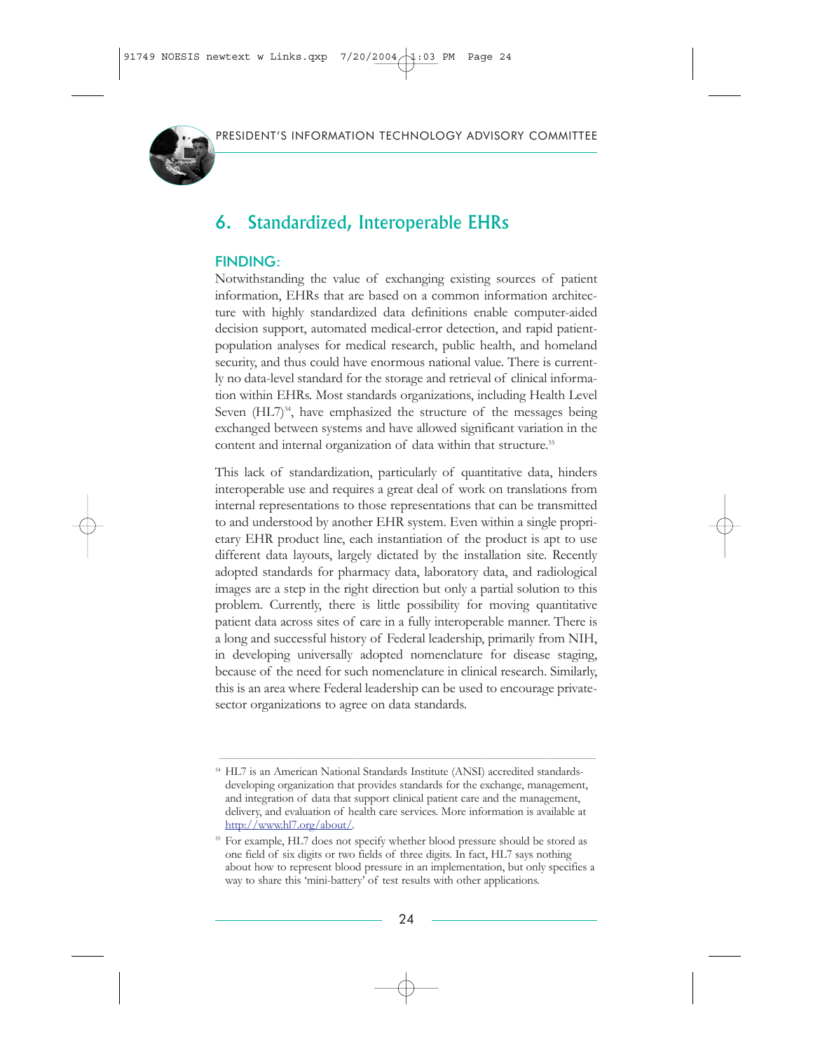## 6. Standardized, Interoperable EHRs

### FINDING:

Notwithstanding the value of exchanging existing sources of patient information, EHRs that are based on a common information architecture with highly standardized data definitions enable computer-aided decision support, automated medical-error detection, and rapid patient-population analyses for medical research, public health, and homeland security, and thus could have enormous national value. There is currently no data-level standard for the storage and retrieval of clinical information within EHRs. Most standards organizations, including Health Level Seven (HL7)[34], have emphasized the structure of the messages being exchanged between systems and have allowed significant variation in the content and internal organization of data within that structure.[35]

This lack of standardization, particularly of quantitative data, hinders interoperable use and requires a great deal of work on translations from internal representations to those representations that can be transmitted to and understood by another EHR system. Even within a single proprietary EHR product line, each instantiation of the product is apt to use different data layouts, largely dictated by the installation site. Recently adopted standards for pharmacy data, laboratory data, and radiological images are a step in the right direction but only a partial solution to this problem. Currently, there is little possibility for moving quantitative patient data across sites of care in a fully interoperable manner. There is a long and successful history of Federal leadership, primarily from NIH, in developing universally adopted nomenclature for disease staging, because of the need for such nomenclature in clinical research. Similarly, this is an area where Federal leadership can be used to encourage private-sector organizations to agree on data standards.

---

[34] HL7 is an American National Standards Institute (ANSI) accredited standards-developing organization that provides standards for the exchange, management, and integration of data that support clinical patient care and the management, delivery, and evaluation of health care services. More information is available at http://www.hl7.org/about/.

[35] For example, HL7 does not specify whether blood pressure should be stored as one field of six digits or two fields of three digits. In fact, HL7 says nothing about how to represent blood pressure in an implementation, but only specifies a way to share this 'mini-battery' of test results with other applications.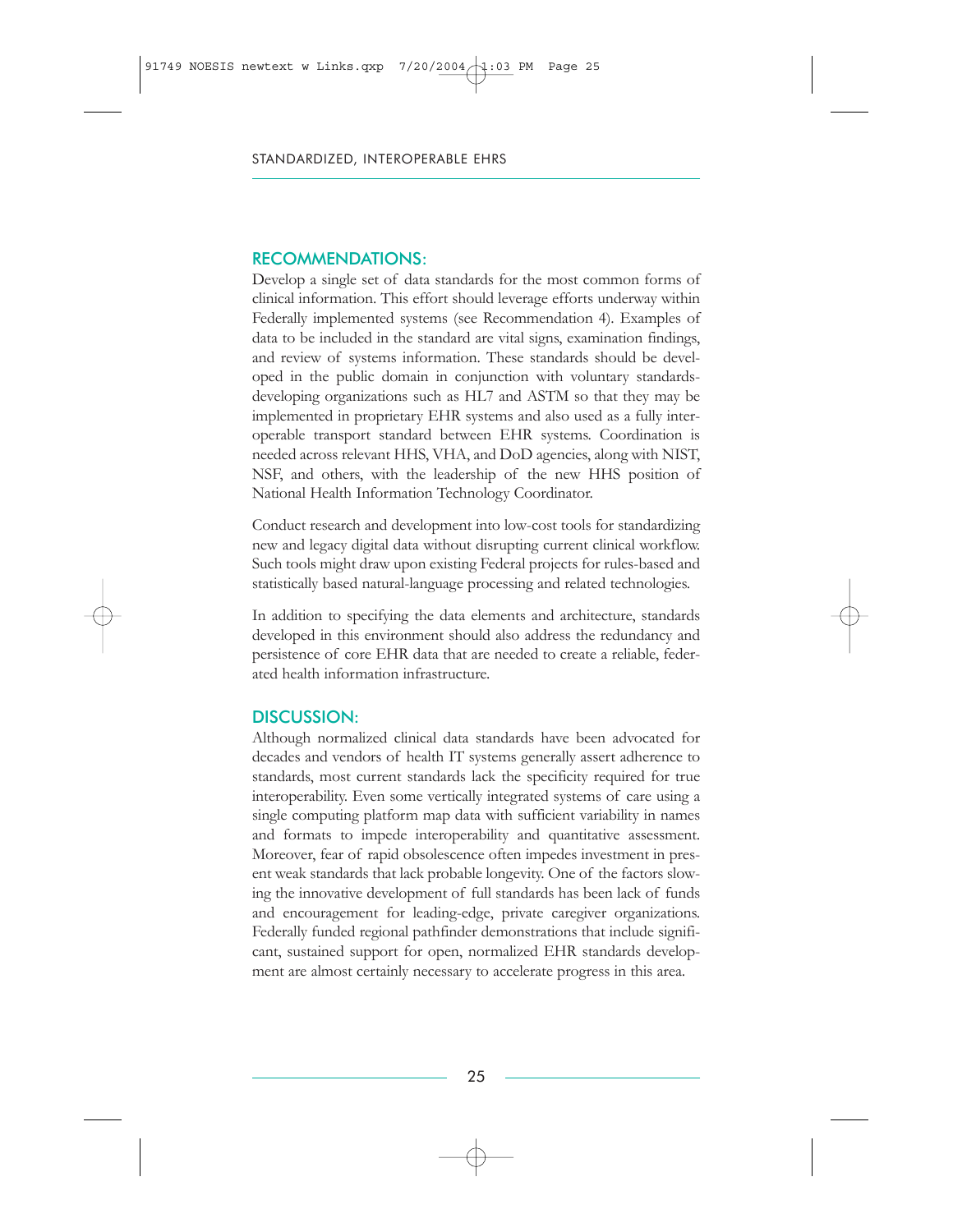## RECOMMENDATIONS:

Develop a single set of data standards for the most common forms of clinical information. This effort should leverage efforts underway within Federally implemented systems (see Recommendation 4). Examples of data to be included in the standard are vital signs, examination findings, and review of systems information. These standards should be developed in the public domain in conjunction with voluntary standards-developing organizations such as HL7 and ASTM so that they may be implemented in proprietary EHR systems and also used as a fully interoperable transport standard between EHR systems. Coordination is needed across relevant HHS, VHA, and DoD agencies, along with NIST, NSF, and others, with the leadership of the new HHS position of National Health Information Technology Coordinator.

Conduct research and development into low-cost tools for standardizing new and legacy digital data without disrupting current clinical workflow. Such tools might draw upon existing Federal projects for rules-based and statistically based natural-language processing and related technologies.

In addition to specifying the data elements and architecture, standards developed in this environment should also address the redundancy and persistence of core EHR data that are needed to create a reliable, federated health information infrastructure.

## DISCUSSION:

Although normalized clinical data standards have been advocated for decades and vendors of health IT systems generally assert adherence to standards, most current standards lack the specificity required for true interoperability. Even some vertically integrated systems of care using a single computing platform map data with sufficient variability in names and formats to impede interoperability and quantitative assessment. Moreover, fear of rapid obsolescence often impedes investment in present weak standards that lack probable longevity. One of the factors slowing the innovative development of full standards has been lack of funds and encouragement for leading-edge, private caregiver organizations. Federally funded regional pathfinder demonstrations that include significant, sustained support for open, normalized EHR standards development are almost certainly necessary to accelerate progress in this area.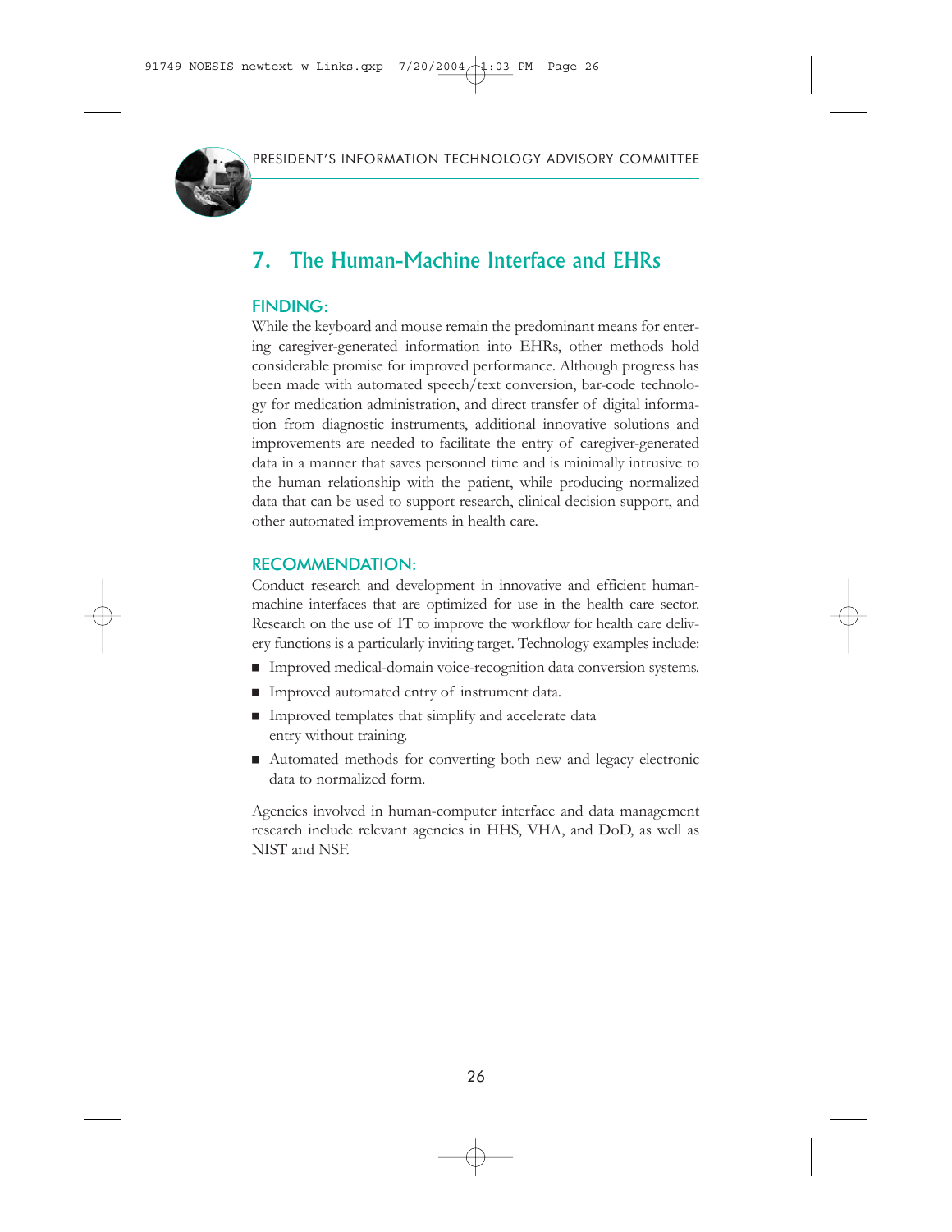## 7. The Human-Machine Interface and EHRs

### FINDING:

While the keyboard and mouse remain the predominant means for entering caregiver-generated information into EHRs, other methods hold considerable promise for improved performance. Although progress has been made with automated speech/text conversion, bar-code technology for medication administration, and direct transfer of digital information from diagnostic instruments, additional innovative solutions and improvements are needed to facilitate the entry of caregiver-generated data in a manner that saves personnel time and is minimally intrusive to the human relationship with the patient, while producing normalized data that can be used to support research, clinical decision support, and other automated improvements in health care.

### RECOMMENDATION:

Conduct research and development in innovative and efficient human-machine interfaces that are optimized for use in the health care sector. Research on the use of IT to improve the workflow for health care delivery functions is a particularly inviting target. Technology examples include:

- Improved medical-domain voice-recognition data conversion systems.
- Improved automated entry of instrument data.
- Improved templates that simplify and accelerate data entry without training.
- Automated methods for converting both new and legacy electronic data to normalized form.

Agencies involved in human-computer interface and data management research include relevant agencies in HHS, VHA, and DoD, as well as NIST and NSF.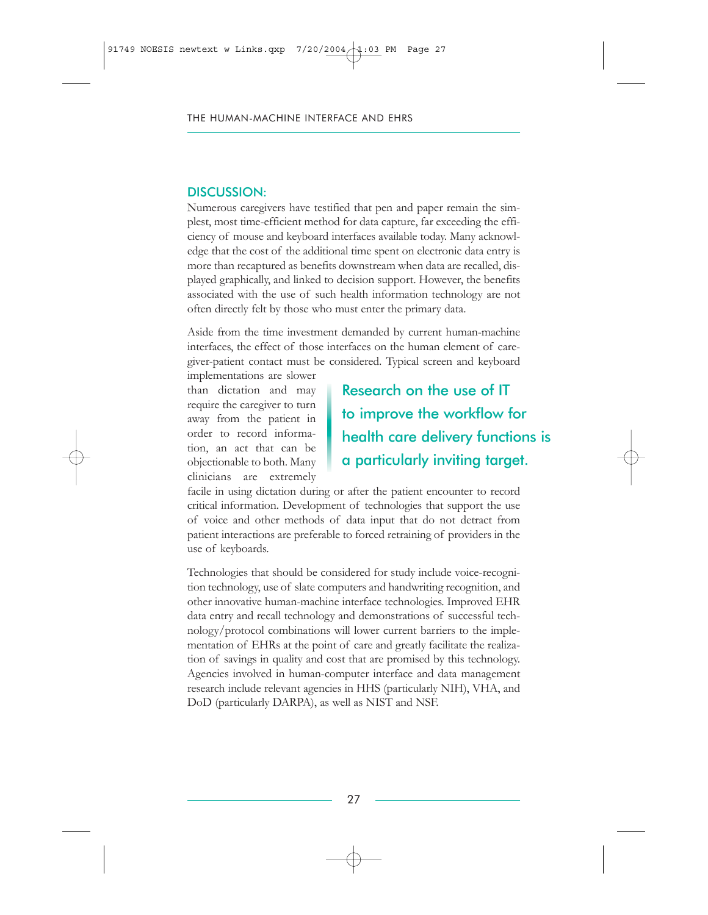## DISCUSSION:

Numerous caregivers have testified that pen and paper remain the simplest, most time-efficient method for data capture, far exceeding the efficiency of mouse and keyboard interfaces available today. Many acknowledge that the cost of the additional time spent on electronic data entry is more than recaptured as benefits downstream when data are recalled, displayed graphically, and linked to decision support. However, the benefits associated with the use of such health information technology are not often directly felt by those who must enter the primary data.

Aside from the time investment demanded by current human-machine interfaces, the effect of those interfaces on the human element of caregiver-patient contact must be considered. Typical screen and keyboard implementations are slower than dictation and may require the caregiver to turn away from the patient in order to record information, an act that can be objectionable to both. Many clinicians are extremely facile in using dictation during or after the patient encounter to record critical information. Development of technologies that support the use of voice and other methods of data input that do not detract from patient interactions are preferable to forced retraining of providers in the use of keyboards.

> Research on the use of IT to improve the workflow for health care delivery functions is a particularly inviting target.

Technologies that should be considered for study include voice-recognition technology, use of slate computers and handwriting recognition, and other innovative human-machine interface technologies. Improved EHR data entry and recall technology and demonstrations of successful technology/protocol combinations will lower current barriers to the implementation of EHRs at the point of care and greatly facilitate the realization of savings in quality and cost that are promised by this technology. Agencies involved in human-computer interface and data management research include relevant agencies in HHS (particularly NIH), VHA, and DoD (particularly DARPA), as well as NIST and NSF.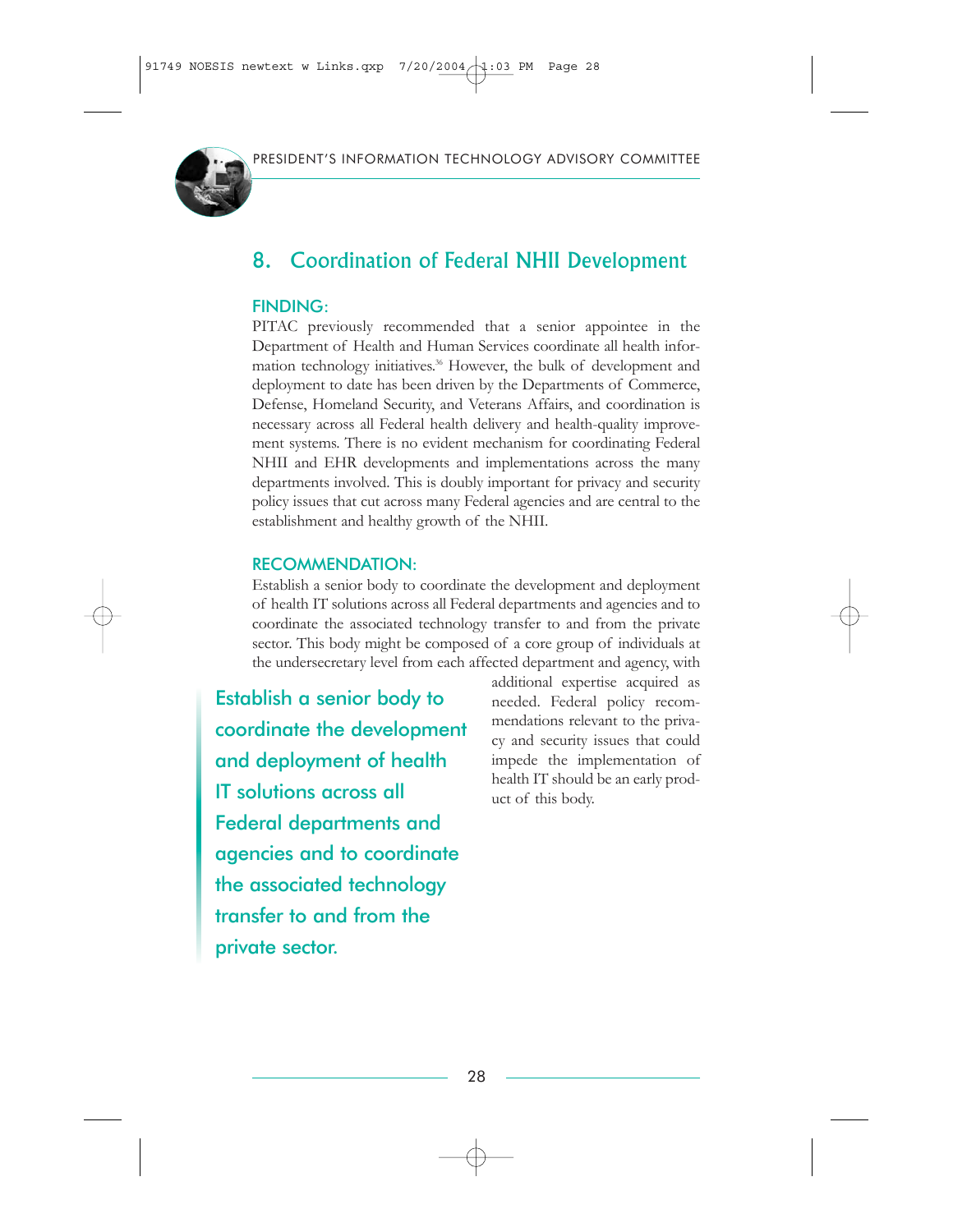## 8. Coordination of Federal NHII Development

### FINDING:

PITAC previously recommended that a senior appointee in the Department of Health and Human Services coordinate all health information technology initiatives.[36] However, the bulk of development and deployment to date has been driven by the Departments of Commerce, Defense, Homeland Security, and Veterans Affairs, and coordination is necessary across all Federal health delivery and health-quality improvement systems. There is no evident mechanism for coordinating Federal NHII and EHR developments and implementations across the many departments involved. This is doubly important for privacy and security policy issues that cut across many Federal agencies and are central to the establishment and healthy growth of the NHII.

### RECOMMENDATION:

Establish a senior body to coordinate the development and deployment of health IT solutions across all Federal departments and agencies and to coordinate the associated technology transfer to and from the private sector. This body might be composed of a core group of individuals at the undersecretary level from each affected department and agency, with additional expertise acquired as needed. Federal policy recommendations relevant to the privacy and security issues that could impede the implementation of health IT should be an early product of this body.

> Establish a senior body to coordinate the development and deployment of health IT solutions across all Federal departments and agencies and to coordinate the associated technology transfer to and from the private sector.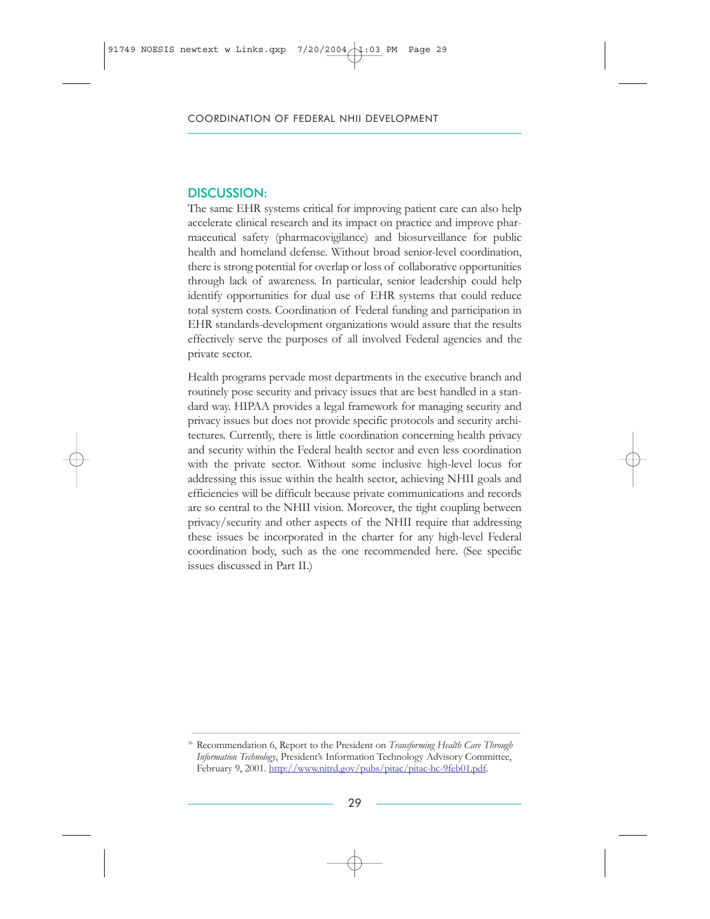## DISCUSSION:

The same EHR systems critical for improving patient care can also help accelerate clinical research and its impact on practice and improve pharmaceutical safety (pharmacovigilance) and biosurveillance for public health and homeland defense. Without broad senior-level coordination, there is strong potential for overlap or loss of collaborative opportunities through lack of awareness. In particular, senior leadership could help identify opportunities for dual use of EHR systems that could reduce total system costs. Coordination of Federal funding and participation in EHR standards-development organizations would assure that the results effectively serve the purposes of all involved Federal agencies and the private sector.

Health programs pervade most departments in the executive branch and routinely pose security and privacy issues that are best handled in a standard way. HIPAA provides a legal framework for managing security and privacy issues but does not provide specific protocols and security architectures. Currently, there is little coordination concerning health privacy and security within the Federal health sector and even less coordination with the private sector. Without some inclusive high-level locus for addressing this issue within the health sector, achieving NHII goals and efficiencies will be difficult because private communications and records are so central to the NHII vision. Moreover, the tight coupling between privacy/security and other aspects of the NHII require that addressing these issues be incorporated in the charter for any high-level Federal coordination body, such as the one recommended here. (See specific issues discussed in Part II.)

---

[36] Recommendation 6, Report to the President on *Transforming Health Care Through Information Technology*, President's Information Technology Advisory Committee, February 9, 2001. http://www.nitrd.gov/pubs/pitac/pitac-hc-9feb01.pdf.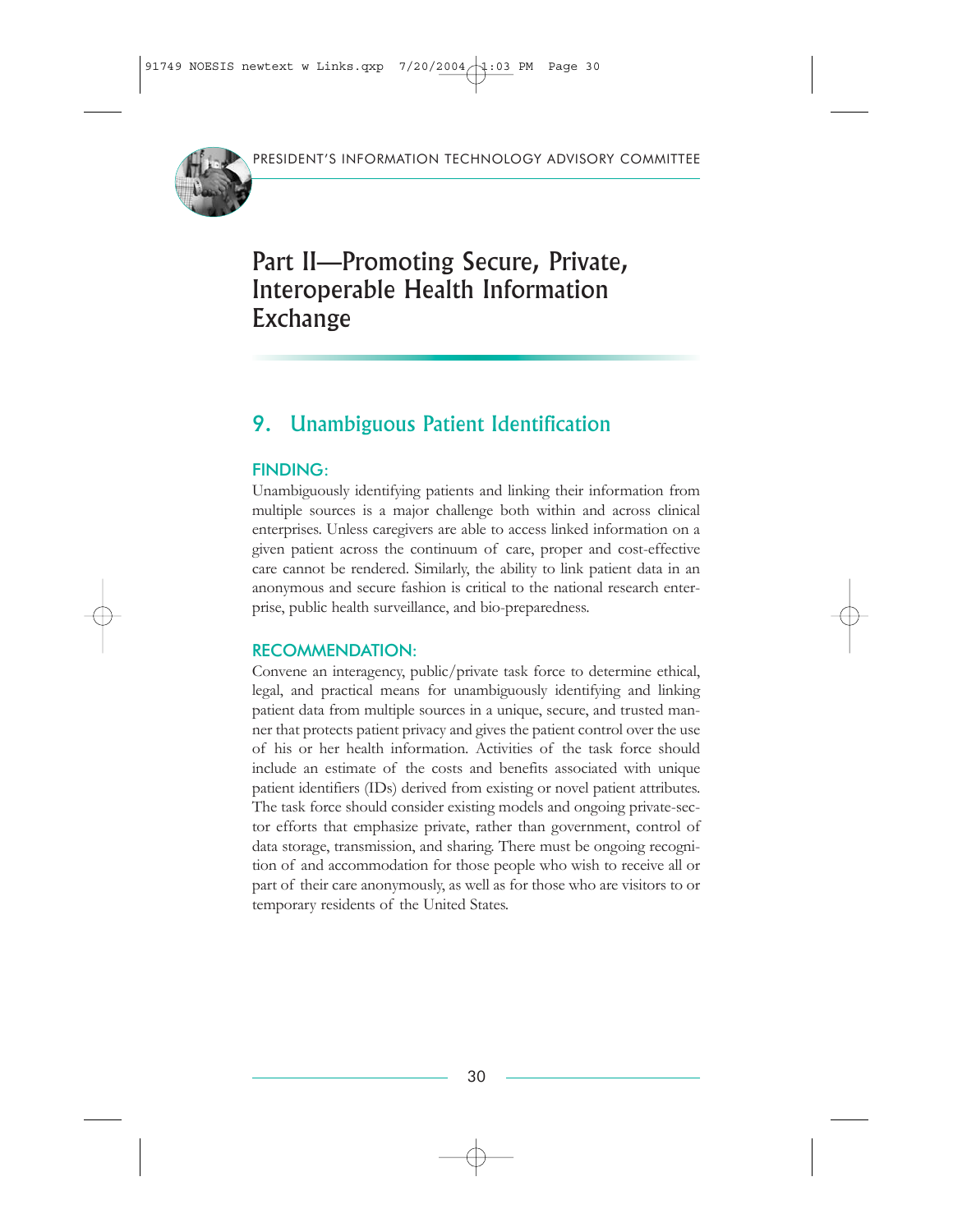# Part II—Promoting Secure, Private, Interoperable Health Information Exchange

## 9. Unambiguous Patient Identification

### FINDING:

Unambiguously identifying patients and linking their information from multiple sources is a major challenge both within and across clinical enterprises. Unless caregivers are able to access linked information on a given patient across the continuum of care, proper and cost-effective care cannot be rendered. Similarly, the ability to link patient data in an anonymous and secure fashion is critical to the national research enterprise, public health surveillance, and bio-preparedness.

### RECOMMENDATION:

Convene an interagency, public/private task force to determine ethical, legal, and practical means for unambiguously identifying and linking patient data from multiple sources in a unique, secure, and trusted manner that protects patient privacy and gives the patient control over the use of his or her health information. Activities of the task force should include an estimate of the costs and benefits associated with unique patient identifiers (IDs) derived from existing or novel patient attributes. The task force should consider existing models and ongoing private-sector efforts that emphasize private, rather than government, control of data storage, transmission, and sharing. There must be ongoing recognition of and accommodation for those people who wish to receive all or part of their care anonymously, as well as for those who are visitors to or temporary residents of the United States.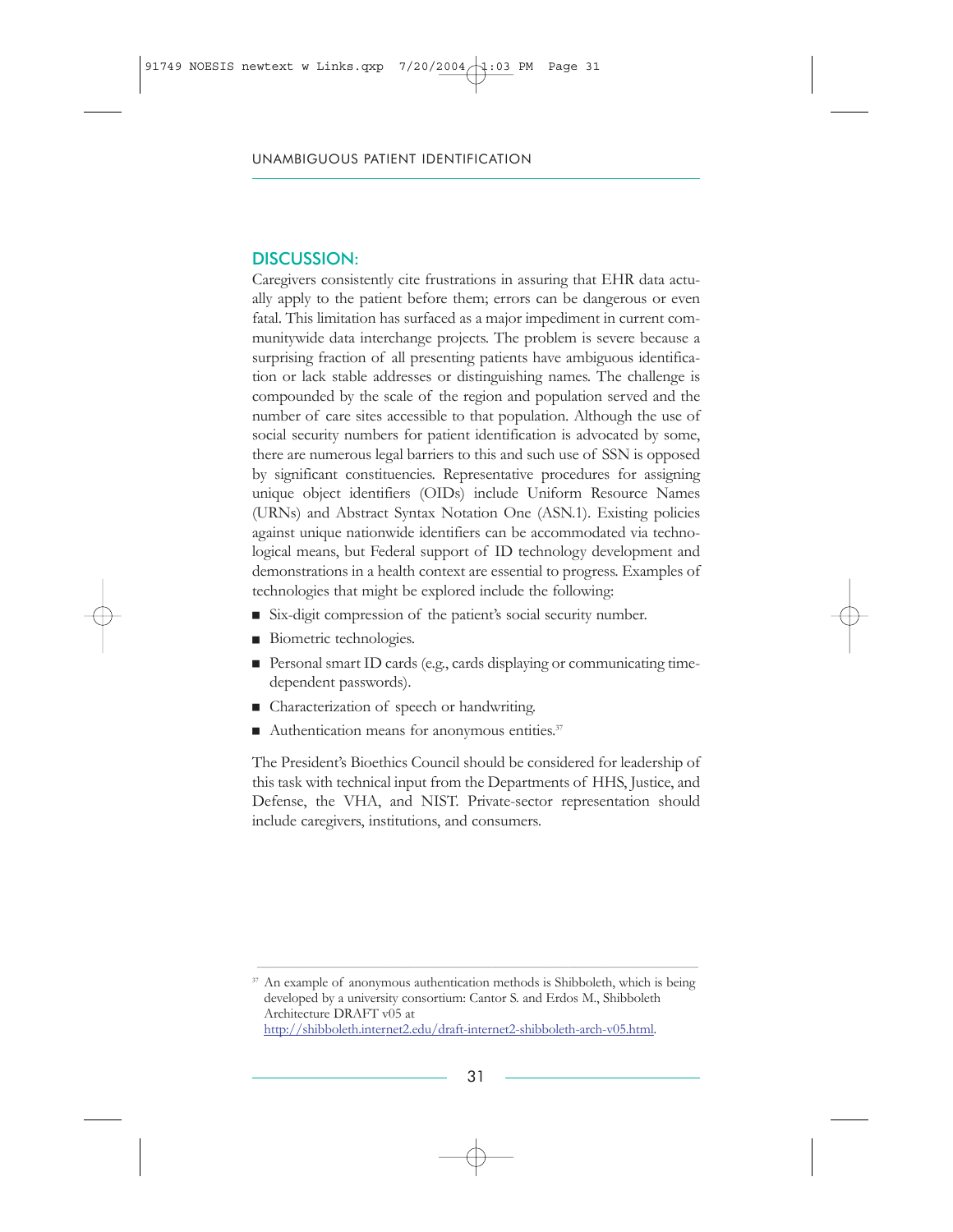## DISCUSSION:

Caregivers consistently cite frustrations in assuring that EHR data actually apply to the patient before them; errors can be dangerous or even fatal. This limitation has surfaced as a major impediment in current communitywide data interchange projects. The problem is severe because a surprising fraction of all presenting patients have ambiguous identification or lack stable addresses or distinguishing names. The challenge is compounded by the scale of the region and population served and the number of care sites accessible to that population. Although the use of social security numbers for patient identification is advocated by some, there are numerous legal barriers to this and such use of SSN is opposed by significant constituencies. Representative procedures for assigning unique object identifiers (OIDs) include Uniform Resource Names (URNs) and Abstract Syntax Notation One (ASN.1). Existing policies against unique nationwide identifiers can be accommodated via technological means, but Federal support of ID technology development and demonstrations in a health context are essential to progress. Examples of technologies that might be explored include the following:

- Six-digit compression of the patient's social security number.
- Biometric technologies.
- Personal smart ID cards (e.g., cards displaying or communicating time-dependent passwords).
- Characterization of speech or handwriting.
- Authentication means for anonymous entities.[37]

The President's Bioethics Council should be considered for leadership of this task with technical input from the Departments of HHS, Justice, and Defense, the VHA, and NIST. Private-sector representation should include caregivers, institutions, and consumers.

---

[37] An example of anonymous authentication methods is Shibboleth, which is being developed by a university consortium: Cantor S. and Erdos M., Shibboleth Architecture DRAFT v05 at http://shibboleth.internet2.edu/draft-internet2-shibboleth-arch-v05.html.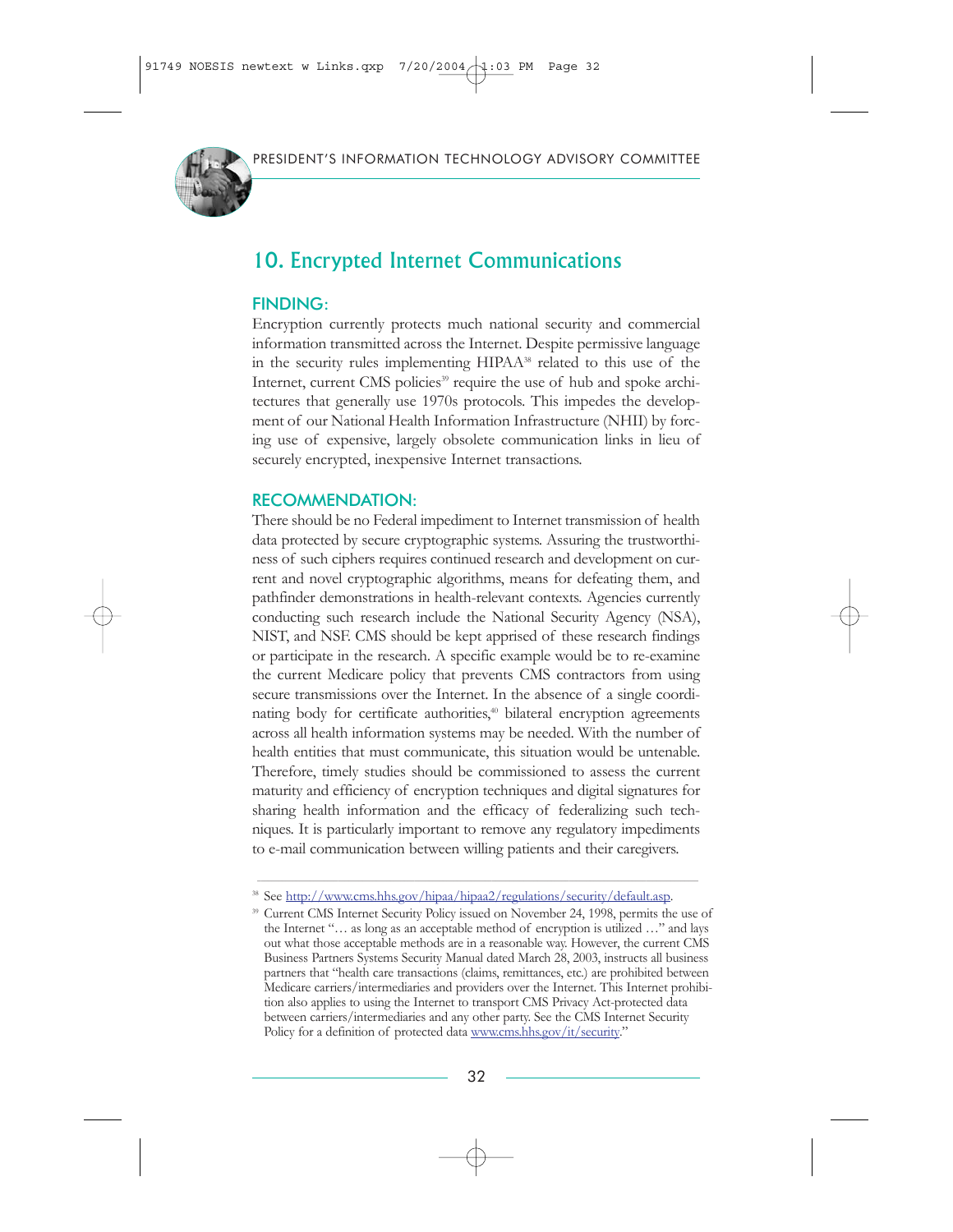## 10. Encrypted Internet Communications

### FINDING:

Encryption currently protects much national security and commercial information transmitted across the Internet. Despite permissive language in the security rules implementing HIPAA[38] related to this use of the Internet, current CMS policies[39] require the use of hub and spoke architectures that generally use 1970s protocols. This impedes the development of our National Health Information Infrastructure (NHII) by forcing use of expensive, largely obsolete communication links in lieu of securely encrypted, inexpensive Internet transactions.

### RECOMMENDATION:

There should be no Federal impediment to Internet transmission of health data protected by secure cryptographic systems. Assuring the trustworthiness of such ciphers requires continued research and development on current and novel cryptographic algorithms, means for defeating them, and pathfinder demonstrations in health-relevant contexts. Agencies currently conducting such research include the National Security Agency (NSA), NIST, and NSF. CMS should be kept apprised of these research findings or participate in the research. A specific example would be to re-examine the current Medicare policy that prevents CMS contractors from using secure transmissions over the Internet. In the absence of a single coordinating body for certificate authorities,[40] bilateral encryption agreements across all health information systems may be needed. With the number of health entities that must communicate, this situation would be untenable. Therefore, timely studies should be commissioned to assess the current maturity and efficiency of encryption techniques and digital signatures for sharing health information and the efficacy of federalizing such techniques. It is particularly important to remove any regulatory impediments to e-mail communication between willing patients and their caregivers.

---

[38] See http://www.cms.hhs.gov/hipaa/hipaa2/regulations/security/default.asp.

[39] Current CMS Internet Security Policy issued on November 24, 1998, permits the use of the Internet "… as long as an acceptable method of encryption is utilized …" and lays out what those acceptable methods are in a reasonable way. However, the current CMS Business Partners Systems Security Manual dated March 28, 2003, instructs all business partners that "health care transactions (claims, remittances, etc.) are prohibited between Medicare carriers/intermediaries and providers over the Internet. This Internet prohibition also applies to using the Internet to transport CMS Privacy Act-protected data between carriers/intermediaries and any other party. See the CMS Internet Security Policy for a definition of protected data www.cms.hhs.gov/it/security."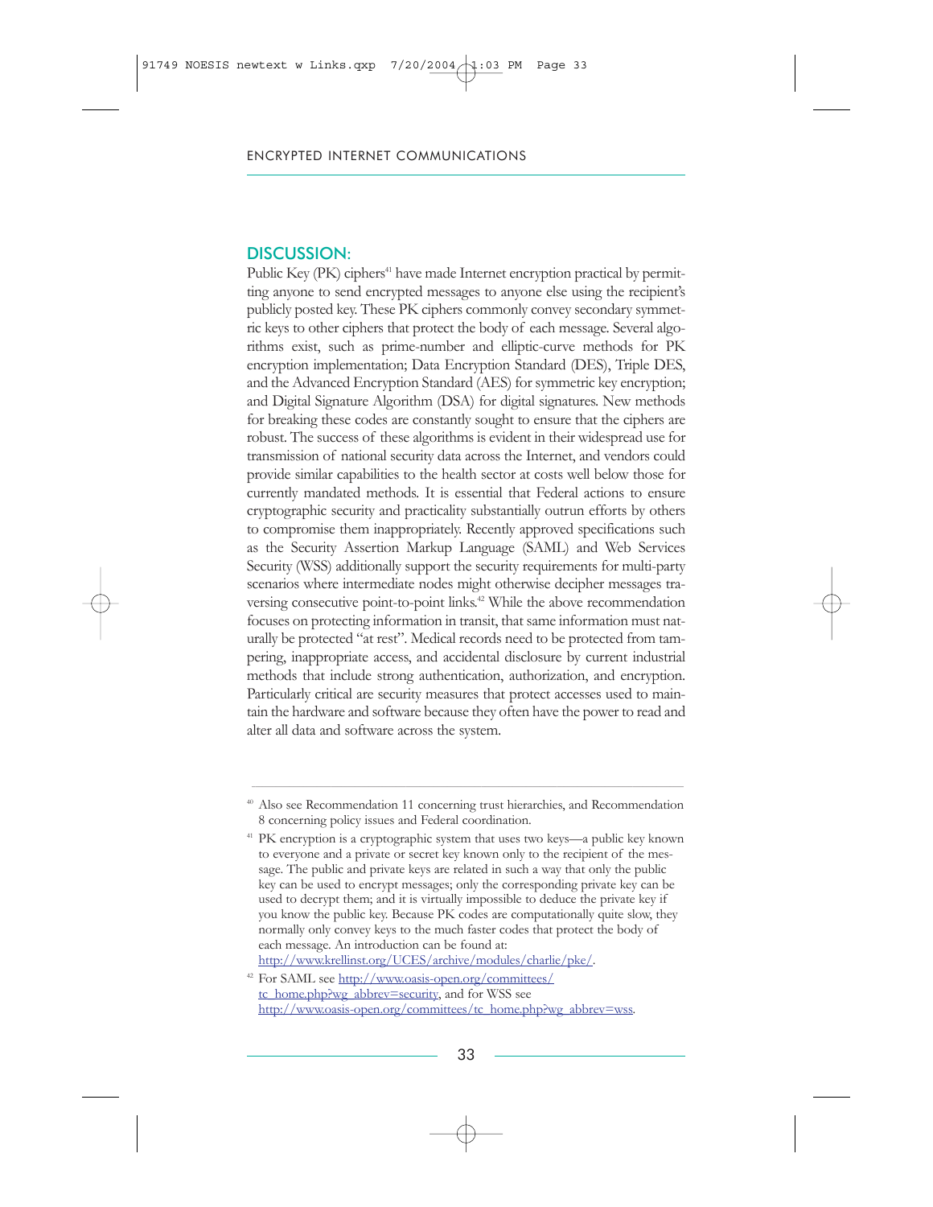## DISCUSSION:

Public Key (PK) ciphers[41] have made Internet encryption practical by permitting anyone to send encrypted messages to anyone else using the recipient's publicly posted key. These PK ciphers commonly convey secondary symmetric keys to other ciphers that protect the body of each message. Several algorithms exist, such as prime-number and elliptic-curve methods for PK encryption implementation; Data Encryption Standard (DES), Triple DES, and the Advanced Encryption Standard (AES) for symmetric key encryption; and Digital Signature Algorithm (DSA) for digital signatures. New methods for breaking these codes are constantly sought to ensure that the ciphers are robust. The success of these algorithms is evident in their widespread use for transmission of national security data across the Internet, and vendors could provide similar capabilities to the health sector at costs well below those for currently mandated methods. It is essential that Federal actions to ensure cryptographic security and practicality substantially outrun efforts by others to compromise them inappropriately. Recently approved specifications such as the Security Assertion Markup Language (SAML) and Web Services Security (WSS) additionally support the security requirements for multi-party scenarios where intermediate nodes might otherwise decipher messages traversing consecutive point-to-point links.[42] While the above recommendation focuses on protecting information in transit, that same information must naturally be protected "at rest". Medical records need to be protected from tampering, inappropriate access, and accidental disclosure by current industrial methods that include strong authentication, authorization, and encryption. Particularly critical are security measures that protect accesses used to maintain the hardware and software because they often have the power to read and alter all data and software across the system.

---

[40] Also see Recommendation 11 concerning trust hierarchies, and Recommendation 8 concerning policy issues and Federal coordination.

[41] PK encryption is a cryptographic system that uses two keys—a public key known to everyone and a private or secret key known only to the recipient of the message. The public and private keys are related in such a way that only the public key can be used to encrypt messages; only the corresponding private key can be used to decrypt them; and it is virtually impossible to deduce the private key if you know the public key. Because PK codes are computationally quite slow, they normally only convey keys to the much faster codes that protect the body of each message. An introduction can be found at: http://www.krellinst.org/UCES/archive/modules/charlie/pke/.

[42] For SAML see http://www.oasis-open.org/committees/tc_home.php?wg_abbrev=security, and for WSS see http://www.oasis-open.org/committees/tc_home.php?wg_abbrev=wss.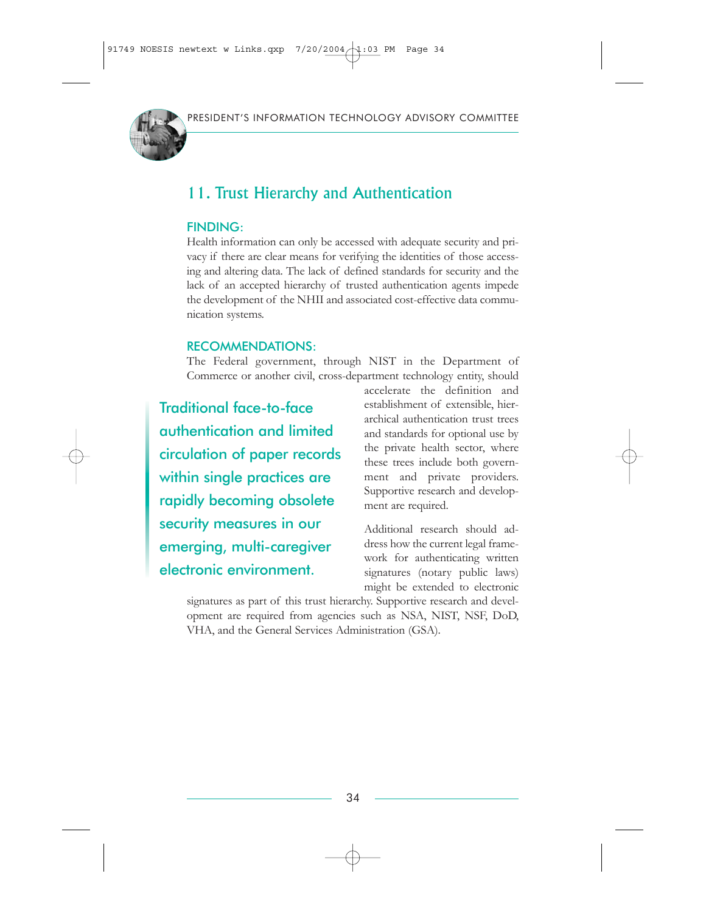## 11. Trust Hierarchy and Authentication

### FINDING:

Health information can only be accessed with adequate security and privacy if there are clear means for verifying the identities of those accessing and altering data. The lack of defined standards for security and the lack of an accepted hierarchy of trusted authentication agents impede the development of the NHII and associated cost-effective data communication systems.

### RECOMMENDATIONS:

The Federal government, through NIST in the Department of Commerce or another civil, cross-department technology entity, should accelerate the definition and establishment of extensible, hierarchical authentication trust trees and standards for optional use by the private health sector, where these trees include both government and private providers. Supportive research and development are required.

> Traditional face-to-face authentication and limited circulation of paper records within single practices are rapidly becoming obsolete security measures in our emerging, multi-caregiver electronic environment.

Additional research should address how the current legal framework for authenticating written signatures (notary public laws) might be extended to electronic signatures as part of this trust hierarchy. Supportive research and development are required from agencies such as NSA, NIST, NSF, DoD, VHA, and the General Services Administration (GSA).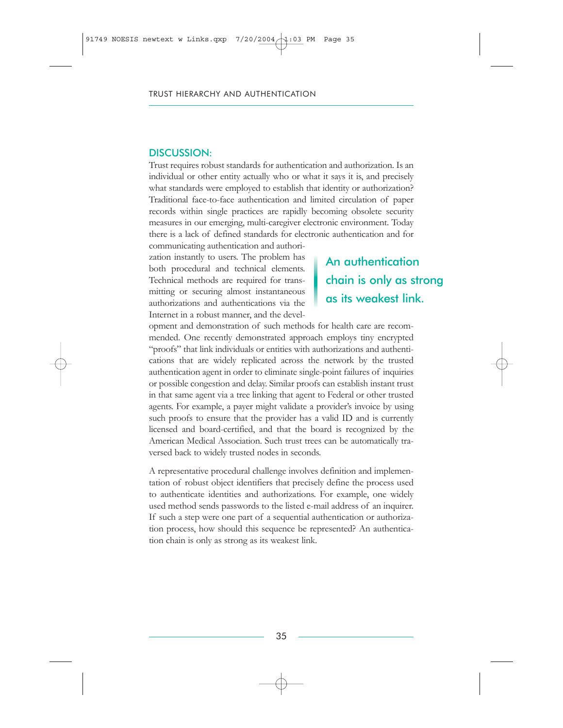### DISCUSSION:

Trust requires robust standards for authentication and authorization. Is an individual or other entity actually who or what it says it is, and precisely what standards were employed to establish that identity or authorization? Traditional face-to-face authentication and limited circulation of paper records within single practices are rapidly becoming obsolete security measures in our emerging, multi-caregiver electronic environment. Today there is a lack of defined standards for electronic authentication and for communicating authentication and authorization instantly to users. The problem has both procedural and technical elements. Technical methods are required for transmitting or securing almost instantaneous authorizations and authentications via the Internet in a robust manner, and the development and demonstration of such methods for health care are recommended. One recently demonstrated approach employs tiny encrypted "proofs" that link individuals or entities with authorizations and authentications that are widely replicated across the network by the trusted authentication agent in order to eliminate single-point failures of inquiries or possible congestion and delay. Similar proofs can establish instant trust in that same agent via a tree linking that agent to Federal or other trusted agents. For example, a payer might validate a provider's invoice by using such proofs to ensure that the provider has a valid ID and is currently licensed and board-certified, and that the board is recognized by the American Medical Association. Such trust trees can be automatically traversed back to widely trusted nodes in seconds.

> An authentication chain is only as strong as its weakest link.

A representative procedural challenge involves definition and implementation of robust object identifiers that precisely define the process used to authenticate identities and authorizations. For example, one widely used method sends passwords to the listed e-mail address of an inquirer. If such a step were one part of a sequential authentication or authorization process, how should this sequence be represented? An authentication chain is only as strong as its weakest link.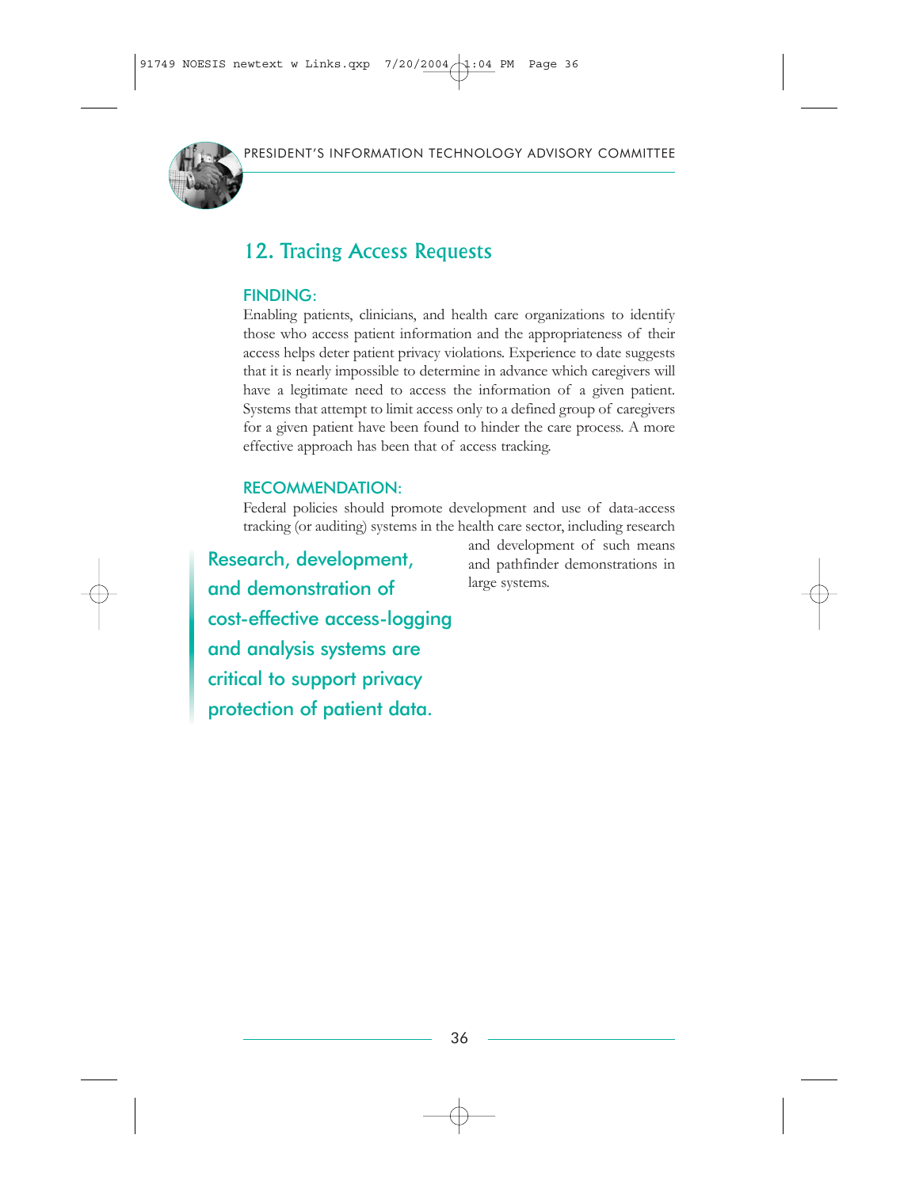## 12. Tracing Access Requests

### FINDING:

Enabling patients, clinicians, and health care organizations to identify those who access patient information and the appropriateness of their access helps deter patient privacy violations. Experience to date suggests that it is nearly impossible to determine in advance which caregivers will have a legitimate need to access the information of a given patient. Systems that attempt to limit access only to a defined group of caregivers for a given patient have been found to hinder the care process. A more effective approach has been that of access tracking.

### RECOMMENDATION:

Federal policies should promote development and use of data-access tracking (or auditing) systems in the health care sector, including research and development of such means and pathfinder demonstrations in large systems.

> Research, development, and demonstration of cost-effective access-logging and analysis systems are critical to support privacy protection of patient data.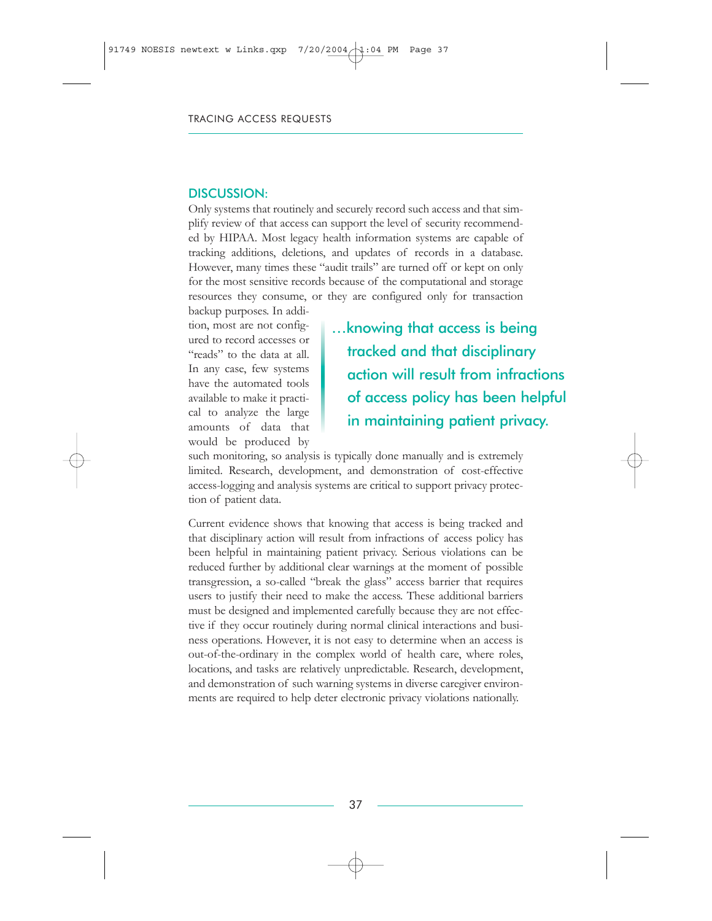## DISCUSSION:

Only systems that routinely and securely record such access and that simplify review of that access can support the level of security recommended by HIPAA. Most legacy health information systems are capable of tracking additions, deletions, and updates of records in a database. However, many times these "audit trails" are turned off or kept on only for the most sensitive records because of the computational and storage resources they consume, or they are configured only for transaction backup purposes. In addition, most are not configured to record accesses or "reads" to the data at all. In any case, few systems have the automated tools available to make it practical to analyze the large amounts of data that would be produced by such monitoring, so analysis is typically done manually and is extremely limited. Research, development, and demonstration of cost-effective access-logging and analysis systems are critical to support privacy protection of patient data.

> …knowing that access is being tracked and that disciplinary action will result from infractions of access policy has been helpful in maintaining patient privacy.

Current evidence shows that knowing that access is being tracked and that disciplinary action will result from infractions of access policy has been helpful in maintaining patient privacy. Serious violations can be reduced further by additional clear warnings at the moment of possible transgression, a so-called "break the glass" access barrier that requires users to justify their need to make the access. These additional barriers must be designed and implemented carefully because they are not effective if they occur routinely during normal clinical interactions and business operations. However, it is not easy to determine when an access is out-of-the-ordinary in the complex world of health care, where roles, locations, and tasks are relatively unpredictable. Research, development, and demonstration of such warning systems in diverse caregiver environments are required to help deter electronic privacy violations nationally.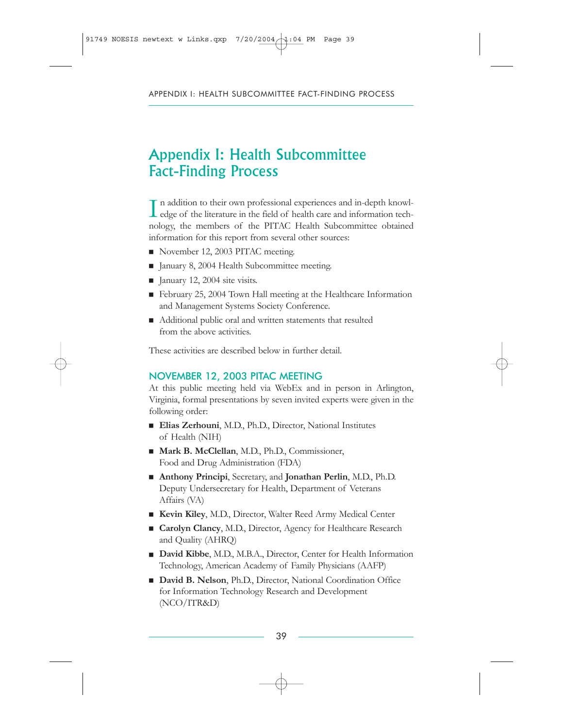# Appendix I: Health Subcommittee Fact-Finding Process

In addition to their own professional experiences and in-depth knowledge of the literature in the field of health care and information technology, the members of the PITAC Health Subcommittee obtained information for this report from several other sources:

- November 12, 2003 PITAC meeting.
- January 8, 2004 Health Subcommittee meeting.
- January 12, 2004 site visits.
- February 25, 2004 Town Hall meeting at the Healthcare Information and Management Systems Society Conference.
- Additional public oral and written statements that resulted from the above activities.

These activities are described below in further detail.

## NOVEMBER 12, 2003 PITAC MEETING

At this public meeting held via WebEx and in person in Arlington, Virginia, formal presentations by seven invited experts were given in the following order:

- **Elias Zerhouni**, M.D., Ph.D., Director, National Institutes of Health (NIH)
- **Mark B. McClellan**, M.D., Ph.D., Commissioner, Food and Drug Administration (FDA)
- **Anthony Principi**, Secretary, and **Jonathan Perlin**, M.D., Ph.D. Deputy Undersecretary for Health, Department of Veterans Affairs (VA)
- **Kevin Kiley**, M.D., Director, Walter Reed Army Medical Center
- **Carolyn Clancy**, M.D., Director, Agency for Healthcare Research and Quality (AHRQ)
- **David Kibbe**, M.D., M.B.A., Director, Center for Health Information Technology, American Academy of Family Physicians (AAFP)
- **David B. Nelson**, Ph.D., Director, National Coordination Office for Information Technology Research and Development (NCO/ITR&D)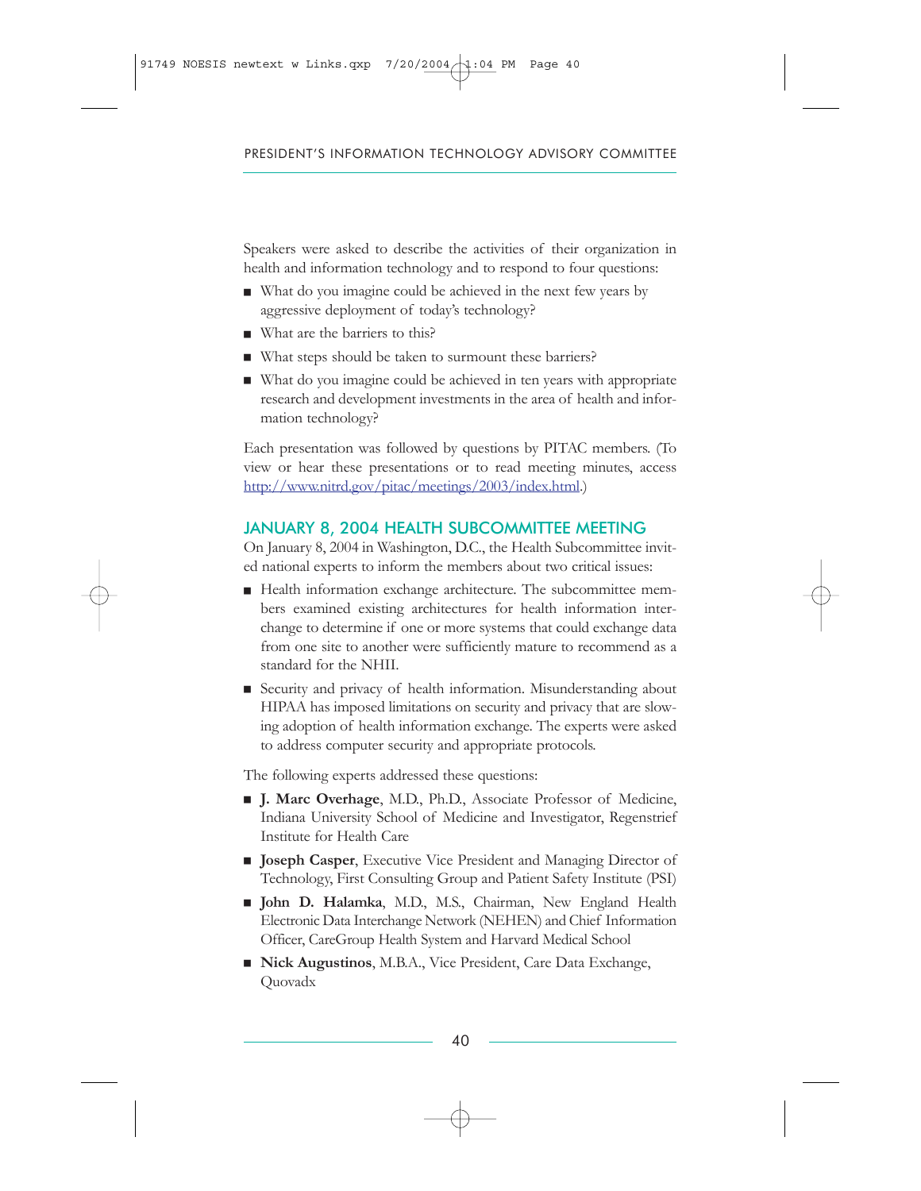Speakers were asked to describe the activities of their organization in health and information technology and to respond to four questions:

- What do you imagine could be achieved in the next few years by aggressive deployment of today's technology?
- What are the barriers to this?
- What steps should be taken to surmount these barriers?
- What do you imagine could be achieved in ten years with appropriate research and development investments in the area of health and information technology?

Each presentation was followed by questions by PITAC members. (To view or hear these presentations or to read meeting minutes, access http://www.nitrd.gov/pitac/meetings/2003/index.html.)

## JANUARY 8, 2004 HEALTH SUBCOMMITTEE MEETING

On January 8, 2004 in Washington, D.C., the Health Subcommittee invited national experts to inform the members about two critical issues:

- Health information exchange architecture. The subcommittee members examined existing architectures for health information interchange to determine if one or more systems that could exchange data from one site to another were sufficiently mature to recommend as a standard for the NHII.
- Security and privacy of health information. Misunderstanding about HIPAA has imposed limitations on security and privacy that are slowing adoption of health information exchange. The experts were asked to address computer security and appropriate protocols.

The following experts addressed these questions:

- **J. Marc Overhage**, M.D., Ph.D., Associate Professor of Medicine, Indiana University School of Medicine and Investigator, Regenstrief Institute for Health Care
- **Joseph Casper**, Executive Vice President and Managing Director of Technology, First Consulting Group and Patient Safety Institute (PSI)
- **John D. Halamka**, M.D., M.S., Chairman, New England Health Electronic Data Interchange Network (NEHEN) and Chief Information Officer, CareGroup Health System and Harvard Medical School
- **Nick Augustinos**, M.B.A., Vice President, Care Data Exchange, Quovadx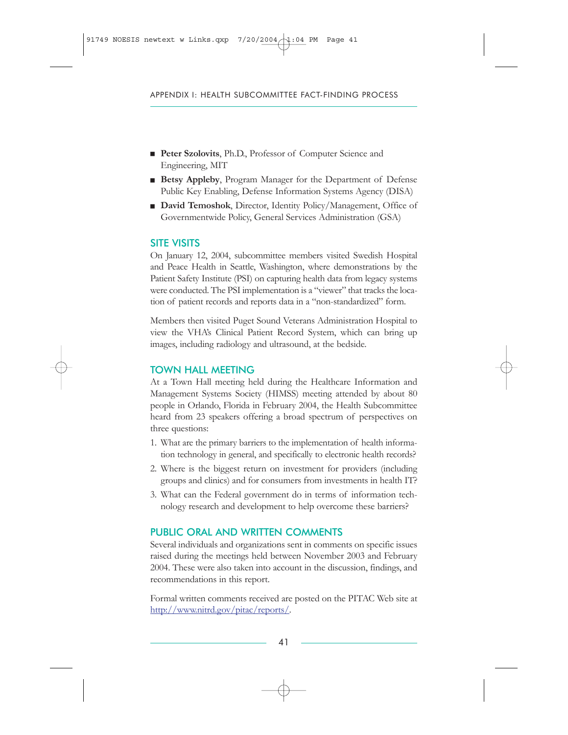- **Peter Szolovits**, Ph.D., Professor of Computer Science and Engineering, MIT
- **Betsy Appleby**, Program Manager for the Department of Defense Public Key Enabling, Defense Information Systems Agency (DISA)
- **David Temoshok**, Director, Identity Policy/Management, Office of Governmentwide Policy, General Services Administration (GSA)

## SITE VISITS

On January 12, 2004, subcommittee members visited Swedish Hospital and Peace Health in Seattle, Washington, where demonstrations by the Patient Safety Institute (PSI) on capturing health data from legacy systems were conducted. The PSI implementation is a "viewer" that tracks the location of patient records and reports data in a "non-standardized" form.

Members then visited Puget Sound Veterans Administration Hospital to view the VHA's Clinical Patient Record System, which can bring up images, including radiology and ultrasound, at the bedside.

## TOWN HALL MEETING

At a Town Hall meeting held during the Healthcare Information and Management Systems Society (HIMSS) meeting attended by about 80 people in Orlando, Florida in February 2004, the Health Subcommittee heard from 23 speakers offering a broad spectrum of perspectives on three questions:

1. What are the primary barriers to the implementation of health information technology in general, and specifically to electronic health records?
2. Where is the biggest return on investment for providers (including groups and clinics) and for consumers from investments in health IT?
3. What can the Federal government do in terms of information technology research and development to help overcome these barriers?

## PUBLIC ORAL AND WRITTEN COMMENTS

Several individuals and organizations sent in comments on specific issues raised during the meetings held between November 2003 and February 2004. These were also taken into account in the discussion, findings, and recommendations in this report.

Formal written comments received are posted on the PITAC Web site at http://www.nitrd.gov/pitac/reports/.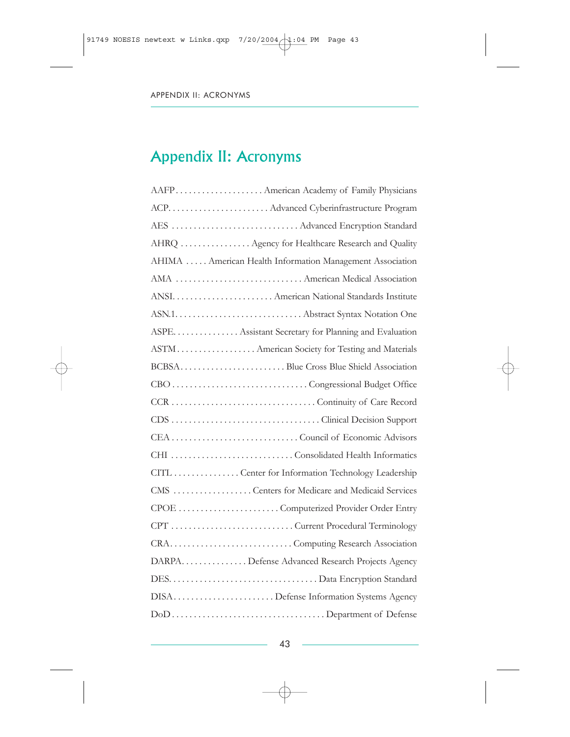# Appendix II: Acronyms

AAFP . . . . . . . . . . . . . . . . . . . . American Academy of Family Physicians

ACP. . . . . . . . . . . . . . . . . . . . . . . Advanced Cyberinfrastructure Program

AES . . . . . . . . . . . . . . . . . . . . . . . . . . . . . Advanced Encryption Standard

AHRQ . . . . . . . . . . . . . . . . Agency for Healthcare Research and Quality

AHIMA . . . . . American Health Information Management Association

AMA . . . . . . . . . . . . . . . . . . . . . . . . . . . . . American Medical Association

ANSI. . . . . . . . . . . . . . . . . . . . . . . American National Standards Institute

ASN.1. . . . . . . . . . . . . . . . . . . . . . . . . . . . . Abstract Syntax Notation One

ASPE. . . . . . . . . . . . . . . Assistant Secretary for Planning and Evaluation

ASTM . . . . . . . . . . . . . . . . . . American Society for Testing and Materials

BCBSA. . . . . . . . . . . . . . . . . . . . . . . . Blue Cross Blue Shield Association

CBO . . . . . . . . . . . . . . . . . . . . . . . . . . . . . . . Congressional Budget Office

CCR . . . . . . . . . . . . . . . . . . . . . . . . . . . . . . . . . Continuity of Care Record

CDS . . . . . . . . . . . . . . . . . . . . . . . . . . . . . . . . . . Clinical Decision Support

CEA . . . . . . . . . . . . . . . . . . . . . . . . . . . . . Council of Economic Advisors

CHI . . . . . . . . . . . . . . . . . . . . . . . . . . . . Consolidated Health Informatics

CITL . . . . . . . . . . . . . . . Center for Information Technology Leadership

CMS . . . . . . . . . . . . . . . . . . Centers for Medicare and Medicaid Services

CPOE . . . . . . . . . . . . . . . . . . . . . . . Computerized Provider Order Entry

CPT . . . . . . . . . . . . . . . . . . . . . . . . . . . . Current Procedural Terminology

CRA. . . . . . . . . . . . . . . . . . . . . . . . . . . . Computing Research Association

DARPA. . . . . . . . . . . . . . . Defense Advanced Research Projects Agency

DES. . . . . . . . . . . . . . . . . . . . . . . . . . . . . . . . . . Data Encryption Standard

DISA. . . . . . . . . . . . . . . . . . . . . . . Defense Information Systems Agency

DoD . . . . . . . . . . . . . . . . . . . . . . . . . . . . . . . . . . Department of Defense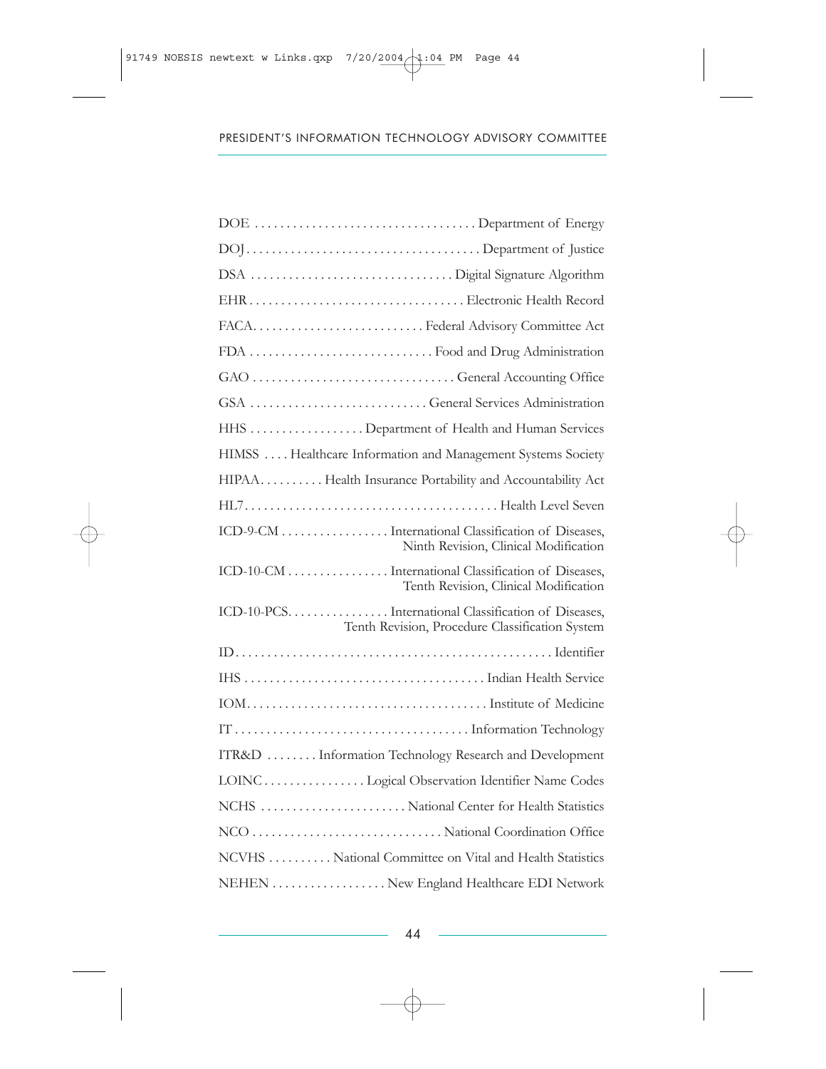| | |
|---|---|
| DOE | Department of Energy |
| DOJ | Department of Justice |
| DSA | Digital Signature Algorithm |
| EHR | Electronic Health Record |
| FACA | Federal Advisory Committee Act |
| FDA | Food and Drug Administration |
| GAO | General Accounting Office |
| GSA | General Services Administration |
| HHS | Department of Health and Human Services |
| HIMSS | Healthcare Information and Management Systems Society |
| HIPAA | Health Insurance Portability and Accountability Act |
| HL7 | Health Level Seven |
| ICD-9-CM | International Classification of Diseases, Ninth Revision, Clinical Modification |
| ICD-10-CM | International Classification of Diseases, Tenth Revision, Clinical Modification |
| ICD-10-PCS | International Classification of Diseases, Tenth Revision, Procedure Classification System |
| ID | Identifier |
| IHS | Indian Health Service |
| IOM | Institute of Medicine |
| IT | Information Technology |
| ITR&D | Information Technology Research and Development |
| LOINC | Logical Observation Identifier Name Codes |
| NCHS | National Center for Health Statistics |
| NCO | National Coordination Office |
| NCVHS | National Committee on Vital and Health Statistics |
| NEHEN | New England Healthcare EDI Network |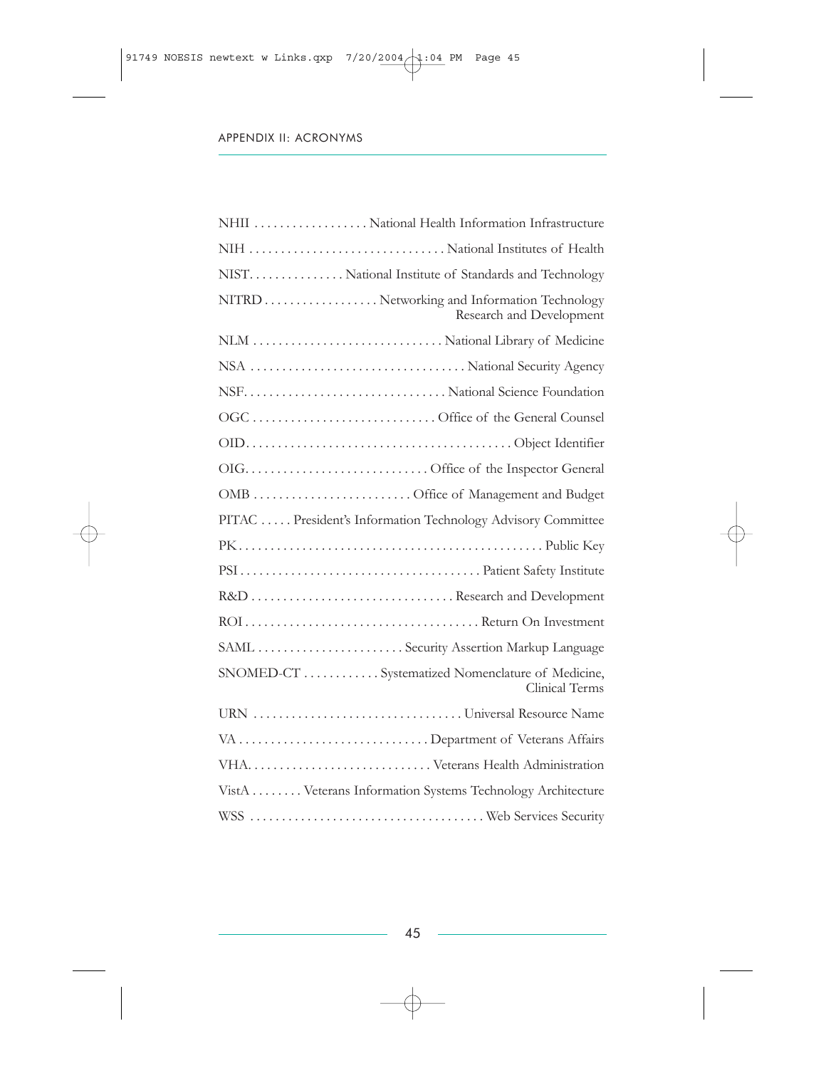## APPENDIX II: ACRONYMS

| | |
|---|---|
| NHII | National Health Information Infrastructure |
| NIH | National Institutes of Health |
| NIST | National Institute of Standards and Technology |
| NITRD | Networking and Information Technology Research and Development |
| NLM | National Library of Medicine |
| NSA | National Security Agency |
| NSF | National Science Foundation |
| OGC | Office of the General Counsel |
| OID | Object Identifier |
| OIG | Office of the Inspector General |
| OMB | Office of Management and Budget |
| PITAC | President's Information Technology Advisory Committee |
| PK | Public Key |
| PSI | Patient Safety Institute |
| R&D | Research and Development |
| ROI | Return On Investment |
| SAML | Security Assertion Markup Language |
| SNOMED-CT | Systematized Nomenclature of Medicine, Clinical Terms |
| URN | Universal Resource Name |
| VA | Department of Veterans Affairs |
| VHA | Veterans Health Administration |
| VistA | Veterans Information Systems Technology Architecture |
| WSS | Web Services Security |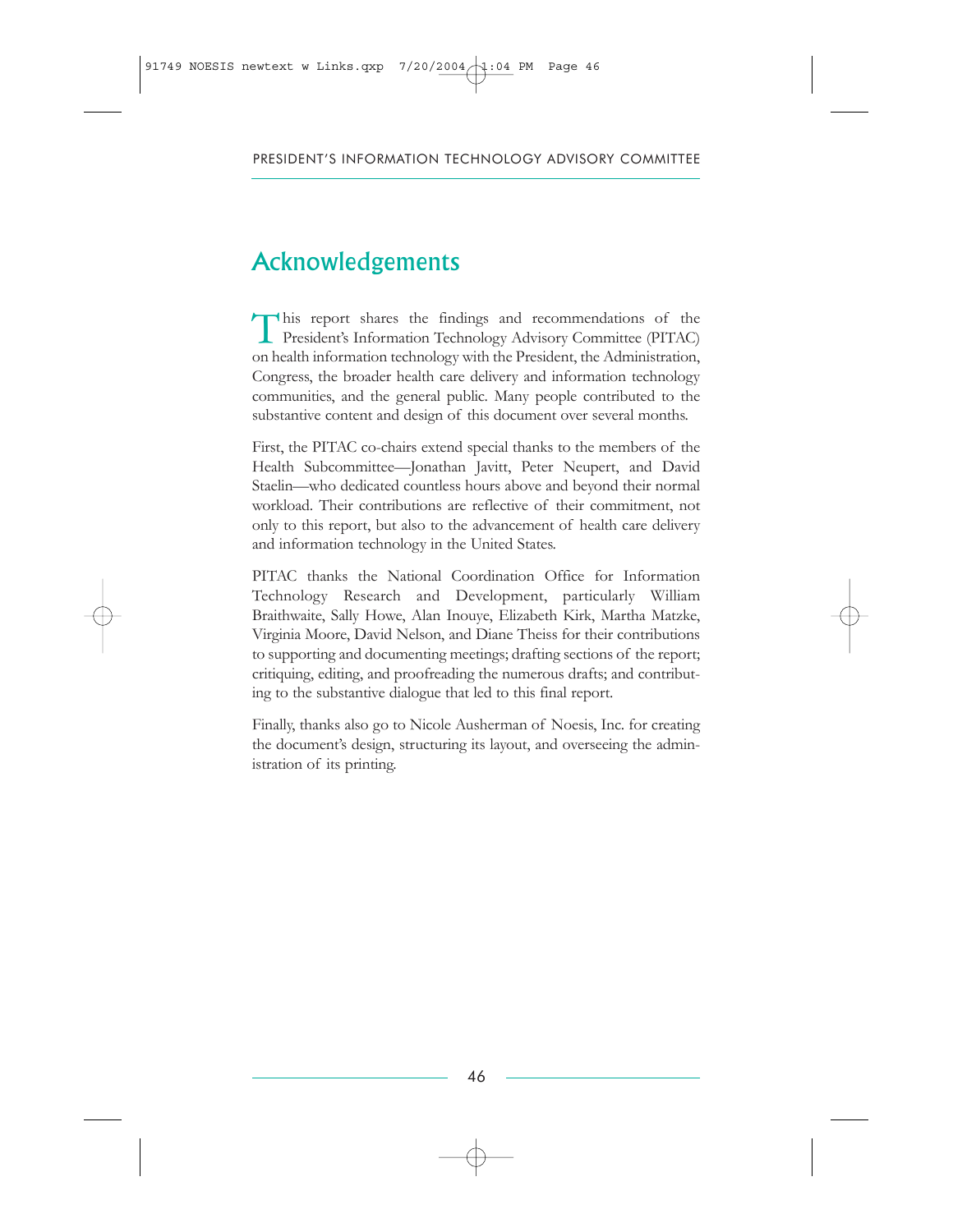# Acknowledgements

This report shares the findings and recommendations of the President's Information Technology Advisory Committee (PITAC) on health information technology with the President, the Administration, Congress, the broader health care delivery and information technology communities, and the general public. Many people contributed to the substantive content and design of this document over several months.

First, the PITAC co-chairs extend special thanks to the members of the Health Subcommittee—Jonathan Javitt, Peter Neupert, and David Staelin—who dedicated countless hours above and beyond their normal workload. Their contributions are reflective of their commitment, not only to this report, but also to the advancement of health care delivery and information technology in the United States.

PITAC thanks the National Coordination Office for Information Technology Research and Development, particularly William Braithwaite, Sally Howe, Alan Inouye, Elizabeth Kirk, Martha Matzke, Virginia Moore, David Nelson, and Diane Theiss for their contributions to supporting and documenting meetings; drafting sections of the report; critiquing, editing, and proofreading the numerous drafts; and contributing to the substantive dialogue that led to this final report.

Finally, thanks also go to Nicole Ausherman of Noesis, Inc. for creating the document's design, structuring its layout, and overseeing the administration of its printing.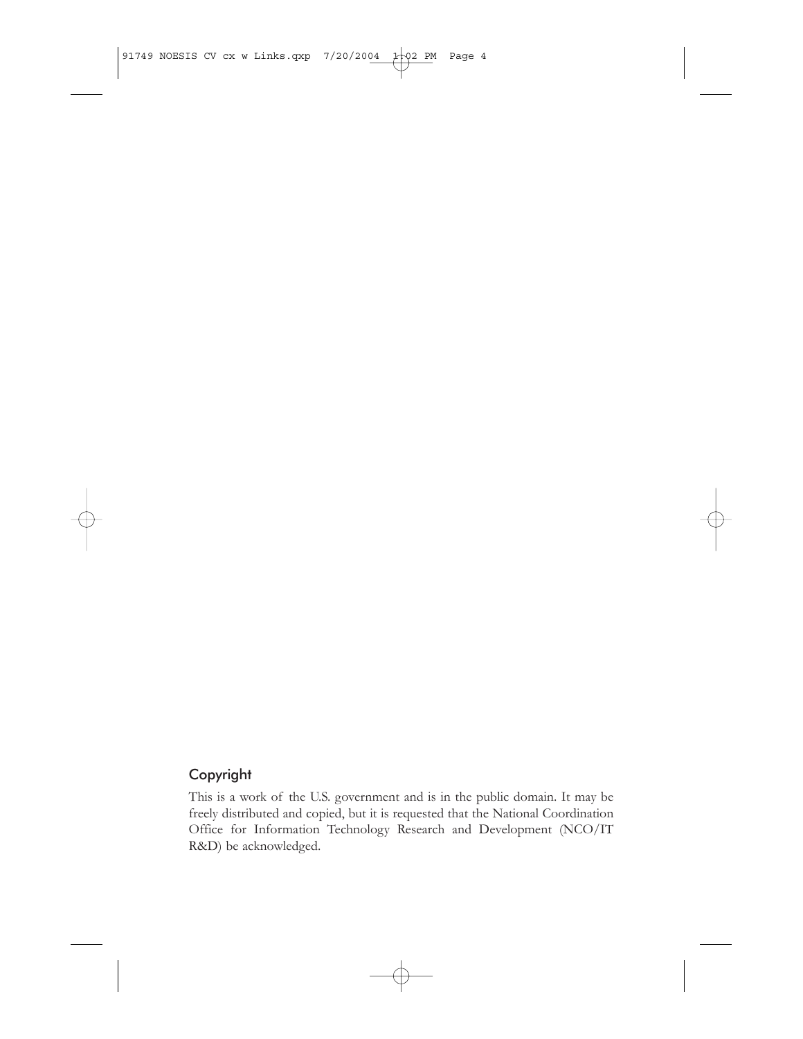## Copyright

This is a work of the U.S. government and is in the public domain. It may be freely distributed and copied, but it is requested that the National Coordination Office for Information Technology Research and Development (NCO/IT R&D) be acknowledged.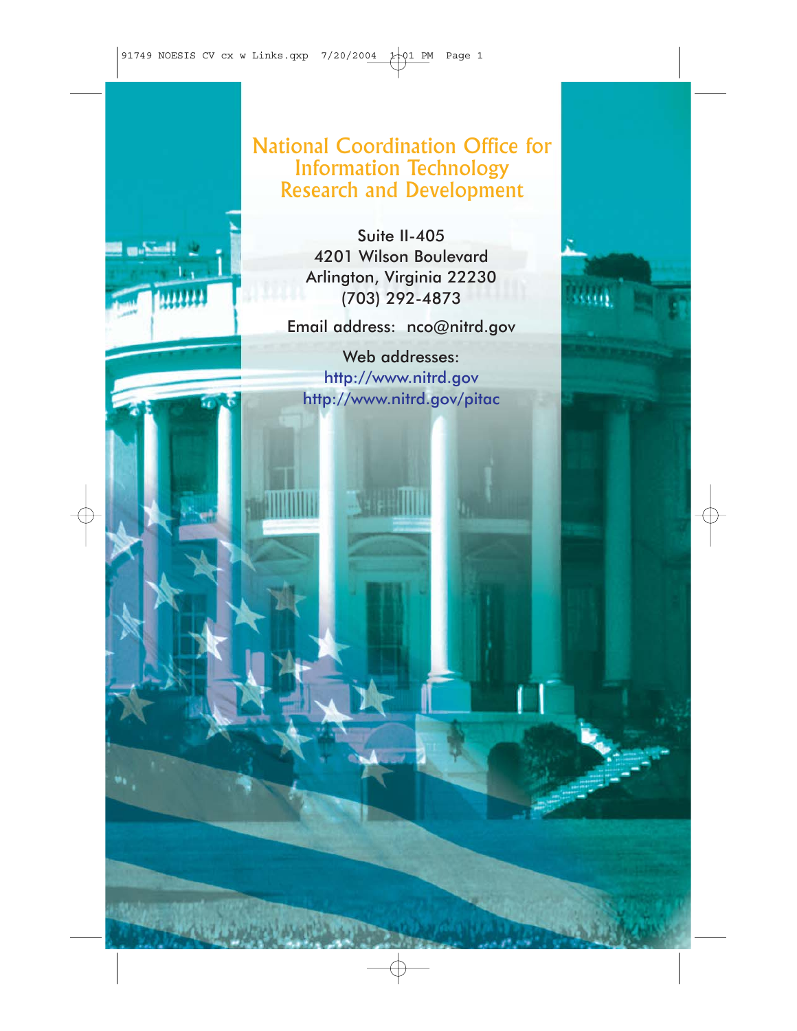# National Coordination Office for Information Technology Research and Development

Suite II-405
4201 Wilson Boulevard
Arlington, Virginia 22230
(703) 292-4873

Email address: nco@nitrd.gov

Web addresses:
http://www.nitrd.gov
http://www.nitrd.gov/pitac